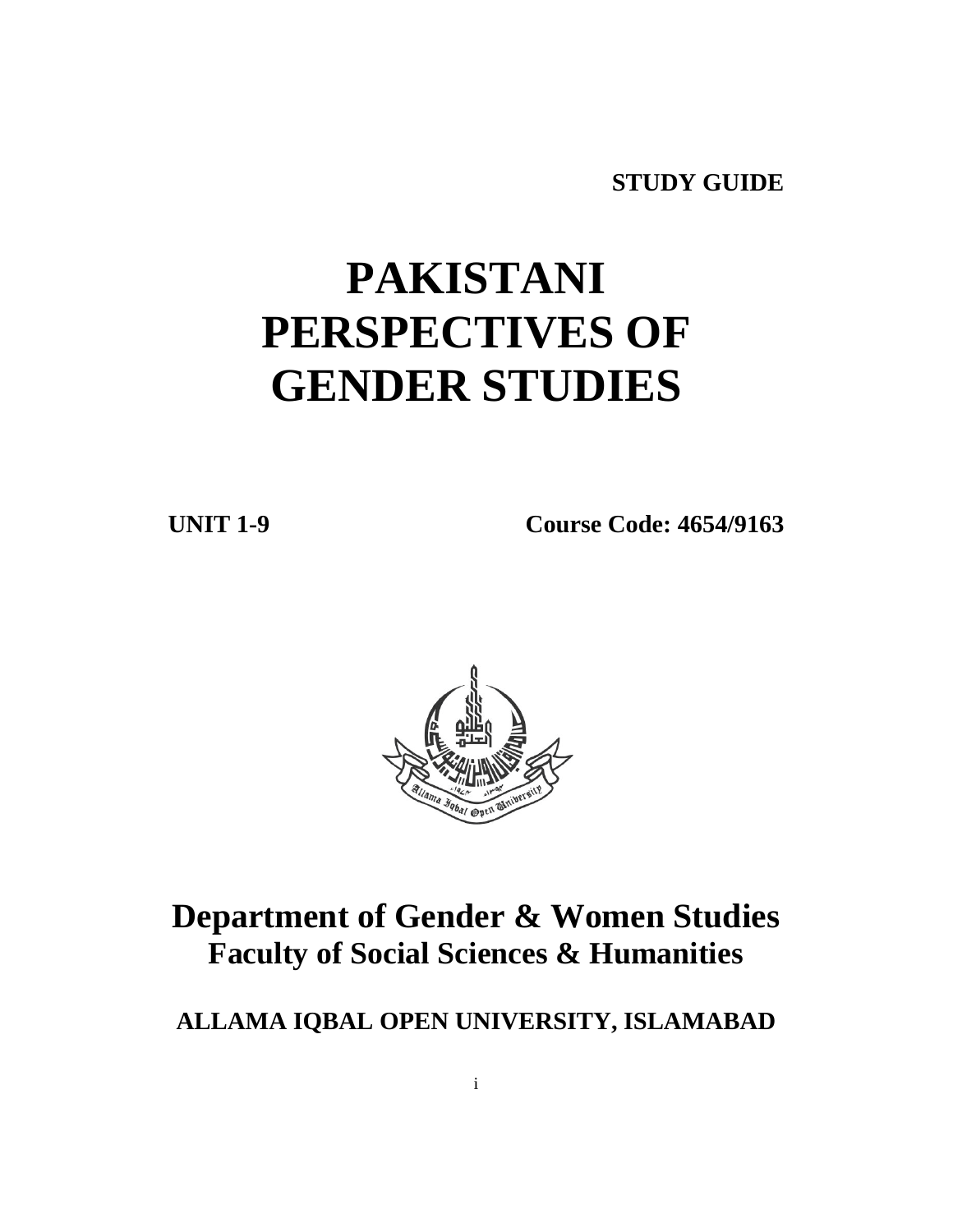**STUDY GUIDE**

# PAKISTANI PERSPECTIVES OF GENDER STUDIES

**UNIT 1-9** **Course Code: 4654/9163**

## Department of Gender & Women Studies

### Faculty of Social Sciences & Humanities

**ALLAMA IQBAL OPEN UNIVERSITY, ISLAMABAD**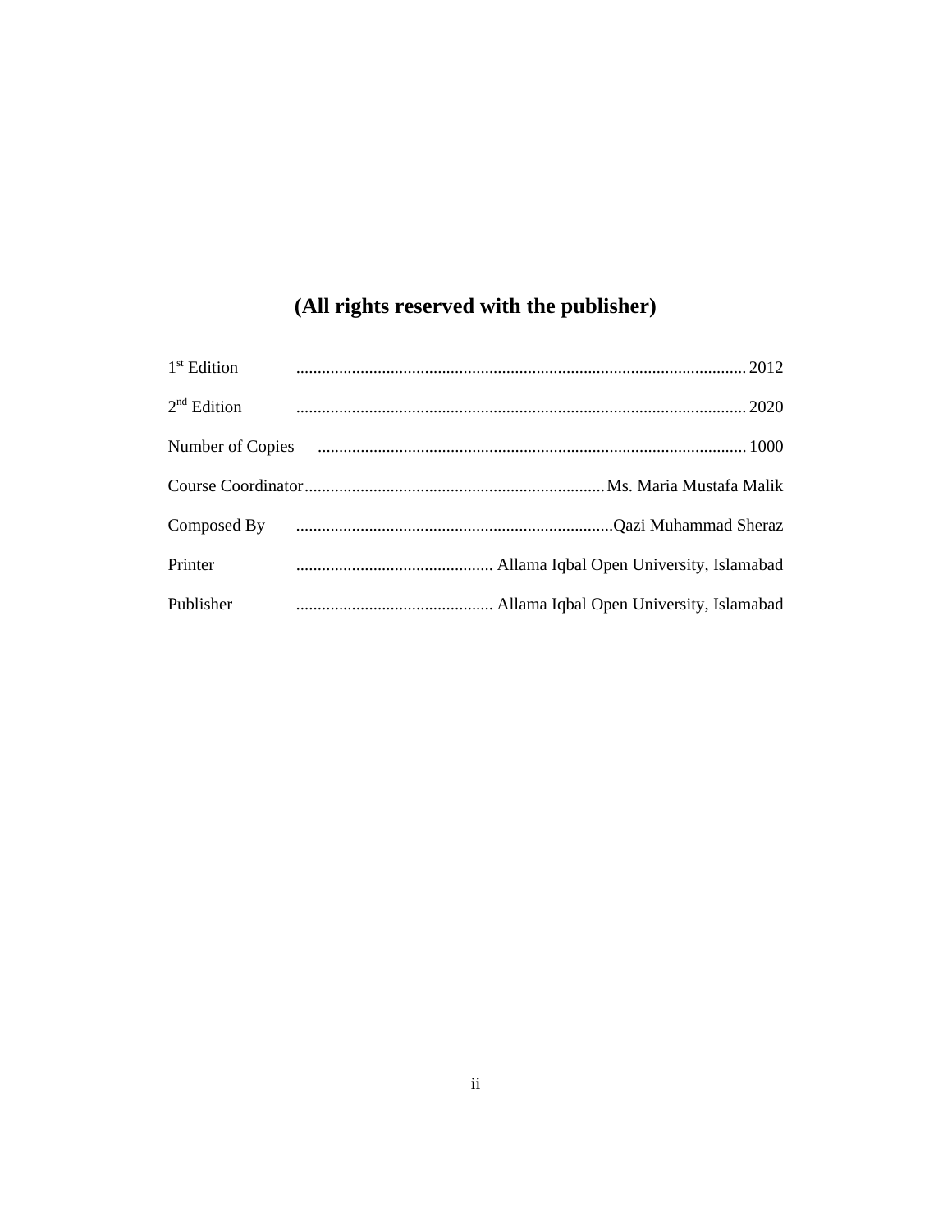**(All rights reserved with the publisher)**

| | |
|---|---|
| 1st Edition | 2012 |
| 2nd Edition | 2020 |
| Number of Copies | 1000 |
| Course Coordinator | Ms. Maria Mustafa Malik |
| Composed By | Qazi Muhammad Sheraz |
| Printer | Allama Iqbal Open University, Islamabad |
| Publisher | Allama Iqbal Open University, Islamabad |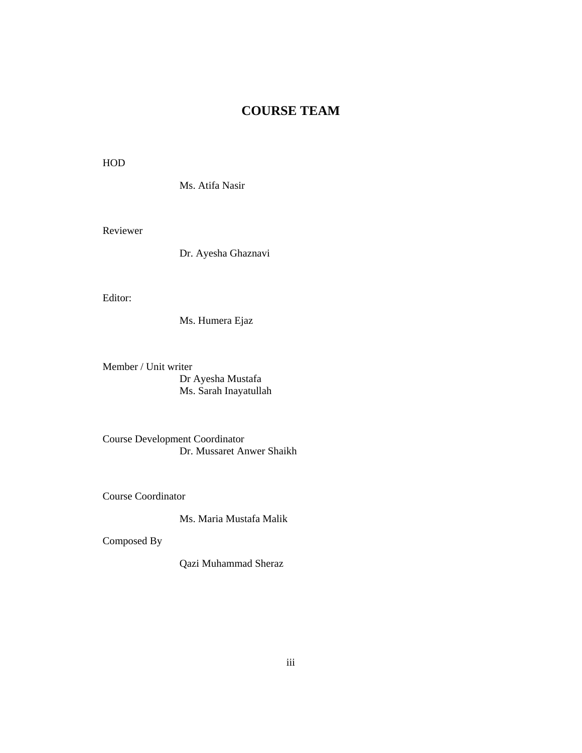# COURSE TEAM

HOD

Ms. Atifa Nasir

Reviewer

Dr. Ayesha Ghaznavi

Editor:

Ms. Humera Ejaz

Member / Unit writer

Dr Ayesha Mustafa
Ms. Sarah Inayatullah

Course Development Coordinator

Dr. Mussaret Anwer Shaikh

Course Coordinator

Ms. Maria Mustafa Malik

Composed By

Qazi Muhammad Sheraz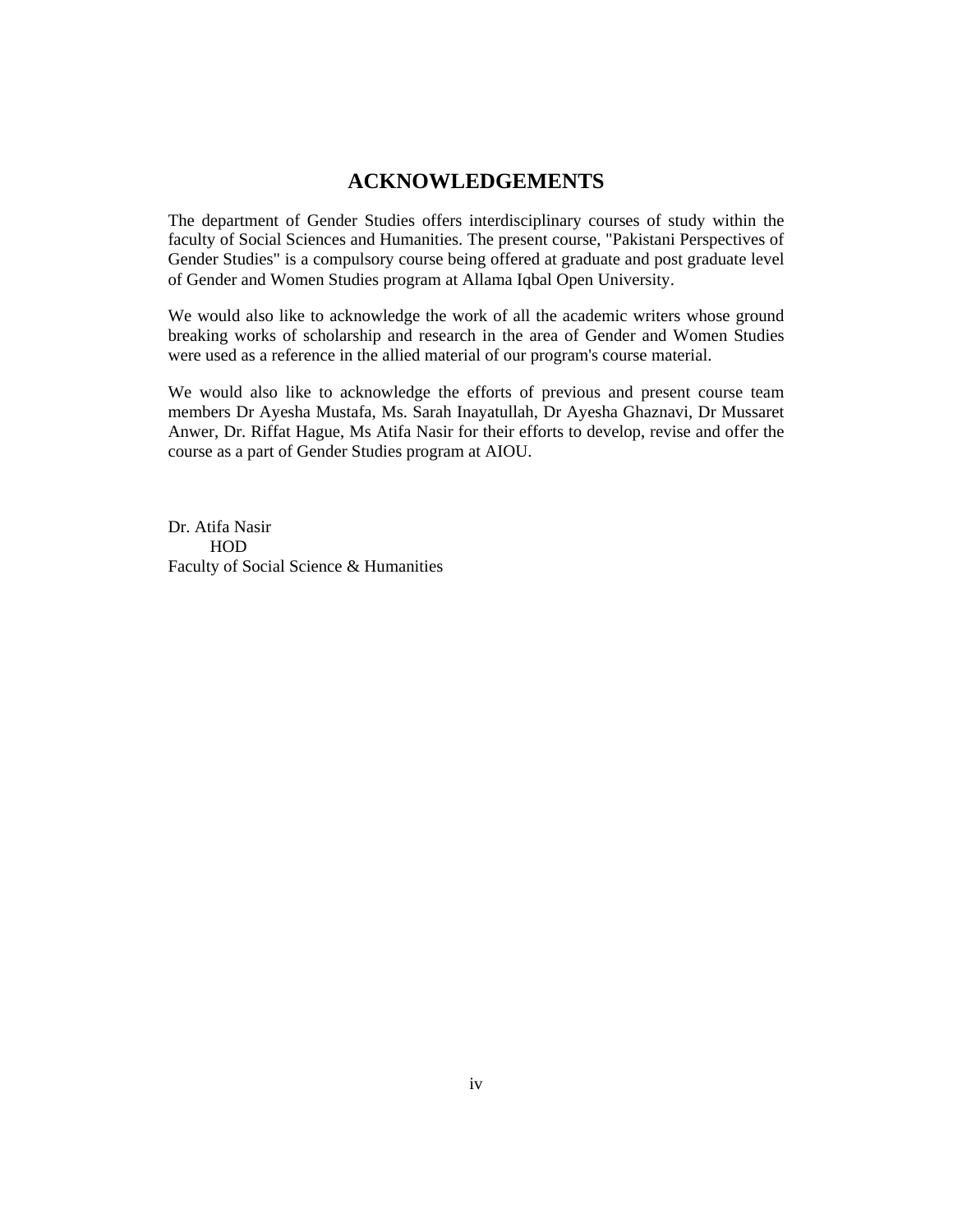# ACKNOWLEDGEMENTS

The department of Gender Studies offers interdisciplinary courses of study within the faculty of Social Sciences and Humanities. The present course, "Pakistani Perspectives of Gender Studies" is a compulsory course being offered at graduate and post graduate level of Gender and Women Studies program at Allama Iqbal Open University.

We would also like to acknowledge the work of all the academic writers whose ground breaking works of scholarship and research in the area of Gender and Women Studies were used as a reference in the allied material of our program's course material.

We would also like to acknowledge the efforts of previous and present course team members Dr Ayesha Mustafa, Ms. Sarah Inayatullah, Dr Ayesha Ghaznavi, Dr Mussaret Anwer, Dr. Riffat Hague, Ms Atifa Nasir for their efforts to develop, revise and offer the course as a part of Gender Studies program at AIOU.

Dr. Atifa Nasir
HOD
Faculty of Social Science & Humanities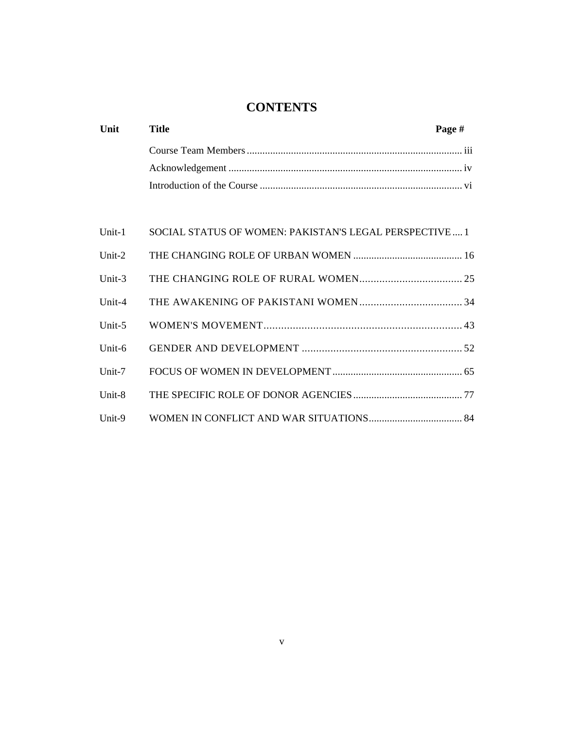# CONTENTS

| Unit | Title | Page # |
| --- | --- | --- |
| | Course Team Members | iii |
| | Acknowledgement | iv |
| | Introduction of the Course | vi |
| Unit-1 | SOCIAL STATUS OF WOMEN: PAKISTAN'S LEGAL PERSPECTIVE | 1 |
| Unit-2 | THE CHANGING ROLE OF URBAN WOMEN | 16 |
| Unit-3 | THE CHANGING ROLE OF RURAL WOMEN | 25 |
| Unit-4 | THE AWAKENING OF PAKISTANI WOMEN | 34 |
| Unit-5 | WOMEN'S MOVEMENT | 43 |
| Unit-6 | GENDER AND DEVELOPMENT | 52 |
| Unit-7 | FOCUS OF WOMEN IN DEVELOPMENT | 65 |
| Unit-8 | THE SPECIFIC ROLE OF DONOR AGENCIES | 77 |
| Unit-9 | WOMEN IN CONFLICT AND WAR SITUATIONS | 84 |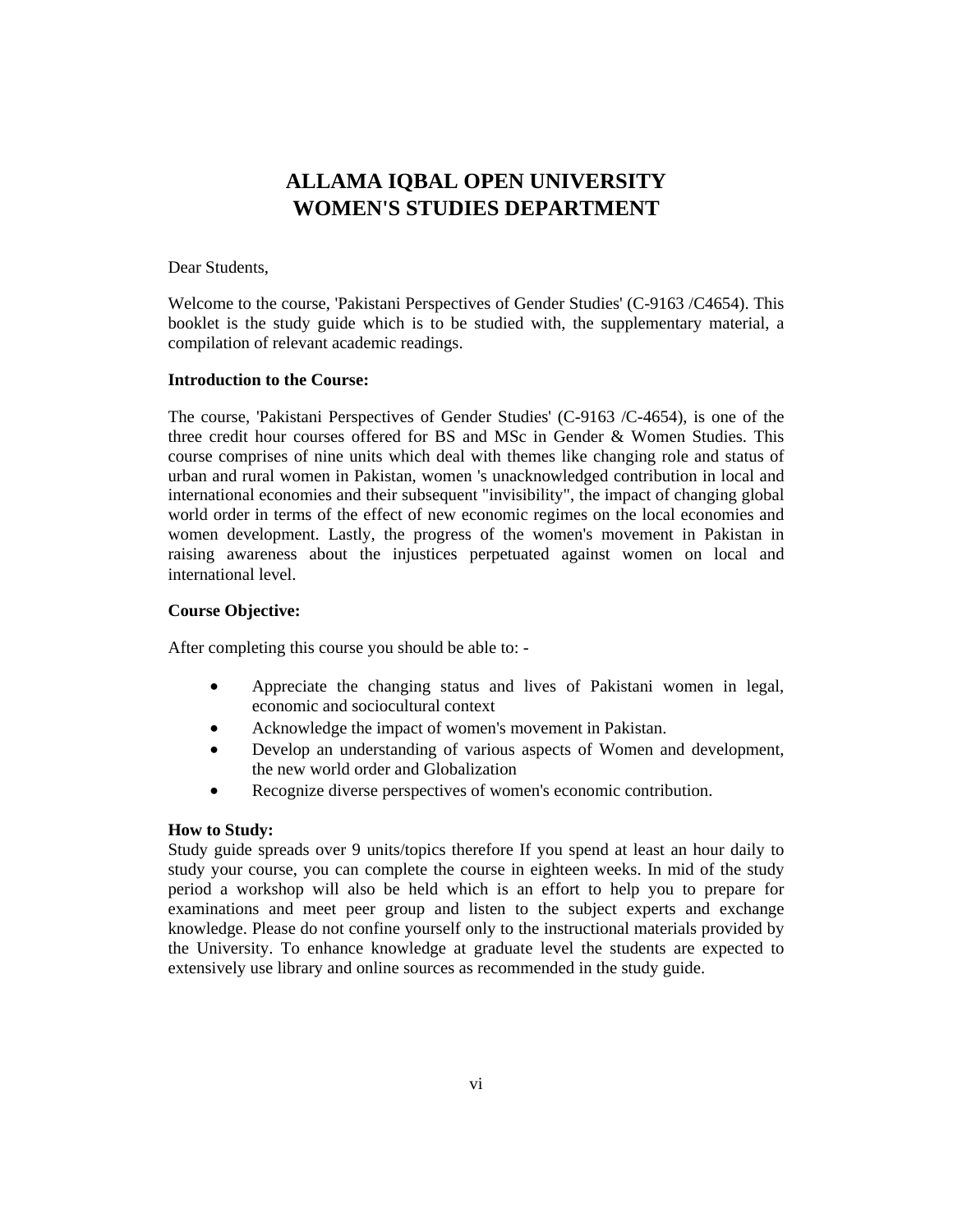# ALLAMA IQBAL OPEN UNIVERSITY
# WOMEN'S STUDIES DEPARTMENT

Dear Students,

Welcome to the course, 'Pakistani Perspectives of Gender Studies' (C-9163 /C4654). This booklet is the study guide which is to be studied with, the supplementary material, a compilation of relevant academic readings.

**Introduction to the Course:**

The course, 'Pakistani Perspectives of Gender Studies' (C-9163 /C-4654), is one of the three credit hour courses offered for BS and MSc in Gender & Women Studies. This course comprises of nine units which deal with themes like changing role and status of urban and rural women in Pakistan, women 's unacknowledged contribution in local and international economies and their subsequent "invisibility", the impact of changing global world order in terms of the effect of new economic regimes on the local economies and women development. Lastly, the progress of the women's movement in Pakistan in raising awareness about the injustices perpetuated against women on local and international level.

**Course Objective:**

After completing this course you should be able to: -

- Appreciate the changing status and lives of Pakistani women in legal, economic and sociocultural context
- Acknowledge the impact of women's movement in Pakistan.
- Develop an understanding of various aspects of Women and development, the new world order and Globalization
- Recognize diverse perspectives of women's economic contribution.

**How to Study:**

Study guide spreads over 9 units/topics therefore If you spend at least an hour daily to study your course, you can complete the course in eighteen weeks. In mid of the study period a workshop will also be held which is an effort to help you to prepare for examinations and meet peer group and listen to the subject experts and exchange knowledge. Please do not confine yourself only to the instructional materials provided by the University. To enhance knowledge at graduate level the students are expected to extensively use library and online sources as recommended in the study guide.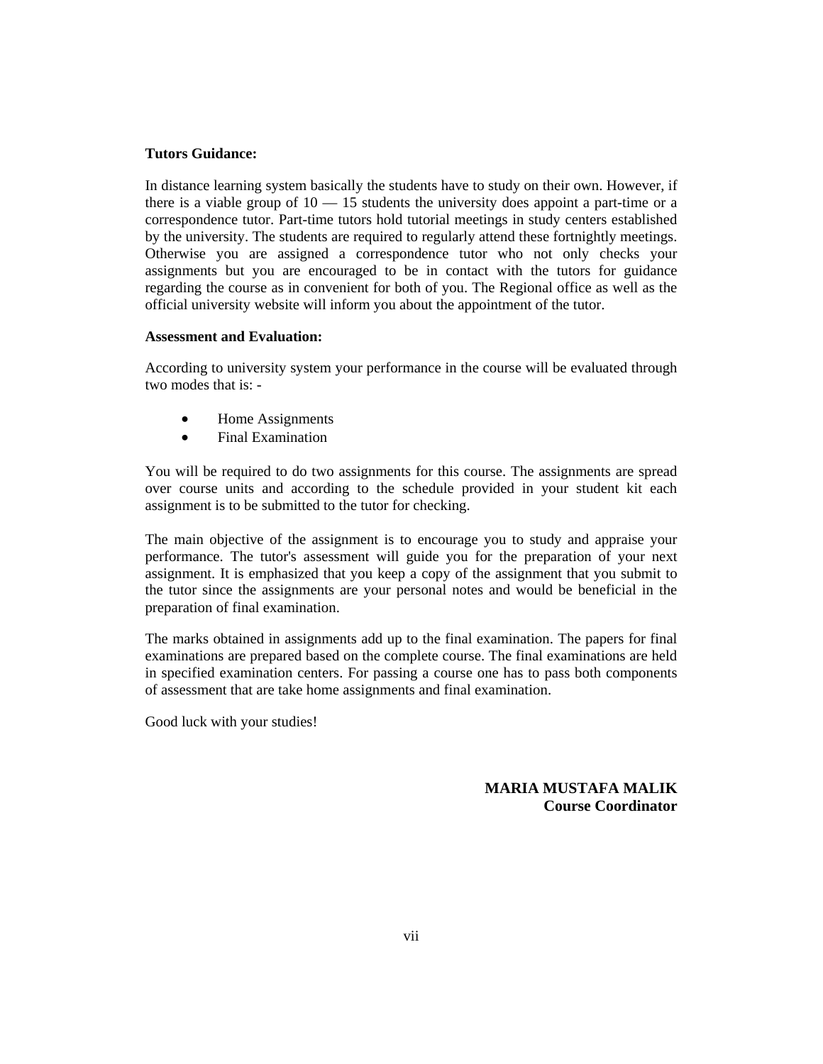**Tutors Guidance:**

In distance learning system basically the students have to study on their own. However, if there is a viable group of 10 — 15 students the university does appoint a part-time or a correspondence tutor. Part-time tutors hold tutorial meetings in study centers established by the university. The students are required to regularly attend these fortnightly meetings. Otherwise you are assigned a correspondence tutor who not only checks your assignments but you are encouraged to be in contact with the tutors for guidance regarding the course as in convenient for both of you. The Regional office as well as the official university website will inform you about the appointment of the tutor.

**Assessment and Evaluation:**

According to university system your performance in the course will be evaluated through two modes that is: -

- Home Assignments
- Final Examination

You will be required to do two assignments for this course. The assignments are spread over course units and according to the schedule provided in your student kit each assignment is to be submitted to the tutor for checking.

The main objective of the assignment is to encourage you to study and appraise your performance. The tutor's assessment will guide you for the preparation of your next assignment. It is emphasized that you keep a copy of the assignment that you submit to the tutor since the assignments are your personal notes and would be beneficial in the preparation of final examination.

The marks obtained in assignments add up to the final examination. The papers for final examinations are prepared based on the complete course. The final examinations are held in specified examination centers. For passing a course one has to pass both components of assessment that are take home assignments and final examination.

Good luck with your studies!

**MARIA MUSTAFA MALIK**
**Course Coordinator**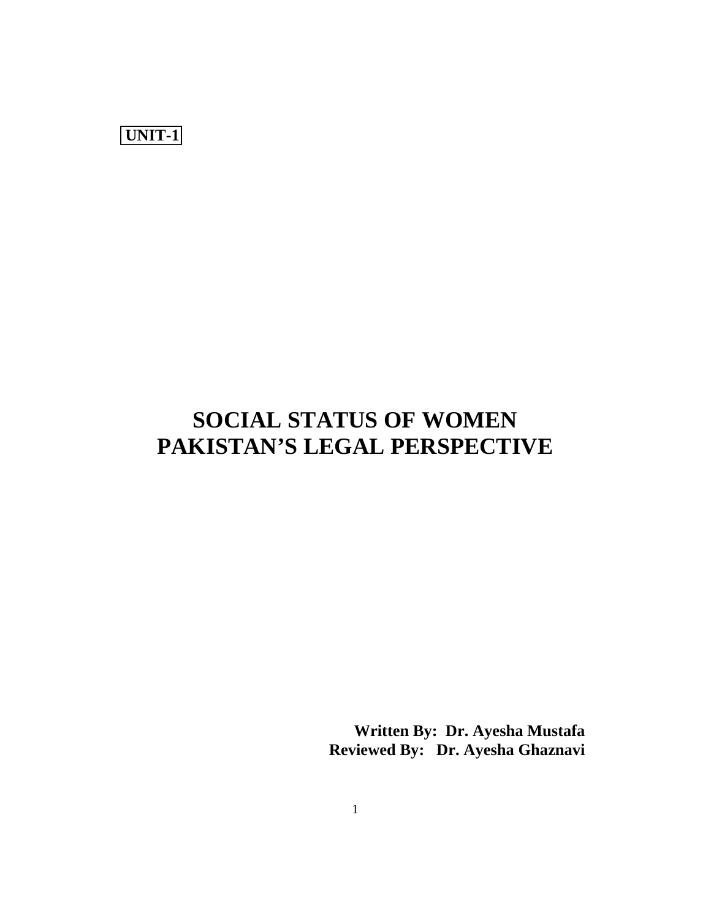**UNIT-1**

# SOCIAL STATUS OF WOMEN
# PAKISTAN'S LEGAL PERSPECTIVE

**Written By: Dr. Ayesha Mustafa**
**Reviewed By: Dr. Ayesha Ghaznavi**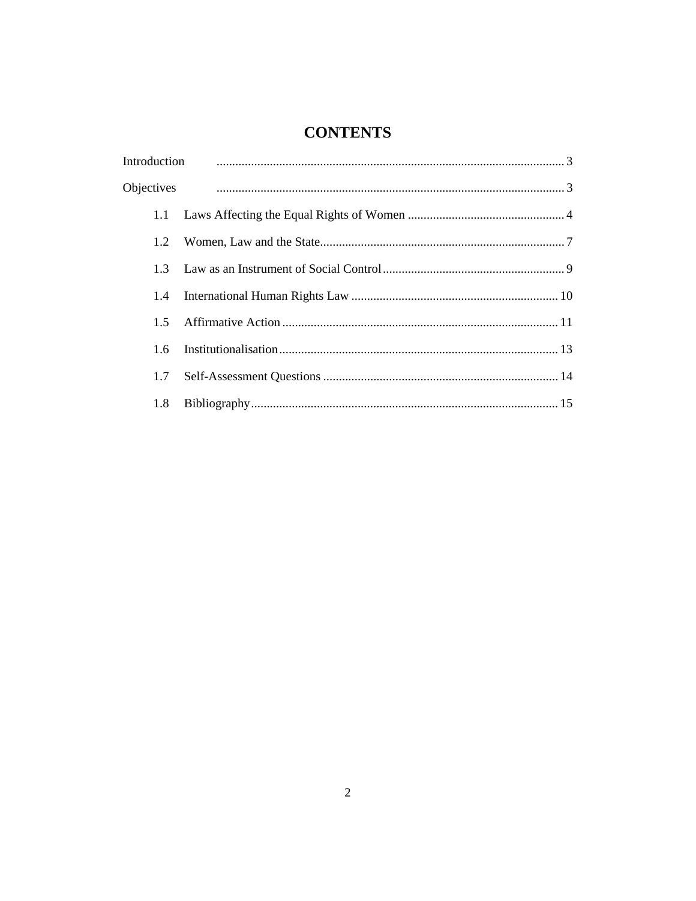# CONTENTS

Introduction .............................................................................................................. 3

Objectives .............................................................................................................. 3

1.1 Laws Affecting the Equal Rights of Women .................................................. 4

1.2 Women, Law and the State............................................................................. 7

1.3 Law as an Instrument of Social Control......................................................... 9

1.4 International Human Rights Law ................................................................. 10

1.5 Affirmative Action ....................................................................................... 11

1.6 Institutionalisation........................................................................................ 13

1.7 Self-Assessment Questions .......................................................................... 14

1.8 Bibliography................................................................................................. 15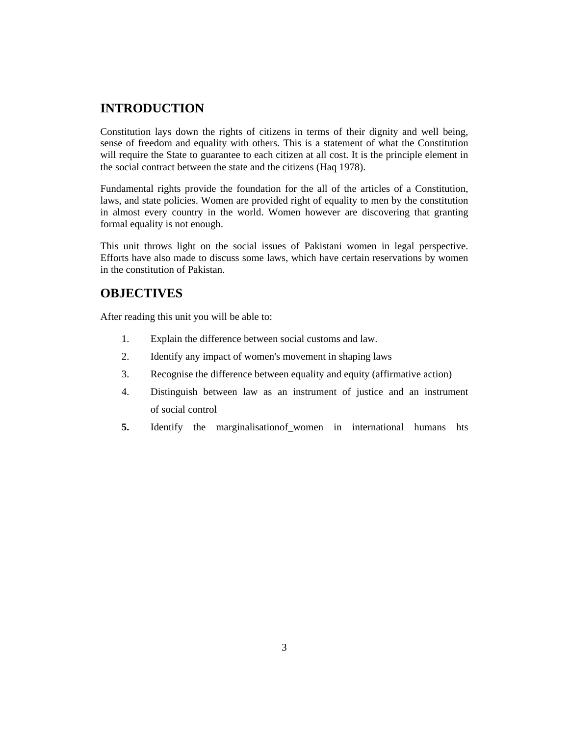## INTRODUCTION

Constitution lays down the rights of citizens in terms of their dignity and well being, sense of freedom and equality with others. This is a statement of what the Constitution will require the State to guarantee to each citizen at all cost. It is the principle element in the social contract between the state and the citizens (Haq 1978).

Fundamental rights provide the foundation for the all of the articles of a Constitution, laws, and state policies. Women are provided right of equality to men by the constitution in almost every country in the world. Women however are discovering that granting formal equality is not enough.

This unit throws light on the social issues of Pakistani women in legal perspective. Efforts have also made to discuss some laws, which have certain reservations by women in the constitution of Pakistan.

## OBJECTIVES

After reading this unit you will be able to:

1. Explain the difference between social customs and law.
2. Identify any impact of women's movement in shaping laws
3. Recognise the difference between equality and equity (affirmative action)
4. Distinguish between law as an instrument of justice and an instrument of social control
5. Identify the marginalisationof_women in international humans hts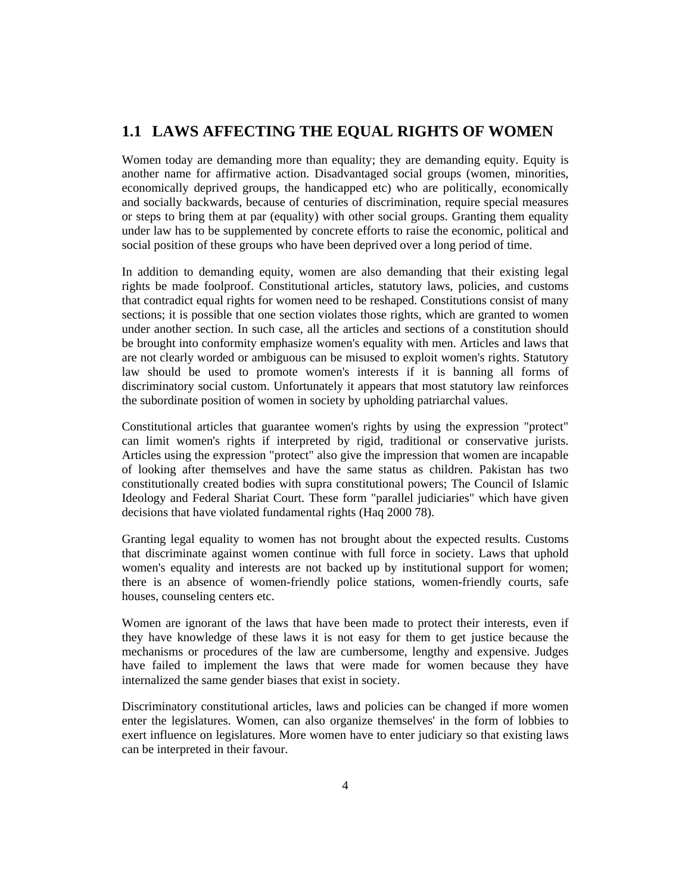## 1.1 LAWS AFFECTING THE EQUAL RIGHTS OF WOMEN

Women today are demanding more than equality; they are demanding equity. Equity is another name for affirmative action. Disadvantaged social groups (women, minorities, economically deprived groups, the handicapped etc) who are politically, economically and socially backwards, because of centuries of discrimination, require special measures or steps to bring them at par (equality) with other social groups. Granting them equality under law has to be supplemented by concrete efforts to raise the economic, political and social position of these groups who have been deprived over a long period of time.

In addition to demanding equity, women are also demanding that their existing legal rights be made foolproof. Constitutional articles, statutory laws, policies, and customs that contradict equal rights for women need to be reshaped. Constitutions consist of many sections; it is possible that one section violates those rights, which are granted to women under another section. In such case, all the articles and sections of a constitution should be brought into conformity emphasize women's equality with men. Articles and laws that are not clearly worded or ambiguous can be misused to exploit women's rights. Statutory law should be used to promote women's interests if it is banning all forms of discriminatory social custom. Unfortunately it appears that most statutory law reinforces the subordinate position of women in society by upholding patriarchal values.

Constitutional articles that guarantee women's rights by using the expression "protect" can limit women's rights if interpreted by rigid, traditional or conservative jurists. Articles using the expression "protect" also give the impression that women are incapable of looking after themselves and have the same status as children. Pakistan has two constitutionally created bodies with supra constitutional powers; The Council of Islamic Ideology and Federal Shariat Court. These form "parallel judiciaries" which have given decisions that have violated fundamental rights (Haq 2000 78).

Granting legal equality to women has not brought about the expected results. Customs that discriminate against women continue with full force in society. Laws that uphold women's equality and interests are not backed up by institutional support for women; there is an absence of women-friendly police stations, women-friendly courts, safe houses, counseling centers etc.

Women are ignorant of the laws that have been made to protect their interests, even if they have knowledge of these laws it is not easy for them to get justice because the mechanisms or procedures of the law are cumbersome, lengthy and expensive. Judges have failed to implement the laws that were made for women because they have internalized the same gender biases that exist in society.

Discriminatory constitutional articles, laws and policies can be changed if more women enter the legislatures. Women, can also organize themselves' in the form of lobbies to exert influence on legislatures. More women have to enter judiciary so that existing laws can be interpreted in their favour.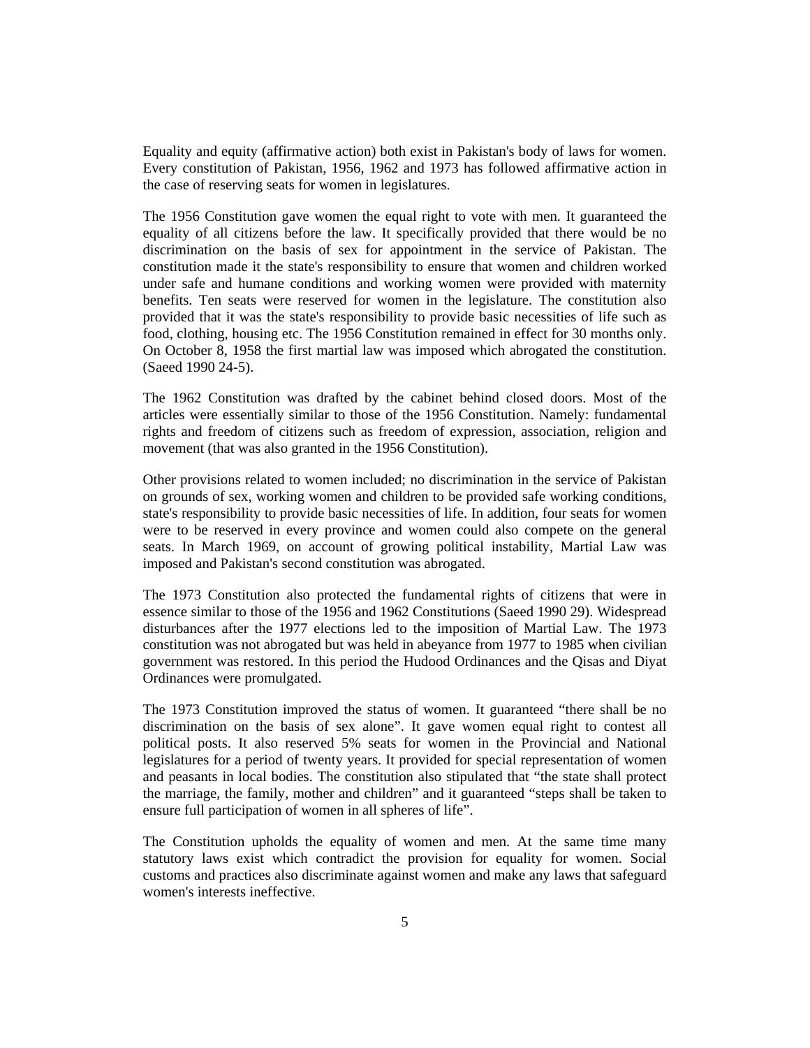Equality and equity (affirmative action) both exist in Pakistan's body of laws for women. Every constitution of Pakistan, 1956, 1962 and 1973 has followed affirmative action in the case of reserving seats for women in legislatures.

The 1956 Constitution gave women the equal right to vote with men. It guaranteed the equality of all citizens before the law. It specifically provided that there would be no discrimination on the basis of sex for appointment in the service of Pakistan. The constitution made it the state's responsibility to ensure that women and children worked under safe and humane conditions and working women were provided with maternity benefits. Ten seats were reserved for women in the legislature. The constitution also provided that it was the state's responsibility to provide basic necessities of life such as food, clothing, housing etc. The 1956 Constitution remained in effect for 30 months only. On October 8, 1958 the first martial law was imposed which abrogated the constitution. (Saeed 1990 24-5).

The 1962 Constitution was drafted by the cabinet behind closed doors. Most of the articles were essentially similar to those of the 1956 Constitution. Namely: fundamental rights and freedom of citizens such as freedom of expression, association, religion and movement (that was also granted in the 1956 Constitution).

Other provisions related to women included; no discrimination in the service of Pakistan on grounds of sex, working women and children to be provided safe working conditions, state's responsibility to provide basic necessities of life. In addition, four seats for women were to be reserved in every province and women could also compete on the general seats. In March 1969, on account of growing political instability, Martial Law was imposed and Pakistan's second constitution was abrogated.

The 1973 Constitution also protected the fundamental rights of citizens that were in essence similar to those of the 1956 and 1962 Constitutions (Saeed 1990 29). Widespread disturbances after the 1977 elections led to the imposition of Martial Law. The 1973 constitution was not abrogated but was held in abeyance from 1977 to 1985 when civilian government was restored. In this period the Hudood Ordinances and the Qisas and Diyat Ordinances were promulgated.

The 1973 Constitution improved the status of women. It guaranteed "there shall be no discrimination on the basis of sex alone". It gave women equal right to contest all political posts. It also reserved 5% seats for women in the Provincial and National legislatures for a period of twenty years. It provided for special representation of women and peasants in local bodies. The constitution also stipulated that "the state shall protect the marriage, the family, mother and children" and it guaranteed "steps shall be taken to ensure full participation of women in all spheres of life".

The Constitution upholds the equality of women and men. At the same time many statutory laws exist which contradict the provision for equality for women. Social customs and practices also discriminate against women and make any laws that safeguard women's interests ineffective.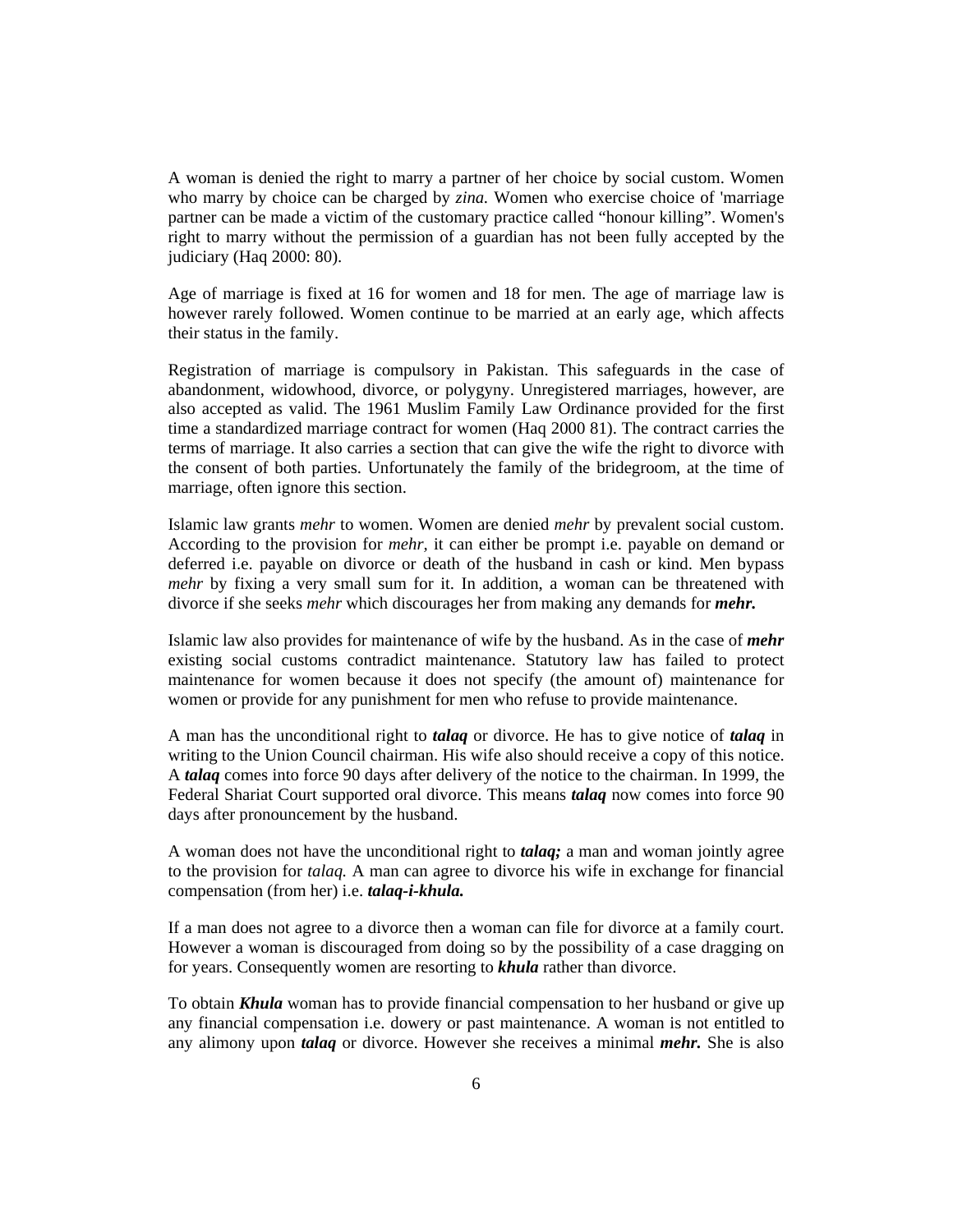A woman is denied the right to marry a partner of her choice by social custom. Women who marry by choice can be charged by *zina.* Women who exercise choice of 'marriage partner can be made a victim of the customary practice called "honour killing". Women's right to marry without the permission of a guardian has not been fully accepted by the judiciary (Haq 2000: 80).

Age of marriage is fixed at 16 for women and 18 for men. The age of marriage law is however rarely followed. Women continue to be married at an early age, which affects their status in the family.

Registration of marriage is compulsory in Pakistan. This safeguards in the case of abandonment, widowhood, divorce, or polygyny. Unregistered marriages, however, are also accepted as valid. The 1961 Muslim Family Law Ordinance provided for the first time a standardized marriage contract for women (Haq 2000 81). The contract carries the terms of marriage. It also carries a section that can give the wife the right to divorce with the consent of both parties. Unfortunately the family of the bridegroom, at the time of marriage, often ignore this section.

Islamic law grants *mehr* to women. Women are denied *mehr* by prevalent social custom. According to the provision for *mehr*, it can either be prompt i.e. payable on demand or deferred i.e. payable on divorce or death of the husband in cash or kind. Men bypass *mehr* by fixing a very small sum for it. In addition, a woman can be threatened with divorce if she seeks *mehr* which discourages her from making any demands for ***mehr.***

Islamic law also provides for maintenance of wife by the husband. As in the case of ***mehr*** existing social customs contradict maintenance. Statutory law has failed to protect maintenance for women because it does not specify (the amount of) maintenance for women or provide for any punishment for men who refuse to provide maintenance.

A man has the unconditional right to ***talaq*** or divorce. He has to give notice of ***talaq*** in writing to the Union Council chairman. His wife also should receive a copy of this notice. A ***talaq*** comes into force 90 days after delivery of the notice to the chairman. In 1999, the Federal Shariat Court supported oral divorce. This means ***talaq*** now comes into force 90 days after pronouncement by the husband.

A woman does not have the unconditional right to ***talaq;*** a man and woman jointly agree to the provision for *talaq.* A man can agree to divorce his wife in exchange for financial compensation (from her) i.e. ***talaq-i-khula.***

If a man does not agree to a divorce then a woman can file for divorce at a family court. However a woman is discouraged from doing so by the possibility of a case dragging on for years. Consequently women are resorting to ***khula*** rather than divorce.

To obtain ***Khula*** woman has to provide financial compensation to her husband or give up any financial compensation i.e. dowery or past maintenance. A woman is not entitled to any alimony upon ***talaq*** or divorce. However she receives a minimal ***mehr.*** She is also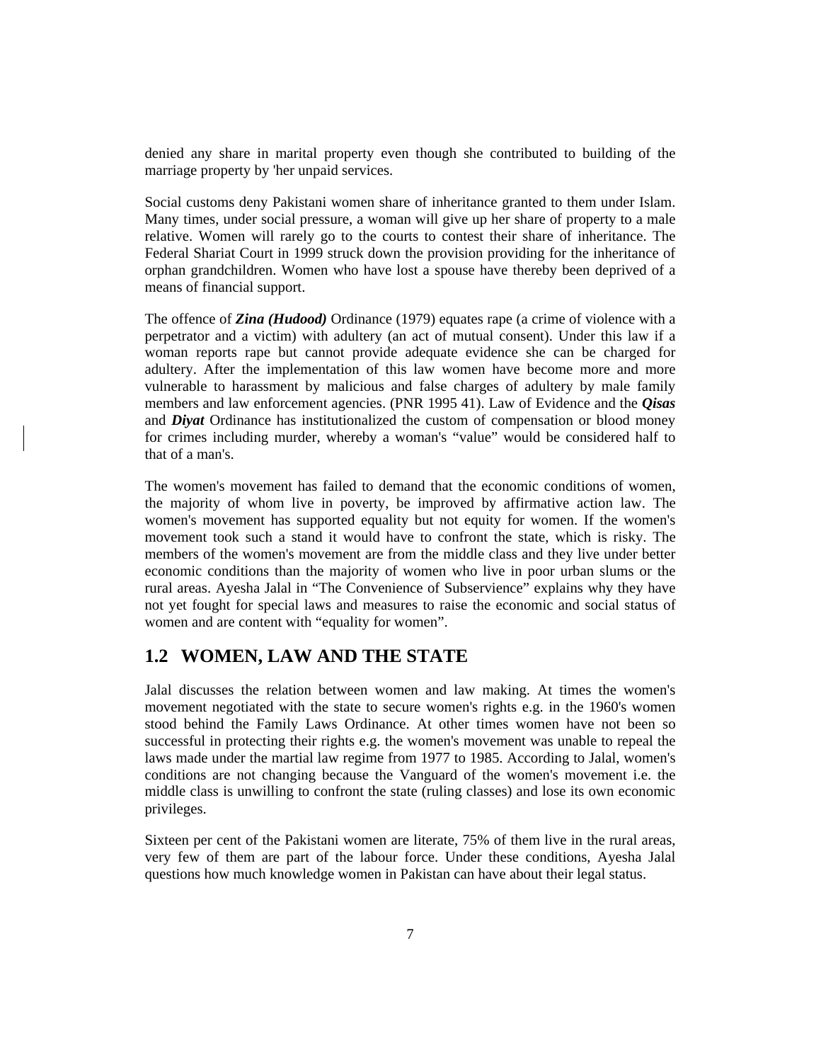denied any share in marital property even though she contributed to building of the marriage property by 'her unpaid services.

Social customs deny Pakistani women share of inheritance granted to them under Islam. Many times, under social pressure, a woman will give up her share of property to a male relative. Women will rarely go to the courts to contest their share of inheritance. The Federal Shariat Court in 1999 struck down the provision providing for the inheritance of orphan grandchildren. Women who have lost a spouse have thereby been deprived of a means of financial support.

The offence of ***Zina (Hudood)*** Ordinance (1979) equates rape (a crime of violence with a perpetrator and a victim) with adultery (an act of mutual consent). Under this law if a woman reports rape but cannot provide adequate evidence she can be charged for adultery. After the implementation of this law women have become more and more vulnerable to harassment by malicious and false charges of adultery by male family members and law enforcement agencies. (PNR 1995 41). Law of Evidence and the ***Qisas*** and ***Diyat*** Ordinance has institutionalized the custom of compensation or blood money for crimes including murder, whereby a woman's "value" would be considered half to that of a man's.

The women's movement has failed to demand that the economic conditions of women, the majority of whom live in poverty, be improved by affirmative action law. The women's movement has supported equality but not equity for women. If the women's movement took such a stand it would have to confront the state, which is risky. The members of the women's movement are from the middle class and they live under better economic conditions than the majority of women who live in poor urban slums or the rural areas. Ayesha Jalal in "The Convenience of Subservience" explains why they have not yet fought for special laws and measures to raise the economic and social status of women and are content with "equality for women".

## 1.2 WOMEN, LAW AND THE STATE

Jalal discusses the relation between women and law making. At times the women's movement negotiated with the state to secure women's rights e.g. in the 1960's women stood behind the Family Laws Ordinance. At other times women have not been so successful in protecting their rights e.g. the women's movement was unable to repeal the laws made under the martial law regime from 1977 to 1985. According to Jalal, women's conditions are not changing because the Vanguard of the women's movement i.e. the middle class is unwilling to confront the state (ruling classes) and lose its own economic privileges.

Sixteen per cent of the Pakistani women are literate, 75% of them live in the rural areas, very few of them are part of the labour force. Under these conditions, Ayesha Jalal questions how much knowledge women in Pakistan can have about their legal status.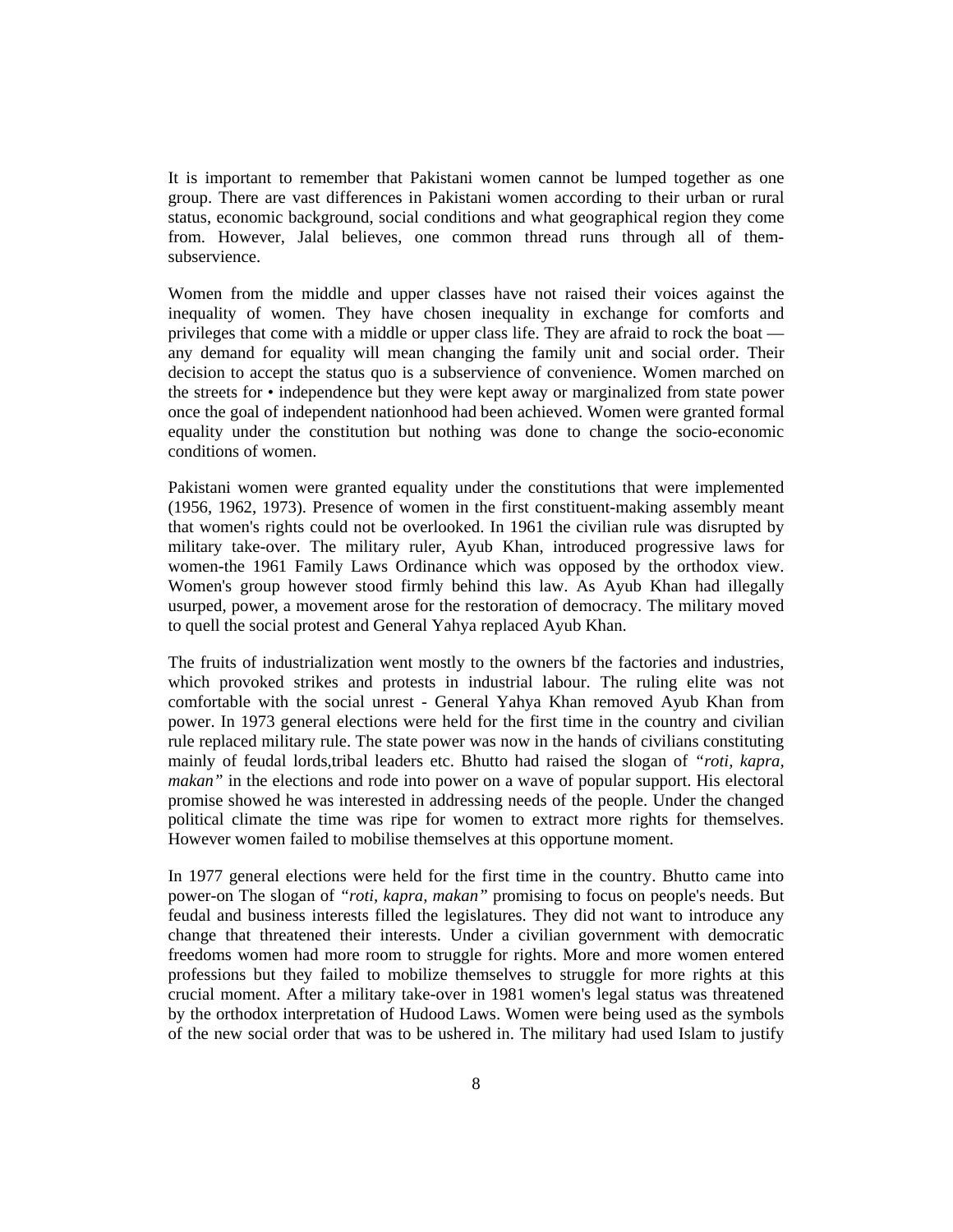It is important to remember that Pakistani women cannot be lumped together as one group. There are vast differences in Pakistani women according to their urban or rural status, economic background, social conditions and what geographical region they come from. However, Jalal believes, one common thread runs through all of them-subservience.

Women from the middle and upper classes have not raised their voices against the inequality of women. They have chosen inequality in exchange for comforts and privileges that come with a middle or upper class life. They are afraid to rock the boat — any demand for equality will mean changing the family unit and social order. Their decision to accept the status quo is a subservience of convenience. Women marched on the streets for • independence but they were kept away or marginalized from state power once the goal of independent nationhood had been achieved. Women were granted formal equality under the constitution but nothing was done to change the socio-economic conditions of women.

Pakistani women were granted equality under the constitutions that were implemented (1956, 1962, 1973). Presence of women in the first constituent-making assembly meant that women's rights could not be overlooked. In 1961 the civilian rule was disrupted by military take-over. The military ruler, Ayub Khan, introduced progressive laws for women-the 1961 Family Laws Ordinance which was opposed by the orthodox view. Women's group however stood firmly behind this law. As Ayub Khan had illegally usurped, power, a movement arose for the restoration of democracy. The military moved to quell the social protest and General Yahya replaced Ayub Khan.

The fruits of industrialization went mostly to the owners bf the factories and industries, which provoked strikes and protests in industrial labour. The ruling elite was not comfortable with the social unrest - General Yahya Khan removed Ayub Khan from power. In 1973 general elections were held for the first time in the country and civilian rule replaced military rule. The state power was now in the hands of civilians constituting mainly of feudal lords,tribal leaders etc. Bhutto had raised the slogan of *"roti, kapra, makan"* in the elections and rode into power on a wave of popular support. His electoral promise showed he was interested in addressing needs of the people. Under the changed political climate the time was ripe for women to extract more rights for themselves. However women failed to mobilise themselves at this opportune moment.

In 1977 general elections were held for the first time in the country. Bhutto came into power-on The slogan of *"roti, kapra, makan"* promising to focus on people's needs. But feudal and business interests filled the legislatures. They did not want to introduce any change that threatened their interests. Under a civilian government with democratic freedoms women had more room to struggle for rights. More and more women entered professions but they failed to mobilize themselves to struggle for more rights at this crucial moment. After a military take-over in 1981 women's legal status was threatened by the orthodox interpretation of Hudood Laws. Women were being used as the symbols of the new social order that was to be ushered in. The military had used Islam to justify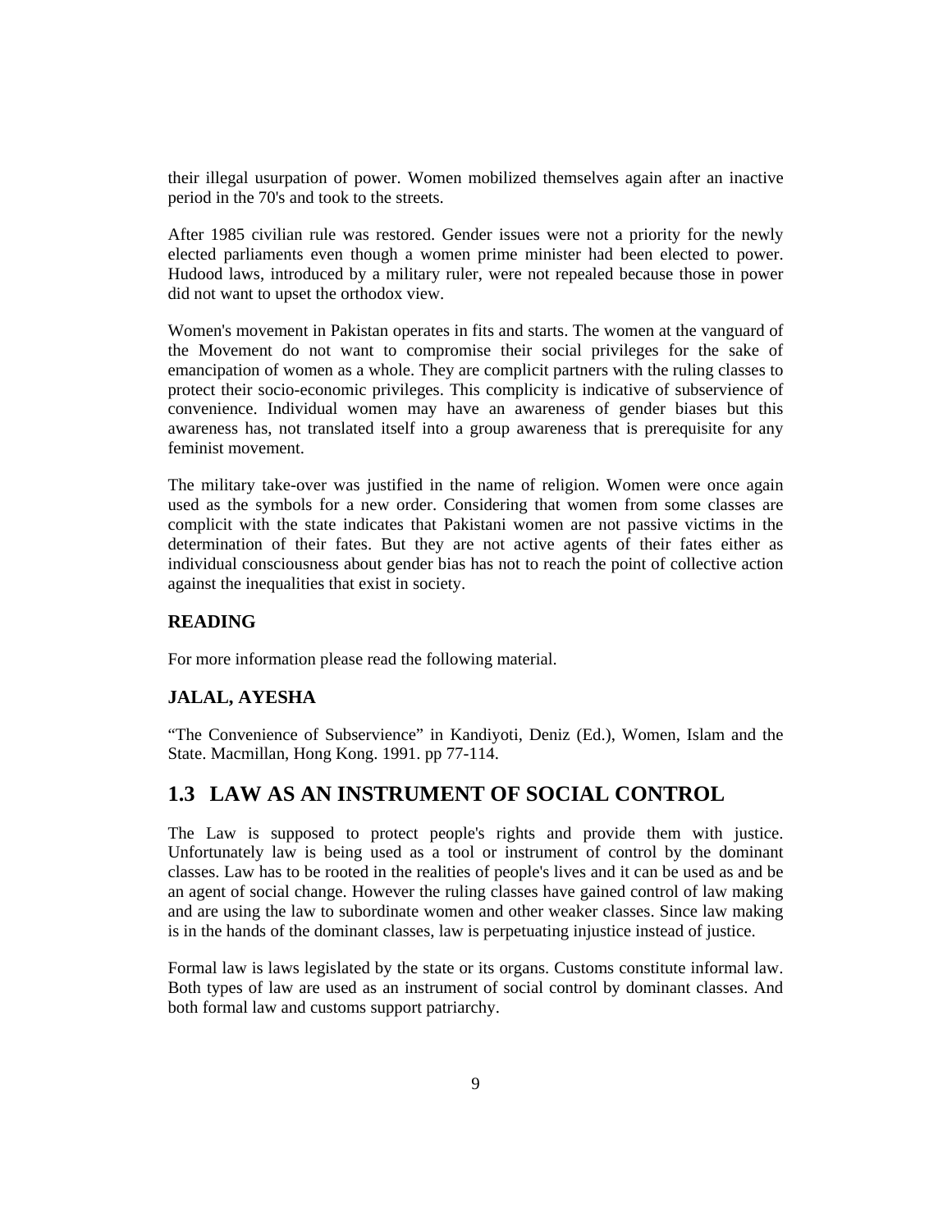their illegal usurpation of power. Women mobilized themselves again after an inactive period in the 70's and took to the streets.

After 1985 civilian rule was restored. Gender issues were not a priority for the newly elected parliaments even though a women prime minister had been elected to power. Hudood laws, introduced by a military ruler, were not repealed because those in power did not want to upset the orthodox view.

Women's movement in Pakistan operates in fits and starts. The women at the vanguard of the Movement do not want to compromise their social privileges for the sake of emancipation of women as a whole. They are complicit partners with the ruling classes to protect their socio-economic privileges. This complicity is indicative of subservience of convenience. Individual women may have an awareness of gender biases but this awareness has, not translated itself into a group awareness that is prerequisite for any feminist movement.

The military take-over was justified in the name of religion. Women were once again used as the symbols for a new order. Considering that women from some classes are complicit with the state indicates that Pakistani women are not passive victims in the determination of their fates. But they are not active agents of their fates either as individual consciousness about gender bias has not to reach the point of collective action against the inequalities that exist in society.

### READING

For more information please read the following material.

### JALAL, AYESHA

"The Convenience of Subservience" in Kandiyoti, Deniz (Ed.), Women, Islam and the State. Macmillan, Hong Kong. 1991. pp 77-114.

## 1.3 LAW AS AN INSTRUMENT OF SOCIAL CONTROL

The Law is supposed to protect people's rights and provide them with justice. Unfortunately law is being used as a tool or instrument of control by the dominant classes. Law has to be rooted in the realities of people's lives and it can be used as and be an agent of social change. However the ruling classes have gained control of law making and are using the law to subordinate women and other weaker classes. Since law making is in the hands of the dominant classes, law is perpetuating injustice instead of justice.

Formal law is laws legislated by the state or its organs. Customs constitute informal law. Both types of law are used as an instrument of social control by dominant classes. And both formal law and customs support patriarchy.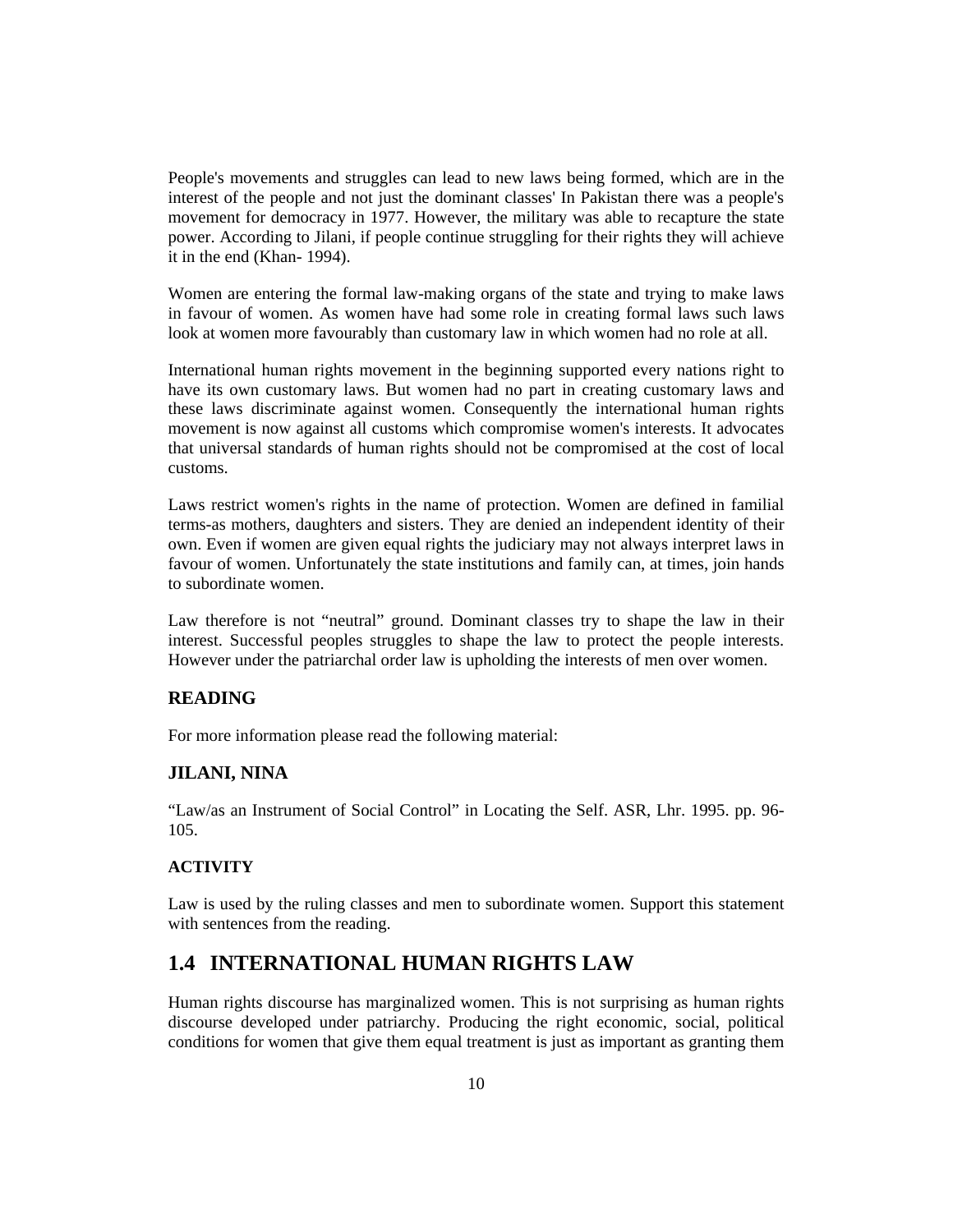People's movements and struggles can lead to new laws being formed, which are in the interest of the people and not just the dominant classes' In Pakistan there was a people's movement for democracy in 1977. However, the military was able to recapture the state power. According to Jilani, if people continue struggling for their rights they will achieve it in the end (Khan- 1994).

Women are entering the formal law-making organs of the state and trying to make laws in favour of women. As women have had some role in creating formal laws such laws look at women more favourably than customary law in which women had no role at all.

International human rights movement in the beginning supported every nations right to have its own customary laws. But women had no part in creating customary laws and these laws discriminate against women. Consequently the international human rights movement is now against all customs which compromise women's interests. It advocates that universal standards of human rights should not be compromised at the cost of local customs.

Laws restrict women's rights in the name of protection. Women are defined in familial terms-as mothers, daughters and sisters. They are denied an independent identity of their own. Even if women are given equal rights the judiciary may not always interpret laws in favour of women. Unfortunately the state institutions and family can, at times, join hands to subordinate women.

Law therefore is not "neutral" ground. Dominant classes try to shape the law in their interest. Successful peoples struggles to shape the law to protect the people interests. However under the patriarchal order law is upholding the interests of men over women.

### READING

For more information please read the following material:

### JILANI, NINA

"Law/as an Instrument of Social Control" in Locating the Self. ASR, Lhr. 1995. pp. 96-105.

#### ACTIVITY

Law is used by the ruling classes and men to subordinate women. Support this statement with sentences from the reading.

## 1.4 INTERNATIONAL HUMAN RIGHTS LAW

Human rights discourse has marginalized women. This is not surprising as human rights discourse developed under patriarchy. Producing the right economic, social, political conditions for women that give them equal treatment is just as important as granting them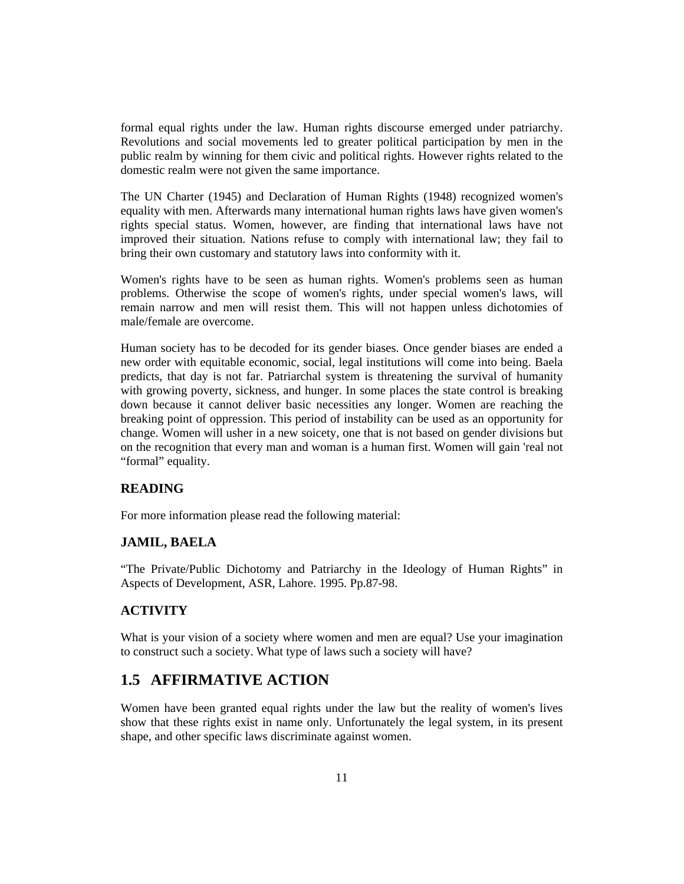formal equal rights under the law. Human rights discourse emerged under patriarchy. Revolutions and social movements led to greater political participation by men in the public realm by winning for them civic and political rights. However rights related to the domestic realm were not given the same importance.

The UN Charter (1945) and Declaration of Human Rights (1948) recognized women's equality with men. Afterwards many international human rights laws have given women's rights special status. Women, however, are finding that international laws have not improved their situation. Nations refuse to comply with international law; they fail to bring their own customary and statutory laws into conformity with it.

Women's rights have to be seen as human rights. Women's problems seen as human problems. Otherwise the scope of women's rights, under special women's laws, will remain narrow and men will resist them. This will not happen unless dichotomies of male/female are overcome.

Human society has to be decoded for its gender biases. Once gender biases are ended a new order with equitable economic, social, legal institutions will come into being. Baela predicts, that day is not far. Patriarchal system is threatening the survival of humanity with growing poverty, sickness, and hunger. In some places the state control is breaking down because it cannot deliver basic necessities any longer. Women are reaching the breaking point of oppression. This period of instability can be used as an opportunity for change. Women will usher in a new soicety, one that is not based on gender divisions but on the recognition that every man and woman is a human first. Women will gain 'real not "formal" equality.

### READING

For more information please read the following material:

### JAMIL, BAELA

"The Private/Public Dichotomy and Patriarchy in the Ideology of Human Rights" in Aspects of Development, ASR, Lahore. 1995. Pp.87-98.

### ACTIVITY

What is your vision of a society where women and men are equal? Use your imagination to construct such a society. What type of laws such a society will have?

## 1.5 AFFIRMATIVE ACTION

Women have been granted equal rights under the law but the reality of women's lives show that these rights exist in name only. Unfortunately the legal system, in its present shape, and other specific laws discriminate against women.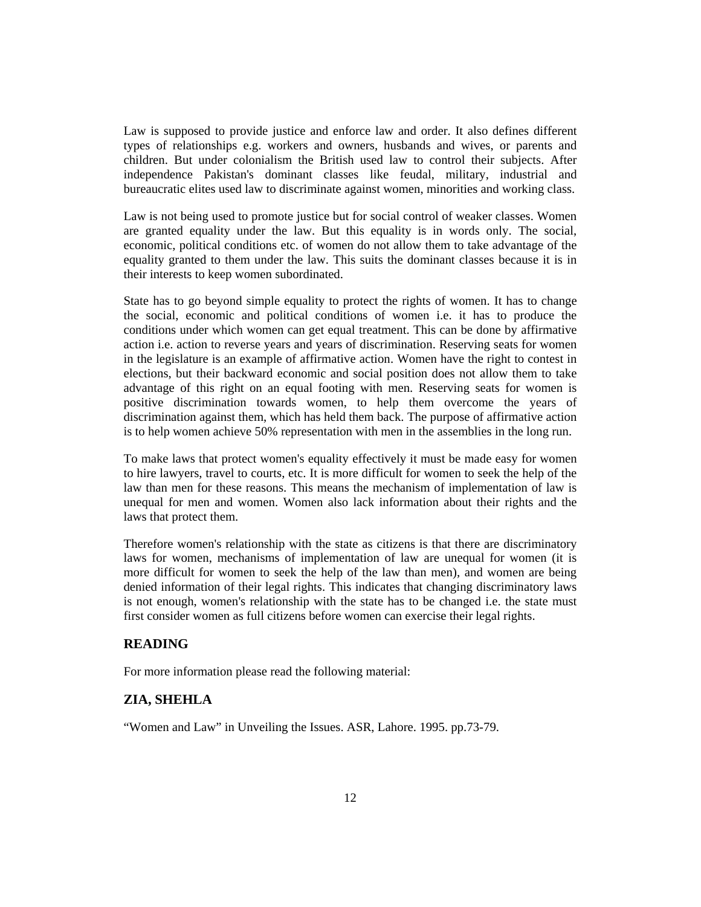Law is supposed to provide justice and enforce law and order. It also defines different types of relationships e.g. workers and owners, husbands and wives, or parents and children. But under colonialism the British used law to control their subjects. After independence Pakistan's dominant classes like feudal, military, industrial and bureaucratic elites used law to discriminate against women, minorities and working class.

Law is not being used to promote justice but for social control of weaker classes. Women are granted equality under the law. But this equality is in words only. The social, economic, political conditions etc. of women do not allow them to take advantage of the equality granted to them under the law. This suits the dominant classes because it is in their interests to keep women subordinated.

State has to go beyond simple equality to protect the rights of women. It has to change the social, economic and political conditions of women i.e. it has to produce the conditions under which women can get equal treatment. This can be done by affirmative action i.e. action to reverse years and years of discrimination. Reserving seats for women in the legislature is an example of affirmative action. Women have the right to contest in elections, but their backward economic and social position does not allow them to take advantage of this right on an equal footing with men. Reserving seats for women is positive discrimination towards women, to help them overcome the years of discrimination against them, which has held them back. The purpose of affirmative action is to help women achieve 50% representation with men in the assemblies in the long run.

To make laws that protect women's equality effectively it must be made easy for women to hire lawyers, travel to courts, etc. It is more difficult for women to seek the help of the law than men for these reasons. This means the mechanism of implementation of law is unequal for men and women. Women also lack information about their rights and the laws that protect them.

Therefore women's relationship with the state as citizens is that there are discriminatory laws for women, mechanisms of implementation of law are unequal for women (it is more difficult for women to seek the help of the law than men), and women are being denied information of their legal rights. This indicates that changing discriminatory laws is not enough, women's relationship with the state has to be changed i.e. the state must first consider women as full citizens before women can exercise their legal rights.

## READING

For more information please read the following material:

### ZIA, SHEHLA

"Women and Law" in Unveiling the Issues. ASR, Lahore. 1995. pp.73-79.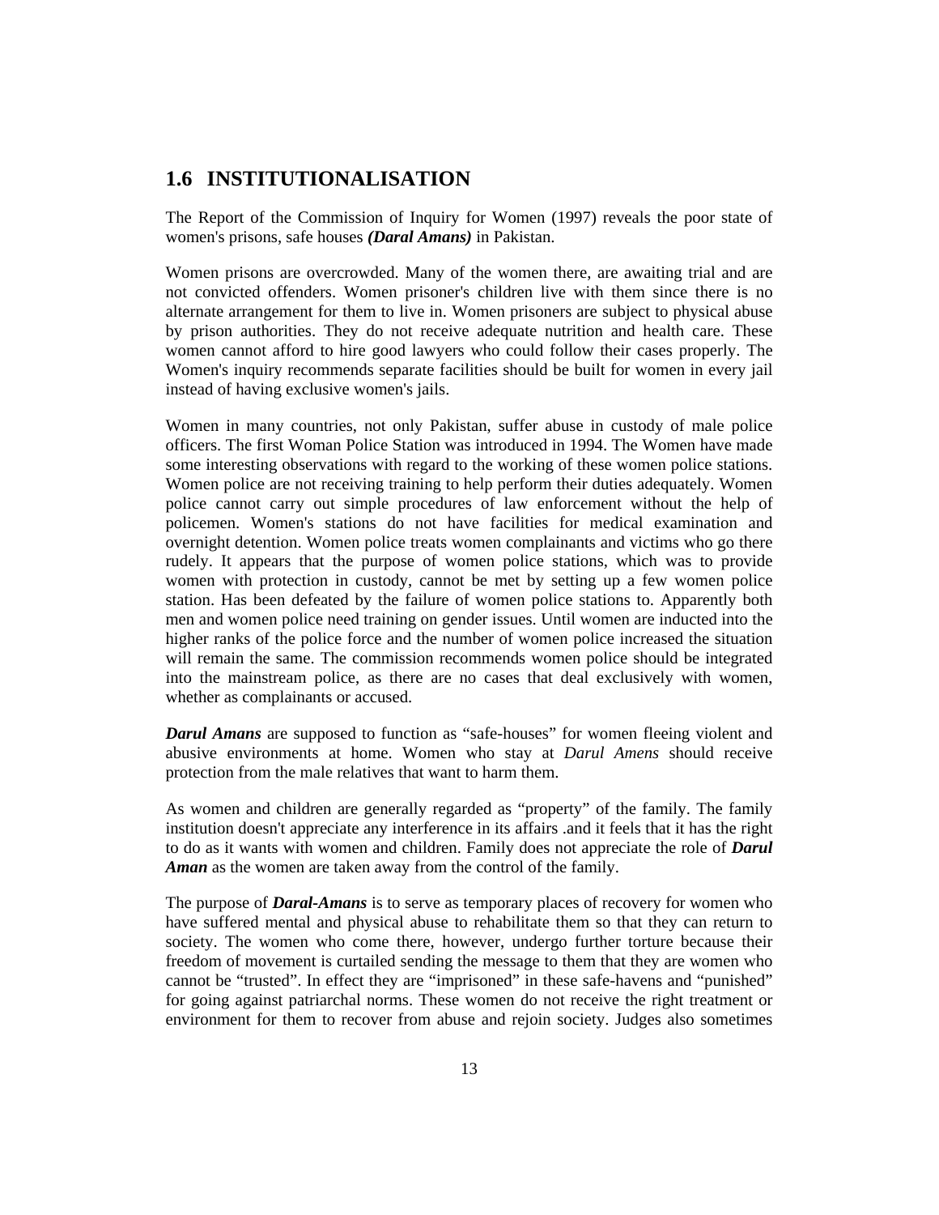## 1.6 INSTITUTIONALISATION

The Report of the Commission of Inquiry for Women (1997) reveals the poor state of women's prisons, safe houses ***(Daral Amans)*** in Pakistan.

Women prisons are overcrowded. Many of the women there, are awaiting trial and are not convicted offenders. Women prisoner's children live with them since there is no alternate arrangement for them to live in. Women prisoners are subject to physical abuse by prison authorities. They do not receive adequate nutrition and health care. These women cannot afford to hire good lawyers who could follow their cases properly. The Women's inquiry recommends separate facilities should be built for women in every jail instead of having exclusive women's jails.

Women in many countries, not only Pakistan, suffer abuse in custody of male police officers. The first Woman Police Station was introduced in 1994. The Women have made some interesting observations with regard to the working of these women police stations. Women police are not receiving training to help perform their duties adequately. Women police cannot carry out simple procedures of law enforcement without the help of policemen. Women's stations do not have facilities for medical examination and overnight detention. Women police treats women complainants and victims who go there rudely. It appears that the purpose of women police stations, which was to provide women with protection in custody, cannot be met by setting up a few women police station. Has been defeated by the failure of women police stations to. Apparently both men and women police need training on gender issues. Until women are inducted into the higher ranks of the police force and the number of women police increased the situation will remain the same. The commission recommends women police should be integrated into the mainstream police, as there are no cases that deal exclusively with women, whether as complainants or accused.

***Darul Amans*** are supposed to function as "safe-houses" for women fleeing violent and abusive environments at home. Women who stay at *Darul Amens* should receive protection from the male relatives that want to harm them.

As women and children are generally regarded as "property" of the family. The family institution doesn't appreciate any interference in its affairs .and it feels that it has the right to do as it wants with women and children. Family does not appreciate the role of ***Darul Aman*** as the women are taken away from the control of the family.

The purpose of ***Daral-Amans*** is to serve as temporary places of recovery for women who have suffered mental and physical abuse to rehabilitate them so that they can return to society. The women who come there, however, undergo further torture because their freedom of movement is curtailed sending the message to them that they are women who cannot be "trusted". In effect they are "imprisoned" in these safe-havens and "punished" for going against patriarchal norms. These women do not receive the right treatment or environment for them to recover from abuse and rejoin society. Judges also sometimes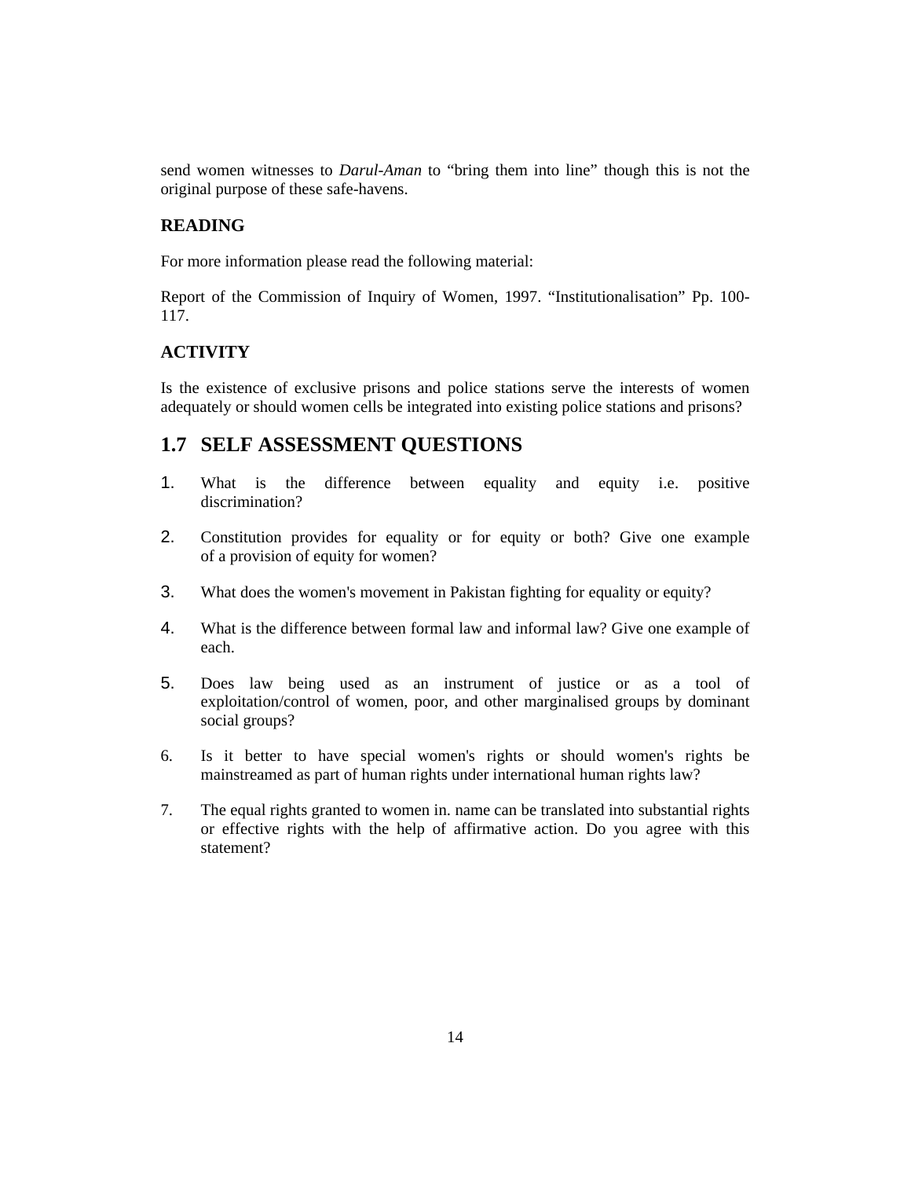send women witnesses to *Darul-Aman* to "bring them into line" though this is not the original purpose of these safe-havens.

**READING**

For more information please read the following material:

Report of the Commission of Inquiry of Women, 1997. "Institutionalisation" Pp. 100-117.

**ACTIVITY**

Is the existence of exclusive prisons and police stations serve the interests of women adequately or should women cells be integrated into existing police stations and prisons?

## 1.7 SELF ASSESSMENT QUESTIONS

1. What is the difference between equality and equity i.e. positive discrimination?
2. Constitution provides for equality or for equity or both? Give one example of a provision of equity for women?
3. What does the women's movement in Pakistan fighting for equality or equity?
4. What is the difference between formal law and informal law? Give one example of each.
5. Does law being used as an instrument of justice or as a tool of exploitation/control of women, poor, and other marginalised groups by dominant social groups?
6. Is it better to have special women's rights or should women's rights be mainstreamed as part of human rights under international human rights law?
7. The equal rights granted to women in. name can be translated into substantial rights or effective rights with the help of affirmative action. Do you agree with this statement?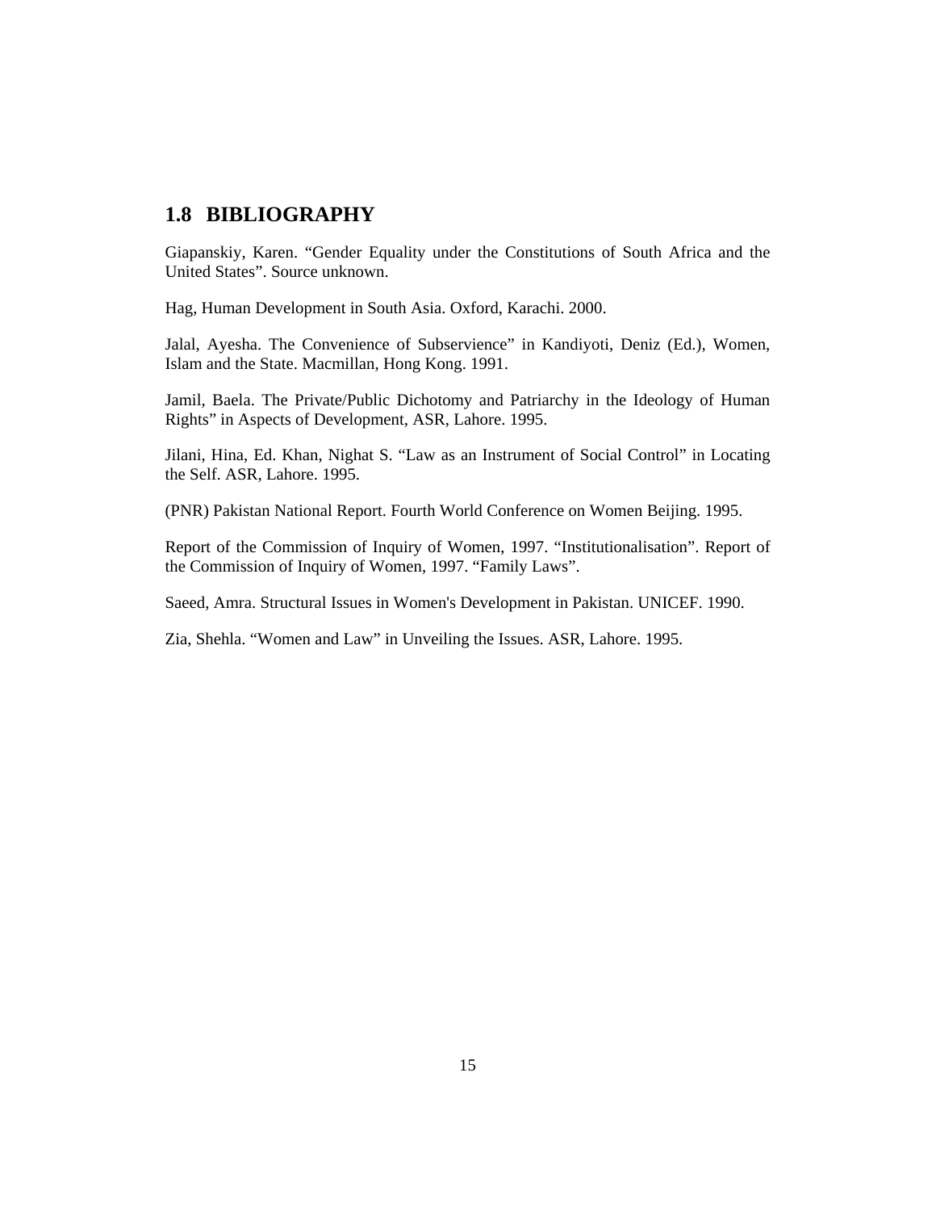## 1.8 BIBLIOGRAPHY

Giapanskiy, Karen. “Gender Equality under the Constitutions of South Africa and the United States”. Source unknown.

Hag, Human Development in South Asia. Oxford, Karachi. 2000.

Jalal, Ayesha. The Convenience of Subservience” in Kandiyoti, Deniz (Ed.), Women, Islam and the State. Macmillan, Hong Kong. 1991.

Jamil, Baela. The Private/Public Dichotomy and Patriarchy in the Ideology of Human Rights” in Aspects of Development, ASR, Lahore. 1995.

Jilani, Hina, Ed. Khan, Nighat S. “Law as an Instrument of Social Control” in Locating the Self. ASR, Lahore. 1995.

(PNR) Pakistan National Report. Fourth World Conference on Women Beijing. 1995.

Report of the Commission of Inquiry of Women, 1997. “Institutionalisation”. Report of the Commission of Inquiry of Women, 1997. “Family Laws”.

Saeed, Amra. Structural Issues in Women's Development in Pakistan. UNICEF. 1990.

Zia, Shehla. “Women and Law” in Unveiling the Issues. ASR, Lahore. 1995.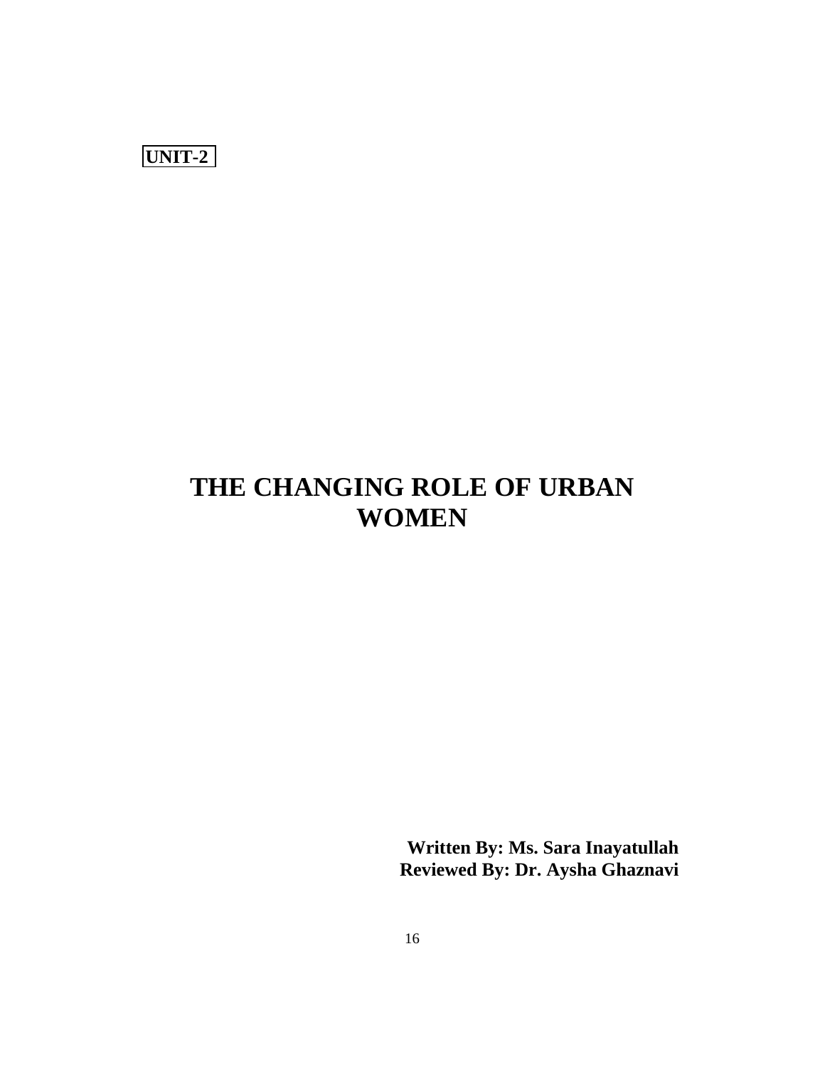**UNIT-2**

# THE CHANGING ROLE OF URBAN WOMEN

**Written By: Ms. Sara Inayatullah**
**Reviewed By: Dr. Aysha Ghaznavi**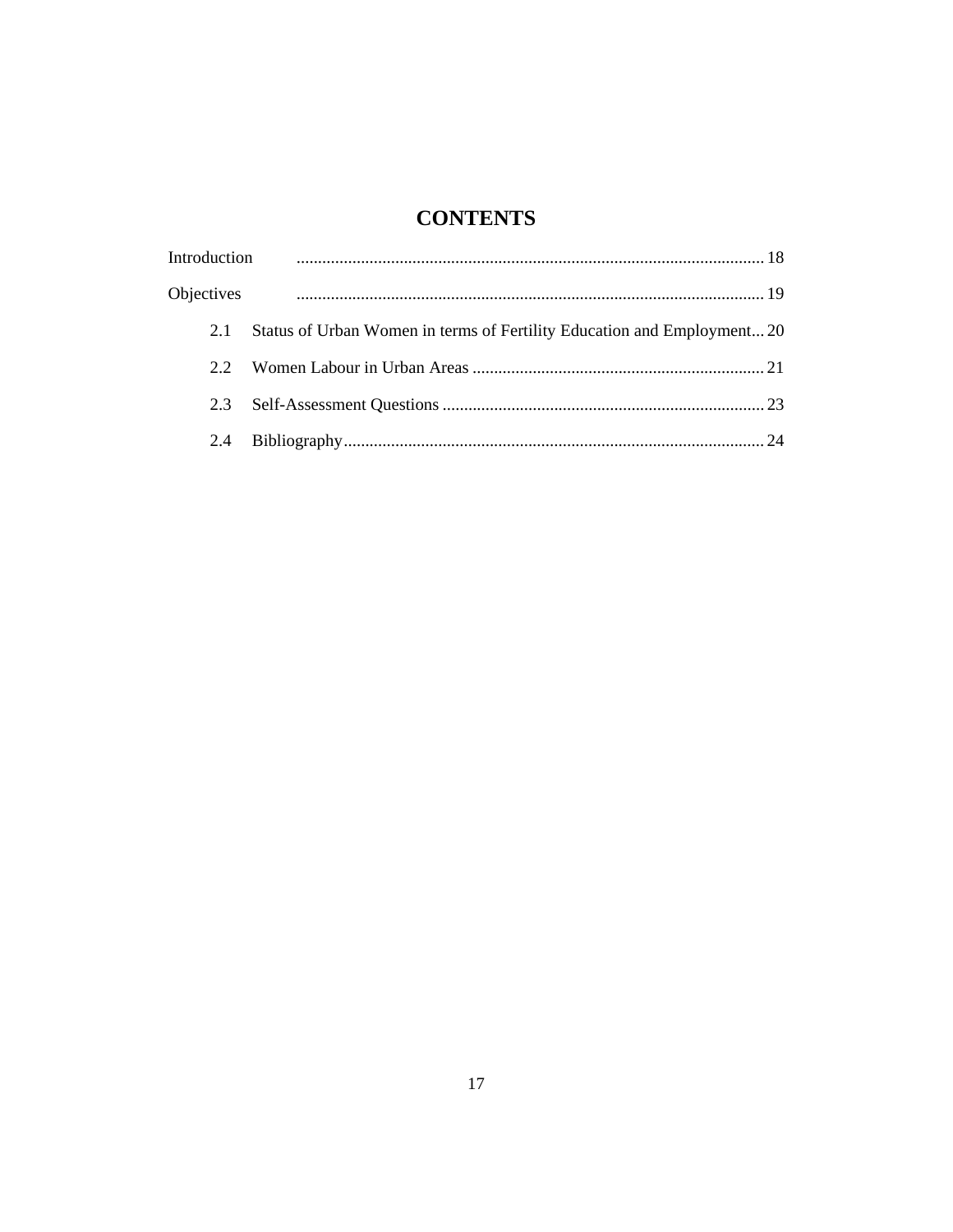# CONTENTS

Introduction .......................................................................................................... 18

Objectives .......................................................................................................... 19

2.1 Status of Urban Women in terms of Fertility Education and Employment... 20

2.2 Women Labour in Urban Areas .................................................................... 21

2.3 Self-Assessment Questions ........................................................................... 23

2.4 Bibliography.................................................................................................. 24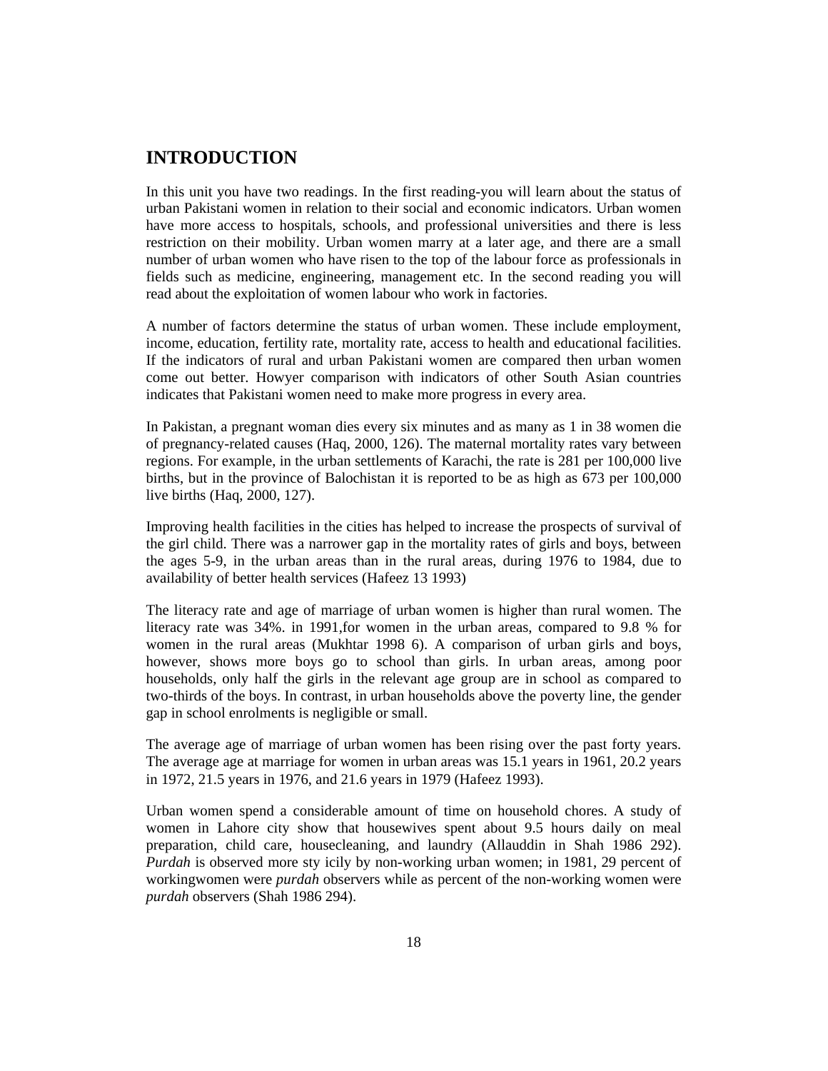## INTRODUCTION

In this unit you have two readings. In the first reading-you will learn about the status of urban Pakistani women in relation to their social and economic indicators. Urban women have more access to hospitals, schools, and professional universities and there is less restriction on their mobility. Urban women marry at a later age, and there are a small number of urban women who have risen to the top of the labour force as professionals in fields such as medicine, engineering, management etc. In the second reading you will read about the exploitation of women labour who work in factories.

A number of factors determine the status of urban women. These include employment, income, education, fertility rate, mortality rate, access to health and educational facilities. If the indicators of rural and urban Pakistani women are compared then urban women come out better. Howyer comparison with indicators of other South Asian countries indicates that Pakistani women need to make more progress in every area.

In Pakistan, a pregnant woman dies every six minutes and as many as 1 in 38 women die of pregnancy-related causes (Haq, 2000, 126). The maternal mortality rates vary between regions. For example, in the urban settlements of Karachi, the rate is 281 per 100,000 live births, but in the province of Balochistan it is reported to be as high as 673 per 100,000 live births (Haq, 2000, 127).

Improving health facilities in the cities has helped to increase the prospects of survival of the girl child. There was a narrower gap in the mortality rates of girls and boys, between the ages 5-9, in the urban areas than in the rural areas, during 1976 to 1984, due to availability of better health services (Hafeez 13 1993)

The literacy rate and age of marriage of urban women is higher than rural women. The literacy rate was 34%. in 1991,for women in the urban areas, compared to 9.8 % for women in the rural areas (Mukhtar 1998 6). A comparison of urban girls and boys, however, shows more boys go to school than girls. In urban areas, among poor households, only half the girls in the relevant age group are in school as compared to two-thirds of the boys. In contrast, in urban households above the poverty line, the gender gap in school enrolments is negligible or small.

The average age of marriage of urban women has been rising over the past forty years. The average age at marriage for women in urban areas was 15.1 years in 1961, 20.2 years in 1972, 21.5 years in 1976, and 21.6 years in 1979 (Hafeez 1993).

Urban women spend a considerable amount of time on household chores. A study of women in Lahore city show that housewives spent about 9.5 hours daily on meal preparation, child care, housecleaning, and laundry (Allauddin in Shah 1986 292). *Purdah* is observed more sty icily by non-working urban women; in 1981, 29 percent of workingwomen were *purdah* observers while as percent of the non-working women were *purdah* observers (Shah 1986 294).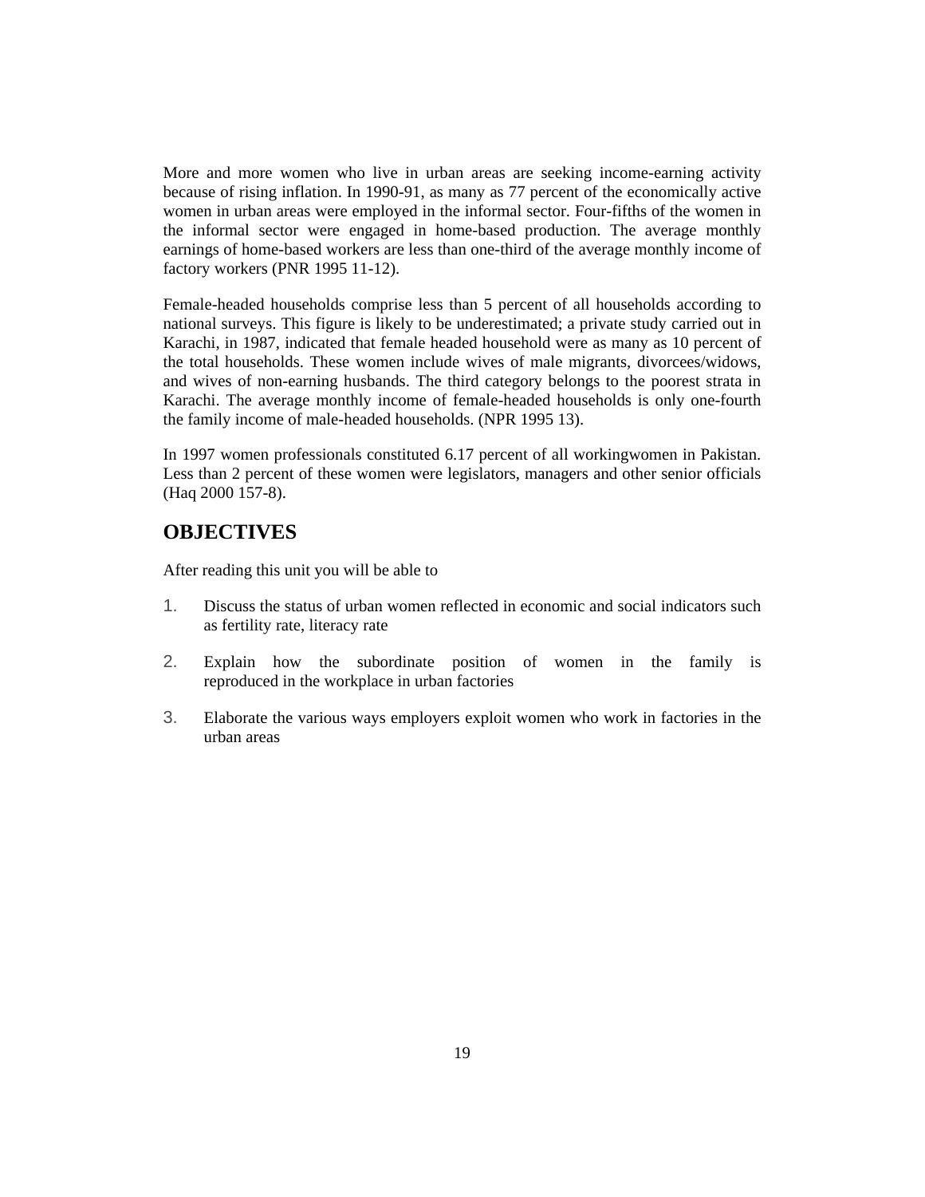More and more women who live in urban areas are seeking income-earning activity because of rising inflation. In 1990-91, as many as 77 percent of the economically active women in urban areas were employed in the informal sector. Four-fifths of the women in the informal sector were engaged in home-based production. The average monthly earnings of home-based workers are less than one-third of the average monthly income of factory workers (PNR 1995 11-12).

Female-headed households comprise less than 5 percent of all households according to national surveys. This figure is likely to be underestimated; a private study carried out in Karachi, in 1987, indicated that female headed household were as many as 10 percent of the total households. These women include wives of male migrants, divorcees/widows, and wives of non-earning husbands. The third category belongs to the poorest strata in Karachi. The average monthly income of female-headed households is only one-fourth the family income of male-headed households. (NPR 1995 13).

In 1997 women professionals constituted 6.17 percent of all workingwomen in Pakistan. Less than 2 percent of these women were legislators, managers and other senior officials (Haq 2000 157-8).

## OBJECTIVES

After reading this unit you will be able to

1. Discuss the status of urban women reflected in economic and social indicators such as fertility rate, literacy rate
2. Explain how the subordinate position of women in the family is reproduced in the workplace in urban factories
3. Elaborate the various ways employers exploit women who work in factories in the urban areas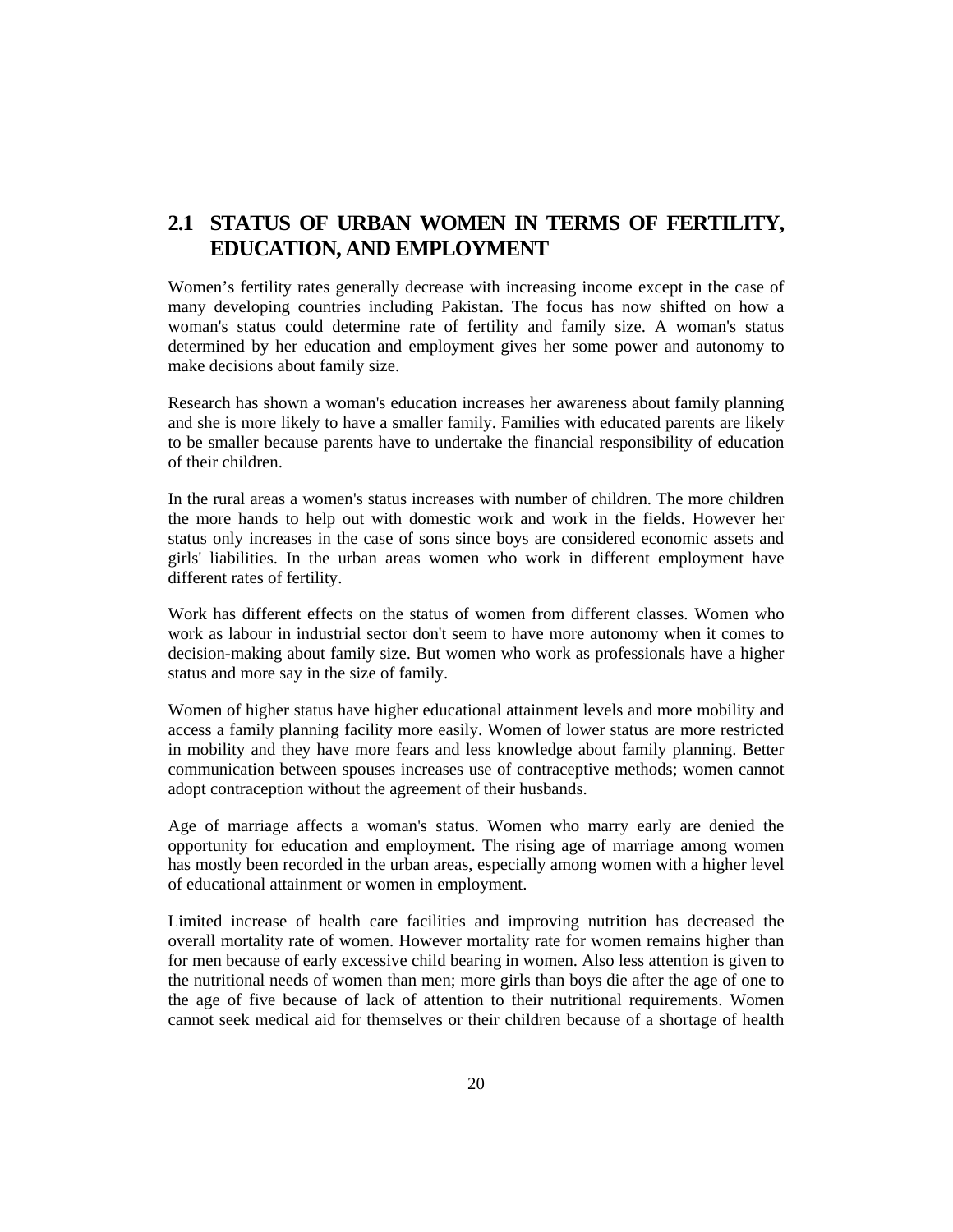## 2.1 STATUS OF URBAN WOMEN IN TERMS OF FERTILITY, EDUCATION, AND EMPLOYMENT

Women's fertility rates generally decrease with increasing income except in the case of many developing countries including Pakistan. The focus has now shifted on how a woman's status could determine rate of fertility and family size. A woman's status determined by her education and employment gives her some power and autonomy to make decisions about family size.

Research has shown a woman's education increases her awareness about family planning and she is more likely to have a smaller family. Families with educated parents are likely to be smaller because parents have to undertake the financial responsibility of education of their children.

In the rural areas a women's status increases with number of children. The more children the more hands to help out with domestic work and work in the fields. However her status only increases in the case of sons since boys are considered economic assets and girls' liabilities. In the urban areas women who work in different employment have different rates of fertility.

Work has different effects on the status of women from different classes. Women who work as labour in industrial sector don't seem to have more autonomy when it comes to decision-making about family size. But women who work as professionals have a higher status and more say in the size of family.

Women of higher status have higher educational attainment levels and more mobility and access a family planning facility more easily. Women of lower status are more restricted in mobility and they have more fears and less knowledge about family planning. Better communication between spouses increases use of contraceptive methods; women cannot adopt contraception without the agreement of their husbands.

Age of marriage affects a woman's status. Women who marry early are denied the opportunity for education and employment. The rising age of marriage among women has mostly been recorded in the urban areas, especially among women with a higher level of educational attainment or women in employment.

Limited increase of health care facilities and improving nutrition has decreased the overall mortality rate of women. However mortality rate for women remains higher than for men because of early excessive child bearing in women. Also less attention is given to the nutritional needs of women than men; more girls than boys die after the age of one to the age of five because of lack of attention to their nutritional requirements. Women cannot seek medical aid for themselves or their children because of a shortage of health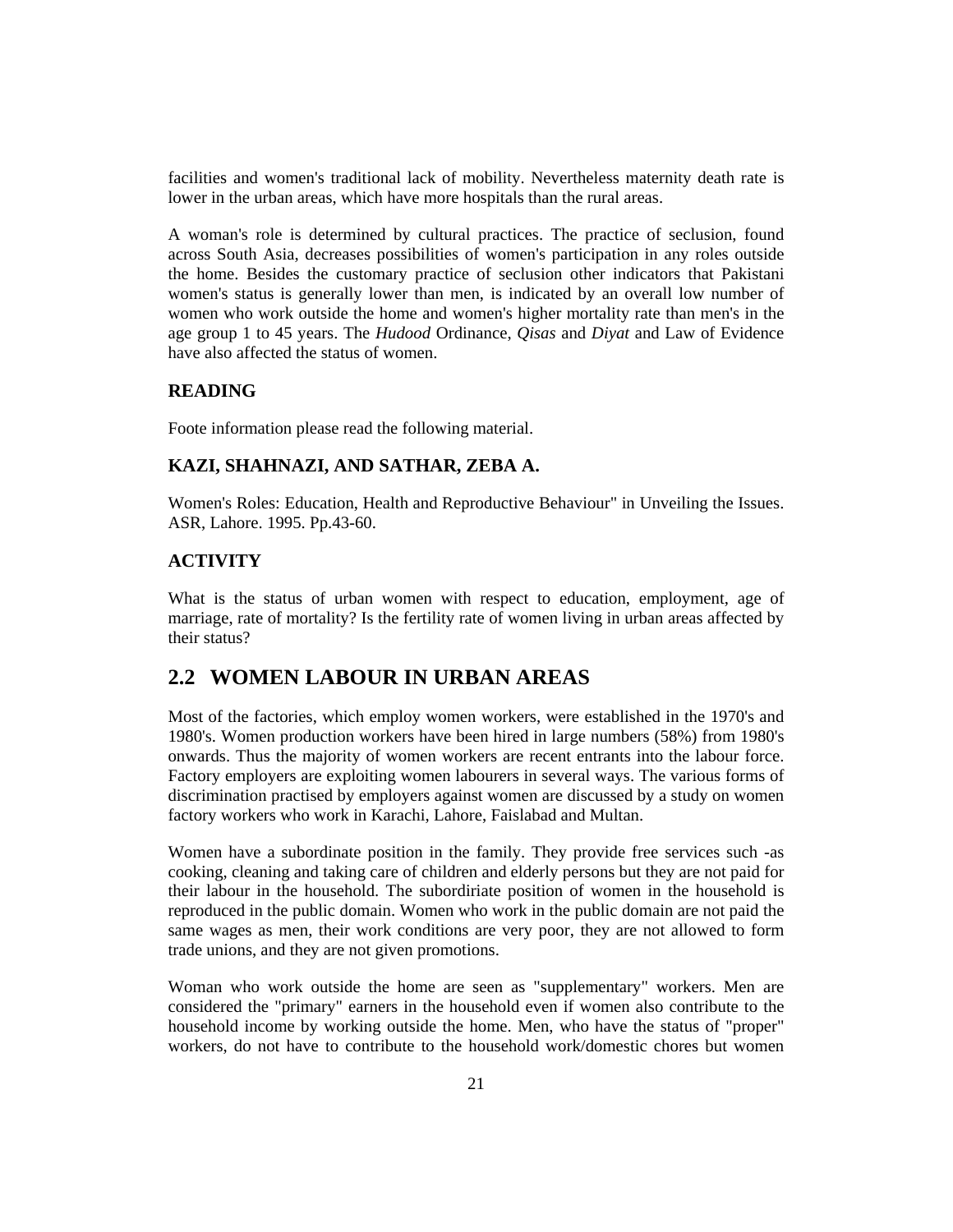facilities and women's traditional lack of mobility. Nevertheless maternity death rate is lower in the urban areas, which have more hospitals than the rural areas.

A woman's role is determined by cultural practices. The practice of seclusion, found across South Asia, decreases possibilities of women's participation in any roles outside the home. Besides the customary practice of seclusion other indicators that Pakistani women's status is generally lower than men, is indicated by an overall low number of women who work outside the home and women's higher mortality rate than men's in the age group 1 to 45 years. The *Hudood* Ordinance, *Qisas* and *Diyat* and Law of Evidence have also affected the status of women.

### READING

Foote information please read the following material.

### KAZI, SHAHNAZI, AND SATHAR, ZEBA A.

Women's Roles: Education, Health and Reproductive Behaviour" in Unveiling the Issues. ASR, Lahore. 1995. Pp.43-60.

### ACTIVITY

What is the status of urban women with respect to education, employment, age of marriage, rate of mortality? Is the fertility rate of women living in urban areas affected by their status?

## 2.2 WOMEN LABOUR IN URBAN AREAS

Most of the factories, which employ women workers, were established in the 1970's and 1980's. Women production workers have been hired in large numbers (58%) from 1980's onwards. Thus the majority of women workers are recent entrants into the labour force. Factory employers are exploiting women labourers in several ways. The various forms of discrimination practised by employers against women are discussed by a study on women factory workers who work in Karachi, Lahore, Faislabad and Multan.

Women have a subordinate position in the family. They provide free services such -as cooking, cleaning and taking care of children and elderly persons but they are not paid for their labour in the household. The subordiriate position of women in the household is reproduced in the public domain. Women who work in the public domain are not paid the same wages as men, their work conditions are very poor, they are not allowed to form trade unions, and they are not given promotions.

Woman who work outside the home are seen as "supplementary" workers. Men are considered the "primary" earners in the household even if women also contribute to the household income by working outside the home. Men, who have the status of "proper" workers, do not have to contribute to the household work/domestic chores but women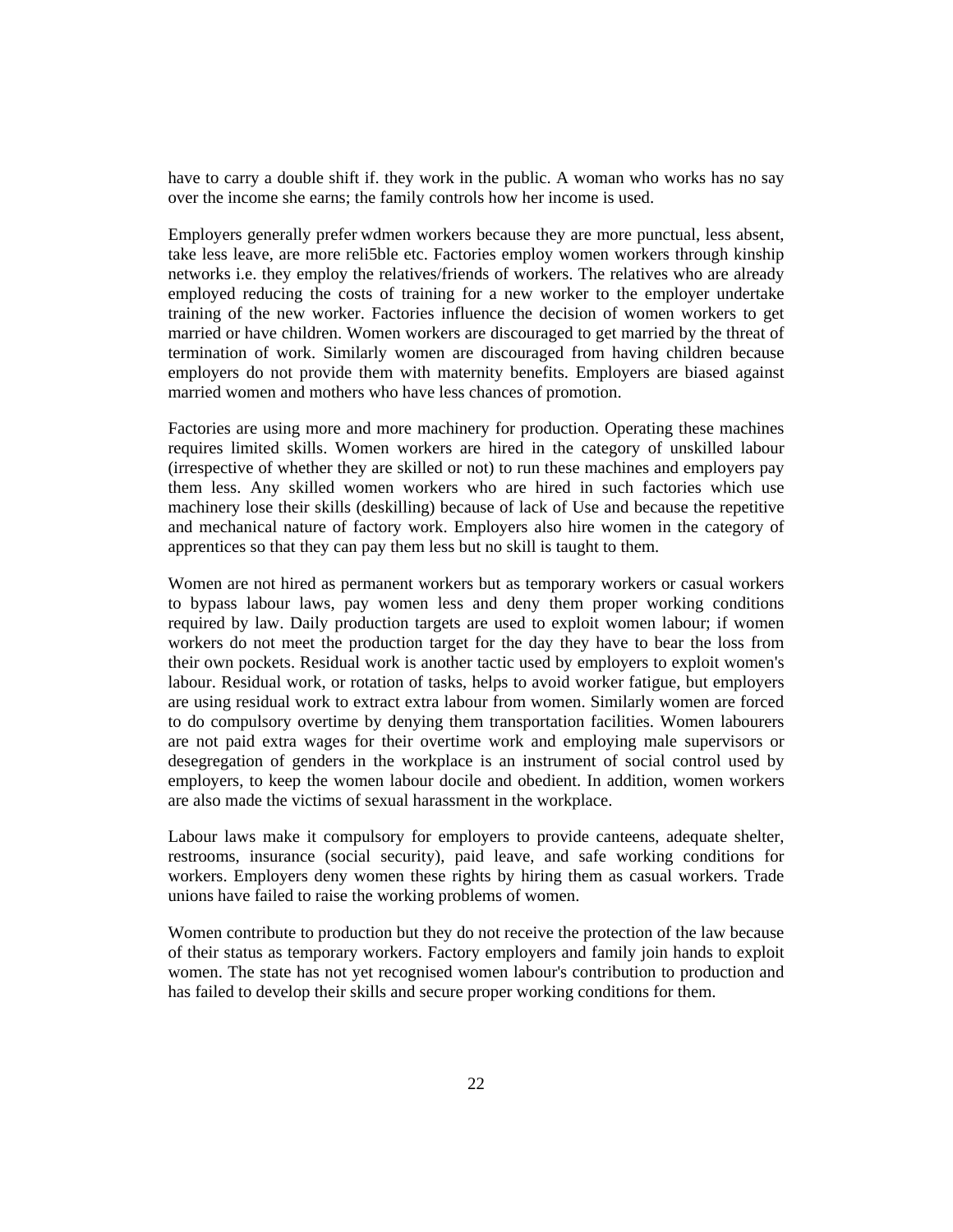have to carry a double shift if. they work in the public. A woman who works has no say over the income she earns; the family controls how her income is used.

Employers generally prefer wdmen workers because they are more punctual, less absent, take less leave, are more reli5ble etc. Factories employ women workers through kinship networks i.e. they employ the relatives/friends of workers. The relatives who are already employed reducing the costs of training for a new worker to the employer undertake training of the new worker. Factories influence the decision of women workers to get married or have children. Women workers are discouraged to get married by the threat of termination of work. Similarly women are discouraged from having children because employers do not provide them with maternity benefits. Employers are biased against married women and mothers who have less chances of promotion.

Factories are using more and more machinery for production. Operating these machines requires limited skills. Women workers are hired in the category of unskilled labour (irrespective of whether they are skilled or not) to run these machines and employers pay them less. Any skilled women workers who are hired in such factories which use machinery lose their skills (deskilling) because of lack of Use and because the repetitive and mechanical nature of factory work. Employers also hire women in the category of apprentices so that they can pay them less but no skill is taught to them.

Women are not hired as permanent workers but as temporary workers or casual workers to bypass labour laws, pay women less and deny them proper working conditions required by law. Daily production targets are used to exploit women labour; if women workers do not meet the production target for the day they have to bear the loss from their own pockets. Residual work is another tactic used by employers to exploit women's labour. Residual work, or rotation of tasks, helps to avoid worker fatigue, but employers are using residual work to extract extra labour from women. Similarly women are forced to do compulsory overtime by denying them transportation facilities. Women labourers are not paid extra wages for their overtime work and employing male supervisors or desegregation of genders in the workplace is an instrument of social control used by employers, to keep the women labour docile and obedient. In addition, women workers are also made the victims of sexual harassment in the workplace.

Labour laws make it compulsory for employers to provide canteens, adequate shelter, restrooms, insurance (social security), paid leave, and safe working conditions for workers. Employers deny women these rights by hiring them as casual workers. Trade unions have failed to raise the working problems of women.

Women contribute to production but they do not receive the protection of the law because of their status as temporary workers. Factory employers and family join hands to exploit women. The state has not yet recognised women labour's contribution to production and has failed to develop their skills and secure proper working conditions for them.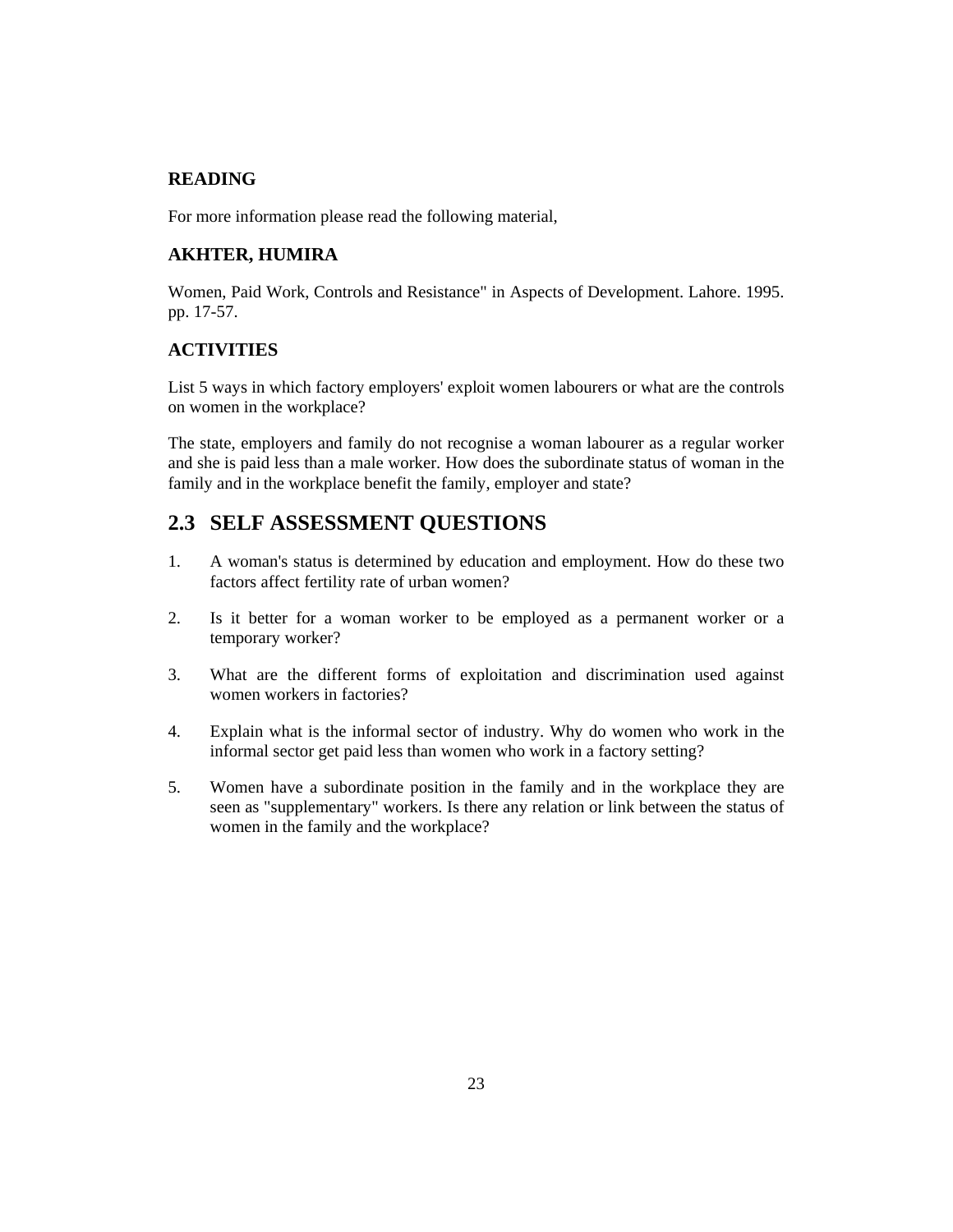### READING

For more information please read the following material,

### AKHTER, HUMIRA

Women, Paid Work, Controls and Resistance" in Aspects of Development. Lahore. 1995. pp. 17-57.

### ACTIVITIES

List 5 ways in which factory employers' exploit women labourers or what are the controls on women in the workplace?

The state, employers and family do not recognise a woman labourer as a regular worker and she is paid less than a male worker. How does the subordinate status of woman in the family and in the workplace benefit the family, employer and state?

## 2.3 SELF ASSESSMENT QUESTIONS

1. A woman's status is determined by education and employment. How do these two factors affect fertility rate of urban women?

2. Is it better for a woman worker to be employed as a permanent worker or a temporary worker?

3. What are the different forms of exploitation and discrimination used against women workers in factories?

4. Explain what is the informal sector of industry. Why do women who work in the informal sector get paid less than women who work in a factory setting?

5. Women have a subordinate position in the family and in the workplace they are seen as "supplementary" workers. Is there any relation or link between the status of women in the family and the workplace?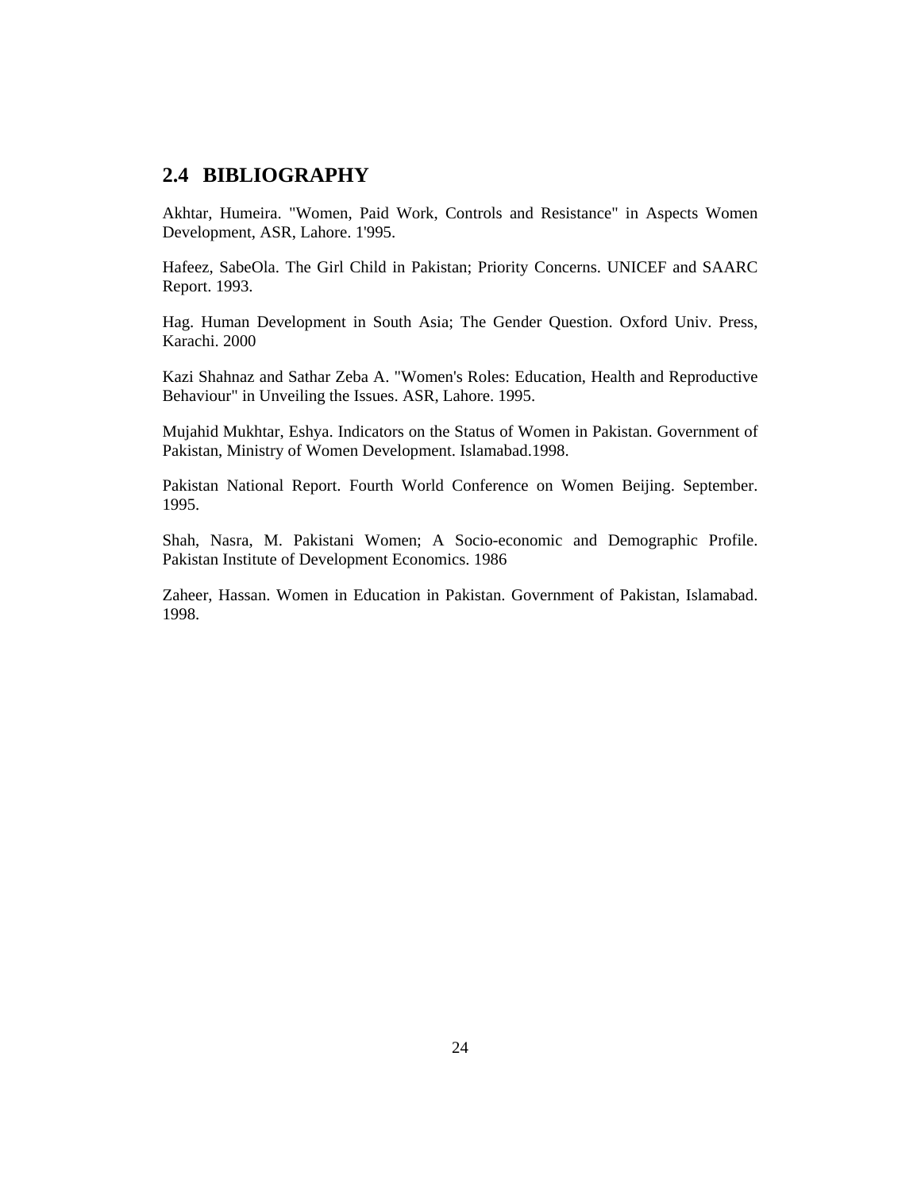## 2.4 BIBLIOGRAPHY

Akhtar, Humeira. "Women, Paid Work, Controls and Resistance" in Aspects Women Development, ASR, Lahore. 1'995.

Hafeez, SabeOla. The Girl Child in Pakistan; Priority Concerns. UNICEF and SAARC Report. 1993.

Hag. Human Development in South Asia; The Gender Question. Oxford Univ. Press, Karachi. 2000

Kazi Shahnaz and Sathar Zeba A. "Women's Roles: Education, Health and Reproductive Behaviour" in Unveiling the Issues. ASR, Lahore. 1995.

Mujahid Mukhtar, Eshya. Indicators on the Status of Women in Pakistan. Government of Pakistan, Ministry of Women Development. Islamabad.1998.

Pakistan National Report. Fourth World Conference on Women Beijing. September. 1995.

Shah, Nasra, M. Pakistani Women; A Socio-economic and Demographic Profile. Pakistan Institute of Development Economics. 1986

Zaheer, Hassan. Women in Education in Pakistan. Government of Pakistan, Islamabad. 1998.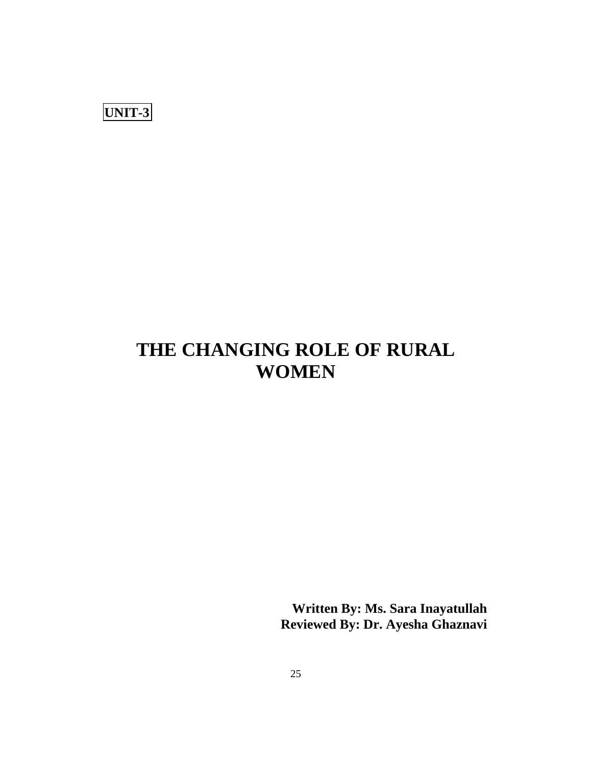**UNIT-3**

# THE CHANGING ROLE OF RURAL WOMEN

**Written By: Ms. Sara Inayatullah**
**Reviewed By: Dr. Ayesha Ghaznavi**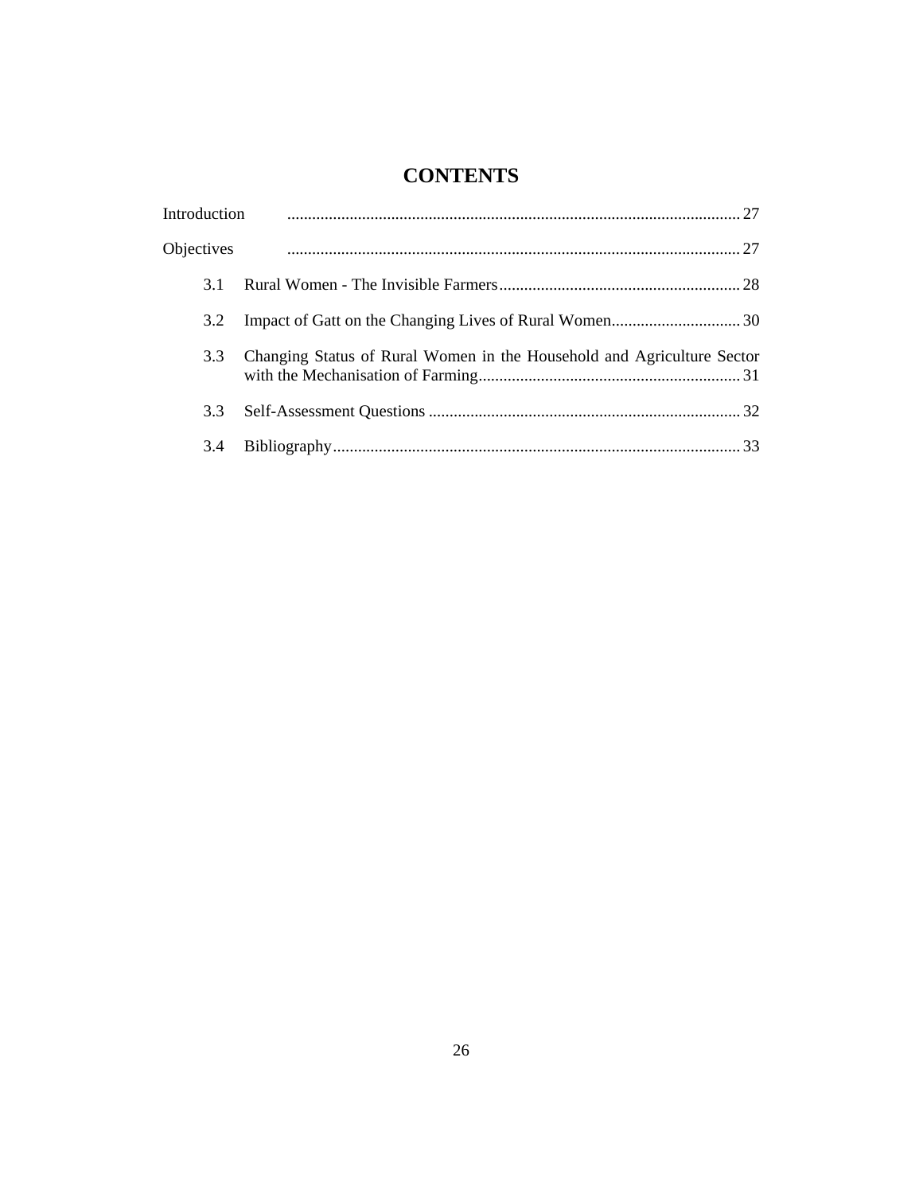# CONTENTS

Introduction ............................................................................................................ 27

Objectives ............................................................................................................ 27

3.1 Rural Women - The Invisible Farmers.......................................................... 28

3.2 Impact of Gatt on the Changing Lives of Rural Women............................... 30

3.3 Changing Status of Rural Women in the Household and Agriculture Sector with the Mechanisation of Farming............................................................... 31

3.3 Self-Assessment Questions ........................................................................... 32

3.4 Bibliography.................................................................................................. 33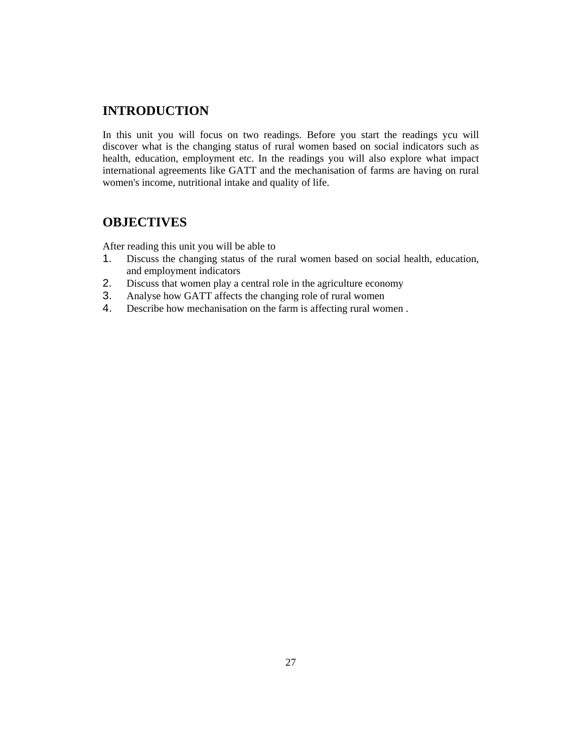## INTRODUCTION

In this unit you will focus on two readings. Before you start the readings ycu will discover what is the changing status of rural women based on social indicators such as health, education, employment etc. In the readings you will also explore what impact international agreements like GATT and the mechanisation of farms are having on rural women's income, nutritional intake and quality of life.

## OBJECTIVES

After reading this unit you will be able to

1. Discuss the changing status of the rural women based on social health, education, and employment indicators
2. Discuss that women play a central role in the agriculture economy
3. Analyse how GATT affects the changing role of rural women
4. Describe how mechanisation on the farm is affecting rural women .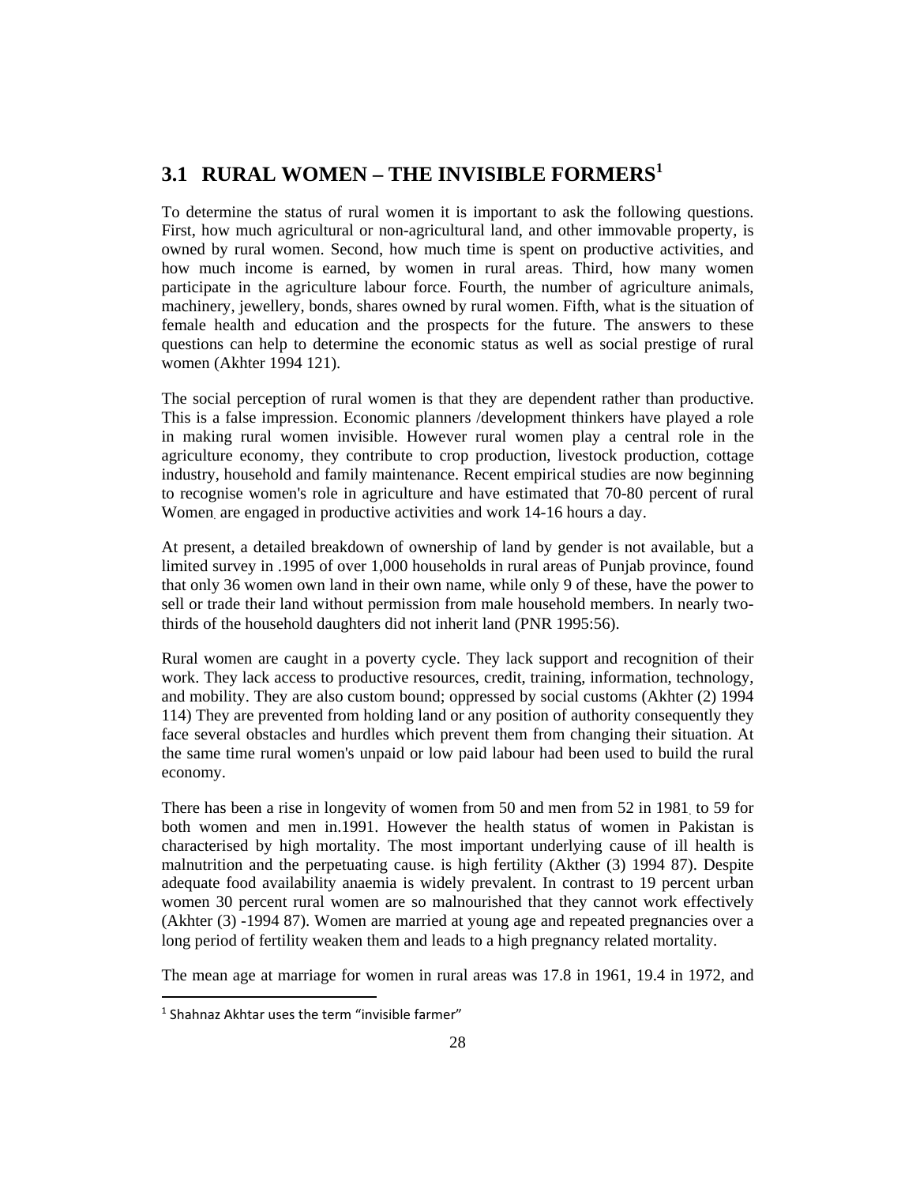## 3.1 RURAL WOMEN – THE INVISIBLE FORMERS[1]

To determine the status of rural women it is important to ask the following questions. First, how much agricultural or non-agricultural land, and other immovable property, is owned by rural women. Second, how much time is spent on productive activities, and how much income is earned, by women in rural areas. Third, how many women participate in the agriculture labour force. Fourth, the number of agriculture animals, machinery, jewellery, bonds, shares owned by rural women. Fifth, what is the situation of female health and education and the prospects for the future. The answers to these questions can help to determine the economic status as well as social prestige of rural women (Akhter 1994 121).

The social perception of rural women is that they are dependent rather than productive. This is a false impression. Economic planners /development thinkers have played a role in making rural women invisible. However rural women play a central role in the agriculture economy, they contribute to crop production, livestock production, cottage industry, household and family maintenance. Recent empirical studies are now beginning to recognise women's role in agriculture and have estimated that 70-80 percent of rural Women. are engaged in productive activities and work 14-16 hours a day.

At present, a detailed breakdown of ownership of land by gender is not available, but a limited survey in .1995 of over 1,000 households in rural areas of Punjab province, found that only 36 women own land in their own name, while only 9 of these, have the power to sell or trade their land without permission from male household members. In nearly two-thirds of the household daughters did not inherit land (PNR 1995:56).

Rural women are caught in a poverty cycle. They lack support and recognition of their work. They lack access to productive resources, credit, training, information, technology, and mobility. They are also custom bound; oppressed by social customs (Akhter (2) 1994 114) They are prevented from holding land or any position of authority consequently they face several obstacles and hurdles which prevent them from changing their situation. At the same time rural women's unpaid or low paid labour had been used to build the rural economy.

There has been a rise in longevity of women from 50 and men from 52 in 1981. to 59 for both women and men in.1991. However the health status of women in Pakistan is characterised by high mortality. The most important underlying cause of ill health is malnutrition and the perpetuating cause. is high fertility (Akther (3) 1994 87). Despite adequate food availability anaemia is widely prevalent. In contrast to 19 percent urban women 30 percent rural women are so malnourished that they cannot work effectively (Akhter (3) -1994 87). Women are married at young age and repeated pregnancies over a long period of fertility weaken them and leads to a high pregnancy related mortality.

The mean age at marriage for women in rural areas was 17.8 in 1961, 19.4 in 1972, and

[1] Shahnaz Akhtar uses the term "invisible farmer"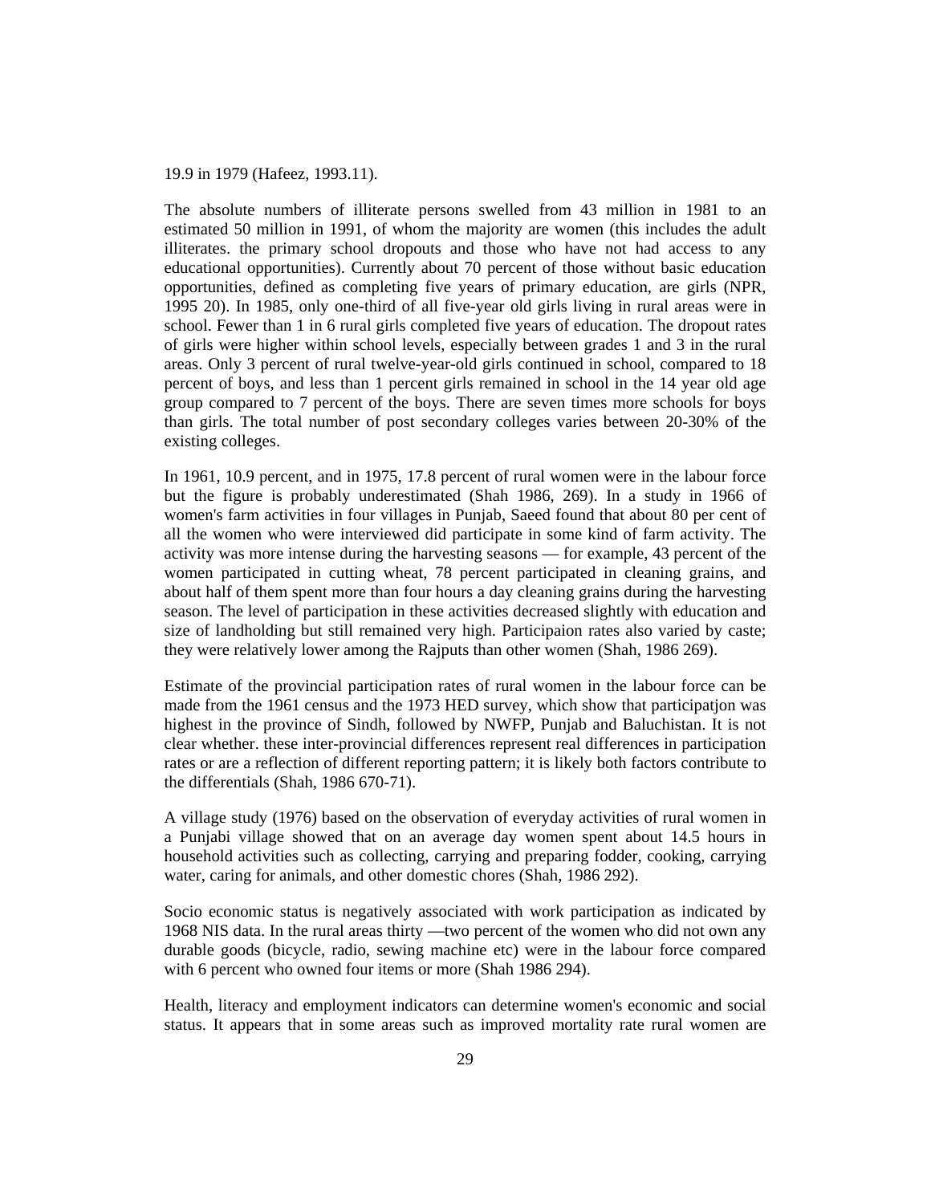19.9 in 1979 (Hafeez, 1993.11).

The absolute numbers of illiterate persons swelled from 43 million in 1981 to an estimated 50 million in 1991, of whom the majority are women (this includes the adult illiterates. the primary school dropouts and those who have not had access to any educational opportunities). Currently about 70 percent of those without basic education opportunities, defined as completing five years of primary education, are girls (NPR, 1995 20). In 1985, only one-third of all five-year old girls living in rural areas were in school. Fewer than 1 in 6 rural girls completed five years of education. The dropout rates of girls were higher within school levels, especially between grades 1 and 3 in the rural areas. Only 3 percent of rural twelve-year-old girls continued in school, compared to 18 percent of boys, and less than 1 percent girls remained in school in the 14 year old age group compared to 7 percent of the boys. There are seven times more schools for boys than girls. The total number of post secondary colleges varies between 20-30% of the existing colleges.

In 1961, 10.9 percent, and in 1975, 17.8 percent of rural women were in the labour force but the figure is probably underestimated (Shah 1986, 269). In a study in 1966 of women's farm activities in four villages in Punjab, Saeed found that about 80 per cent of all the women who were interviewed did participate in some kind of farm activity. The activity was more intense during the harvesting seasons — for example, 43 percent of the women participated in cutting wheat, 78 percent participated in cleaning grains, and about half of them spent more than four hours a day cleaning grains during the harvesting season. The level of participation in these activities decreased slightly with education and size of landholding but still remained very high. Participaion rates also varied by caste; they were relatively lower among the Rajputs than other women (Shah, 1986 269).

Estimate of the provincial participation rates of rural women in the labour force can be made from the 1961 census and the 1973 HED survey, which show that participatjon was highest in the province of Sindh, followed by NWFP, Punjab and Baluchistan. It is not clear whether. these inter-provincial differences represent real differences in participation rates or are a reflection of different reporting pattern; it is likely both factors contribute to the differentials (Shah, 1986 670-71).

A village study (1976) based on the observation of everyday activities of rural women in a Punjabi village showed that on an average day women spent about 14.5 hours in household activities such as collecting, carrying and preparing fodder, cooking, carrying water, caring for animals, and other domestic chores (Shah, 1986 292).

Socio economic status is negatively associated with work participation as indicated by 1968 NIS data. In the rural areas thirty —two percent of the women who did not own any durable goods (bicycle, radio, sewing machine etc) were in the labour force compared with 6 percent who owned four items or more (Shah 1986 294).

Health, literacy and employment indicators can determine women's economic and social status. It appears that in some areas such as improved mortality rate rural women are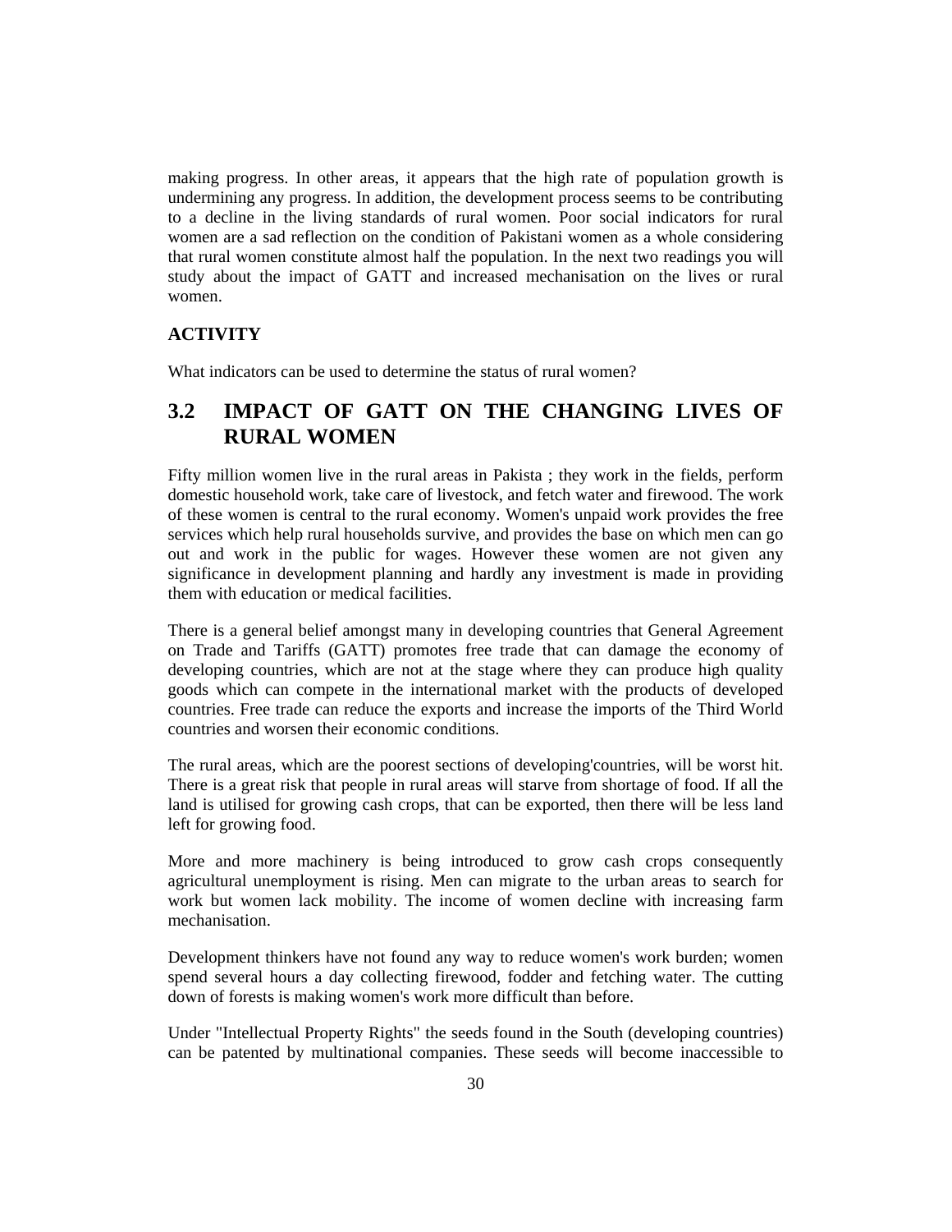making progress. In other areas, it appears that the high rate of population growth is undermining any progress. In addition, the development process seems to be contributing to a decline in the living standards of rural women. Poor social indicators for rural women are a sad reflection on the condition of Pakistani women as a whole considering that rural women constitute almost half the population. In the next two readings you will study about the impact of GATT and increased mechanisation on the lives or rural women.

**ACTIVITY**

What indicators can be used to determine the status of rural women?

## 3.2 IMPACT OF GATT ON THE CHANGING LIVES OF RURAL WOMEN

Fifty million women live in the rural areas in Pakista ; they work in the fields, perform domestic household work, take care of livestock, and fetch water and firewood. The work of these women is central to the rural economy. Women's unpaid work provides the free services which help rural households survive, and provides the base on which men can go out and work in the public for wages. However these women are not given any significance in development planning and hardly any investment is made in providing them with education or medical facilities.

There is a general belief amongst many in developing countries that General Agreement on Trade and Tariffs (GATT) promotes free trade that can damage the economy of developing countries, which are not at the stage where they can produce high quality goods which can compete in the international market with the products of developed countries. Free trade can reduce the exports and increase the imports of the Third World countries and worsen their economic conditions.

The rural areas, which are the poorest sections of developing'countries, will be worst hit. There is a great risk that people in rural areas will starve from shortage of food. If all the land is utilised for growing cash crops, that can be exported, then there will be less land left for growing food.

More and more machinery is being introduced to grow cash crops consequently agricultural unemployment is rising. Men can migrate to the urban areas to search for work but women lack mobility. The income of women decline with increasing farm mechanisation.

Development thinkers have not found any way to reduce women's work burden; women spend several hours a day collecting firewood, fodder and fetching water. The cutting down of forests is making women's work more difficult than before.

Under "Intellectual Property Rights" the seeds found in the South (developing countries) can be patented by multinational companies. These seeds will become inaccessible to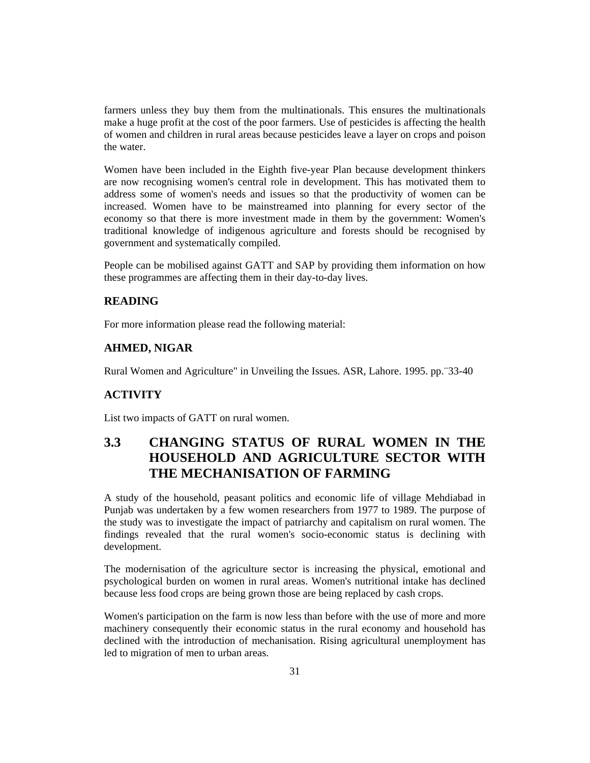farmers unless they buy them from the multinationals. This ensures the multinationals make a huge profit at the cost of the poor farmers. Use of pesticides is affecting the health of women and children in rural areas because pesticides leave a layer on crops and poison the water.

Women have been included in the Eighth five-year Plan because development thinkers are now recognising women's central role in development. This has motivated them to address some of women's needs and issues so that the productivity of women can be increased. Women have to be mainstreamed into planning for every sector of the economy so that there is more investment made in them by the government: Women's traditional knowledge of indigenous agriculture and forests should be recognised by government and systematically compiled.

People can be mobilised against GATT and SAP by providing them information on how these programmes are affecting them in their day-to-day lives.

### READING

For more information please read the following material:

### AHMED, NIGAR

Rural Women and Agriculture" in Unveiling the Issues. ASR, Lahore. 1995. pp. 33-40

### ACTIVITY

List two impacts of GATT on rural women.

## 3.3 CHANGING STATUS OF RURAL WOMEN IN THE HOUSEHOLD AND AGRICULTURE SECTOR WITH THE MECHANISATION OF FARMING

A study of the household, peasant politics and economic life of village Mehdiabad in Punjab was undertaken by a few women researchers from 1977 to 1989. The purpose of the study was to investigate the impact of patriarchy and capitalism on rural women. The findings revealed that the rural women's socio-economic status is declining with development.

The modernisation of the agriculture sector is increasing the physical, emotional and psychological burden on women in rural areas. Women's nutritional intake has declined because less food crops are being grown those are being replaced by cash crops.

Women's participation on the farm is now less than before with the use of more and more machinery consequently their economic status in the rural economy and household has declined with the introduction of mechanisation. Rising agricultural unemployment has led to migration of men to urban areas.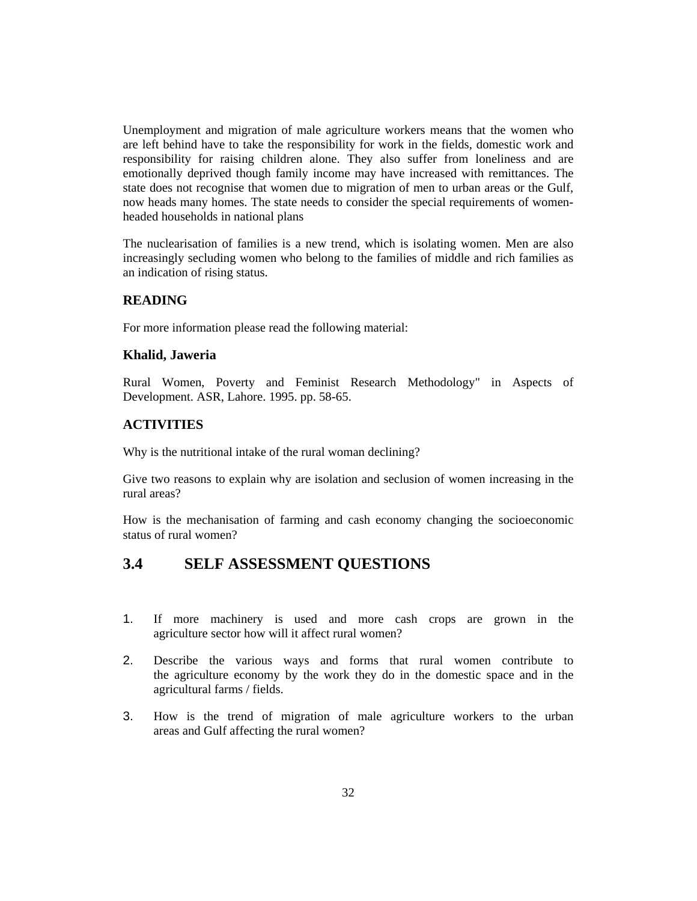Unemployment and migration of male agriculture workers means that the women who are left behind have to take the responsibility for work in the fields, domestic work and responsibility for raising children alone. They also suffer from loneliness and are emotionally deprived though family income may have increased with remittances. The state does not recognise that women due to migration of men to urban areas or the Gulf, now heads many homes. The state needs to consider the special requirements of women-headed households in national plans

The nuclearisation of families is a new trend, which is isolating women. Men are also increasingly secluding women who belong to the families of middle and rich families as an indication of rising status.

### READING

For more information please read the following material:

**Khalid, Jaweria**

Rural Women, Poverty and Feminist Research Methodology" in Aspects of Development. ASR, Lahore. 1995. pp. 58-65.

### ACTIVITIES

Why is the nutritional intake of the rural woman declining?

Give two reasons to explain why are isolation and seclusion of women increasing in the rural areas?

How is the mechanisation of farming and cash economy changing the socioeconomic status of rural women?

## 3.4 SELF ASSESSMENT QUESTIONS

1. If more machinery is used and more cash crops are grown in the agriculture sector how will it affect rural women?
2. Describe the various ways and forms that rural women contribute to the agriculture economy by the work they do in the domestic space and in the agricultural farms / fields.
3. How is the trend of migration of male agriculture workers to the urban areas and Gulf affecting the rural women?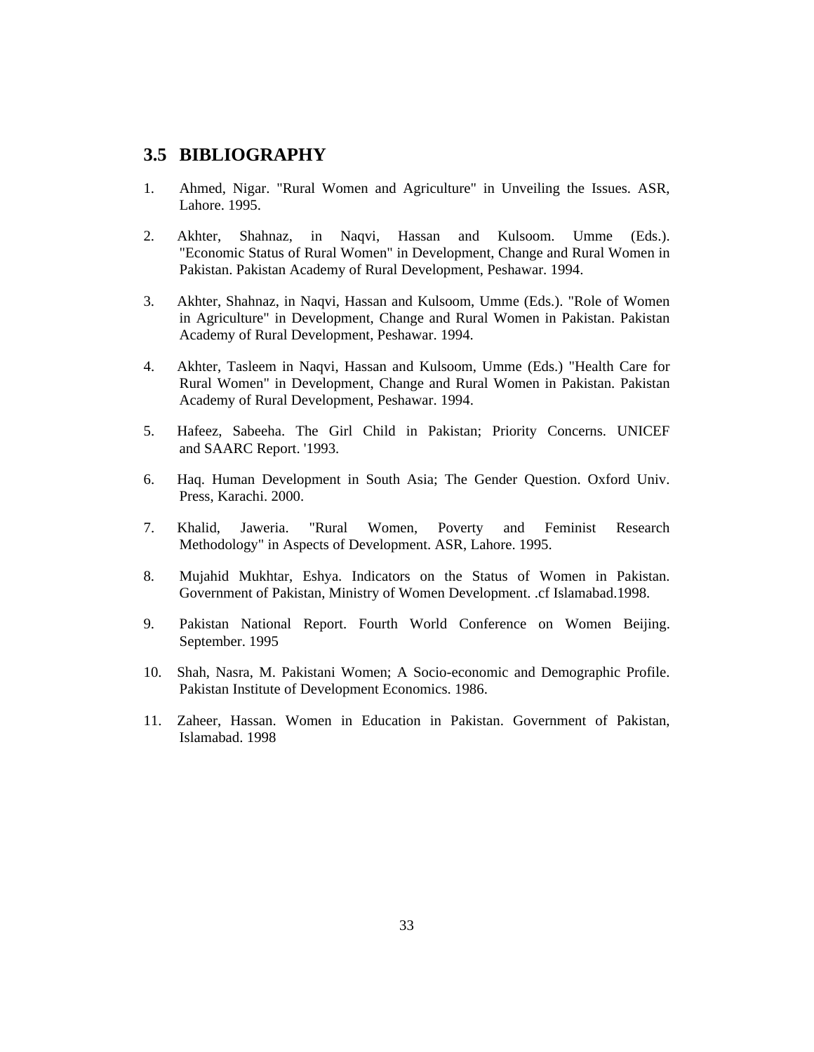## 3.5 BIBLIOGRAPHY

1. Ahmed, Nigar. "Rural Women and Agriculture" in Unveiling the Issues. ASR, Lahore. 1995.

2. Akhter, Shahnaz, in Naqvi, Hassan and Kulsoom. Umme (Eds.). "Economic Status of Rural Women" in Development, Change and Rural Women in Pakistan. Pakistan Academy of Rural Development, Peshawar. 1994.

3. Akhter, Shahnaz, in Naqvi, Hassan and Kulsoom, Umme (Eds.). "Role of Women in Agriculture" in Development, Change and Rural Women in Pakistan. Pakistan Academy of Rural Development, Peshawar. 1994.

4. Akhter, Tasleem in Naqvi, Hassan and Kulsoom, Umme (Eds.) "Health Care for Rural Women" in Development, Change and Rural Women in Pakistan. Pakistan Academy of Rural Development, Peshawar. 1994.

5. Hafeez, Sabeeha. The Girl Child in Pakistan; Priority Concerns. UNICEF and SAARC Report. '1993.

6. Haq. Human Development in South Asia; The Gender Question. Oxford Univ. Press, Karachi. 2000.

7. Khalid, Jaweria. "Rural Women, Poverty and Feminist Research Methodology" in Aspects of Development. ASR, Lahore. 1995.

8. Mujahid Mukhtar, Eshya. Indicators on the Status of Women in Pakistan. Government of Pakistan, Ministry of Women Development. .cf Islamabad.1998.

9. Pakistan National Report. Fourth World Conference on Women Beijing. September. 1995

10. Shah, Nasra, M. Pakistani Women; A Socio-economic and Demographic Profile. Pakistan Institute of Development Economics. 1986.

11. Zaheer, Hassan. Women in Education in Pakistan. Government of Pakistan, Islamabad. 1998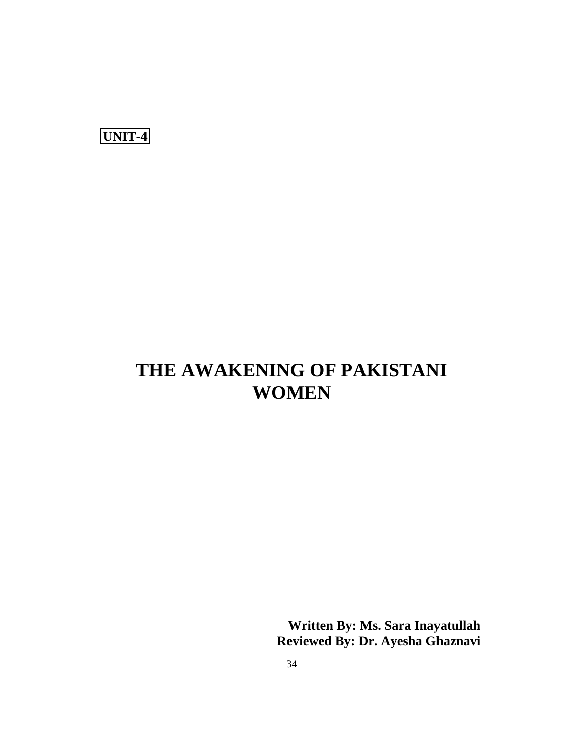**UNIT-4**

# THE AWAKENING OF PAKISTANI WOMEN

**Written By: Ms. Sara Inayatullah**
**Reviewed By: Dr. Ayesha Ghaznavi**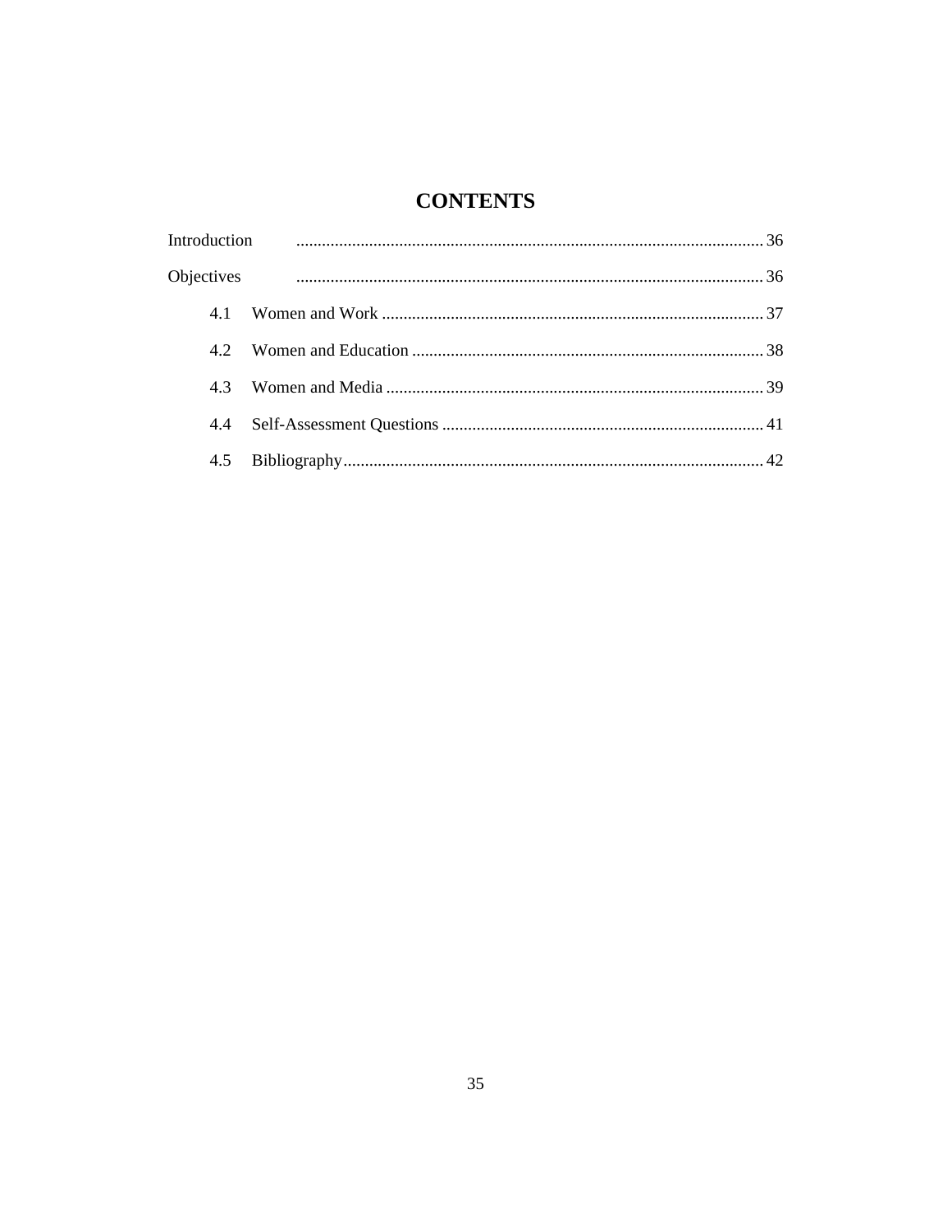# CONTENTS

Introduction ............................................................................................................ 36

Objectives ............................................................................................................ 36

4.1 Women and Work ........................................................................................ 37

4.2 Women and Education ................................................................................. 38

4.3 Women and Media ....................................................................................... 39

4.4 Self-Assessment Questions .......................................................................... 41

4.5 Bibliography................................................................................................. 42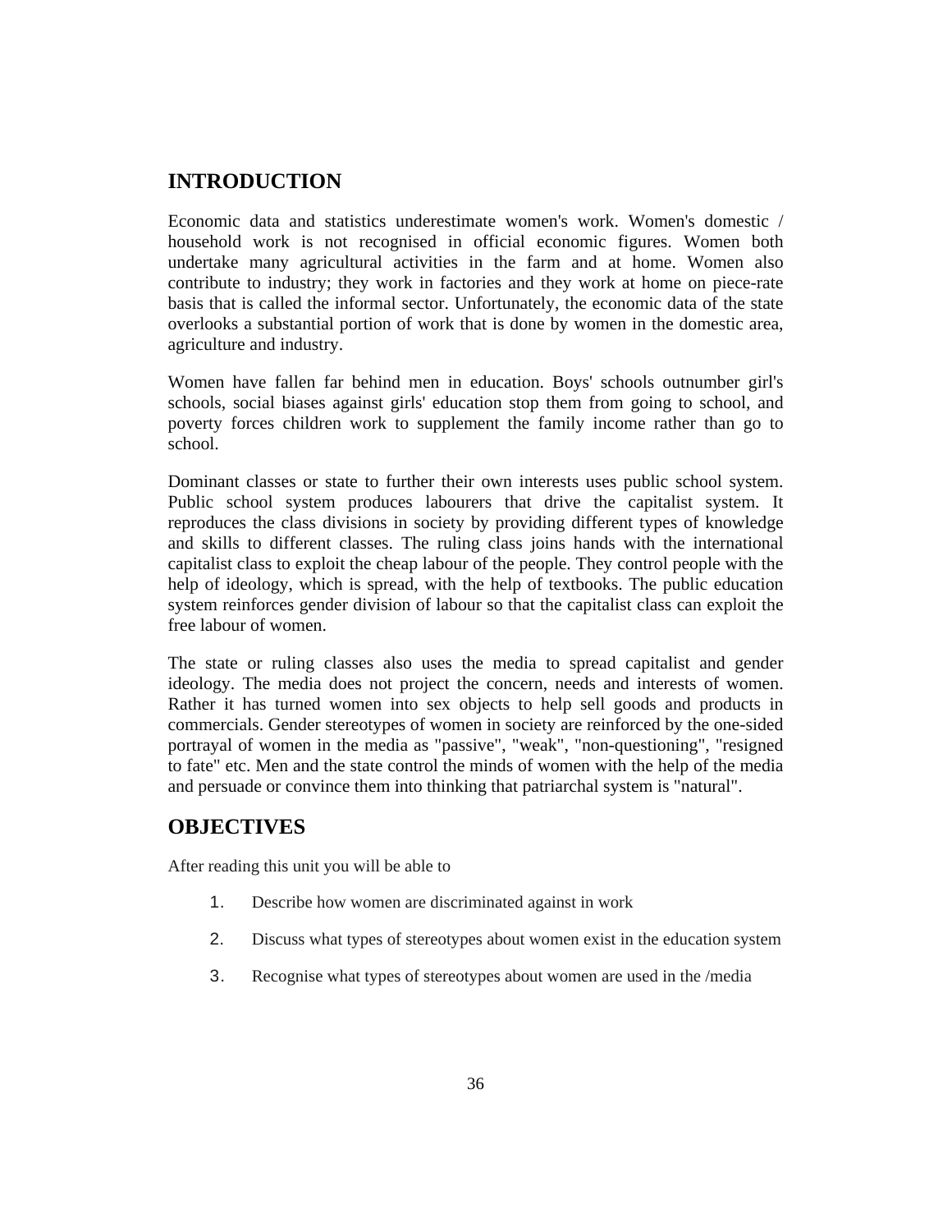## INTRODUCTION

Economic data and statistics underestimate women's work. Women's domestic / household work is not recognised in official economic figures. Women both undertake many agricultural activities in the farm and at home. Women also contribute to industry; they work in factories and they work at home on piece-rate basis that is called the informal sector. Unfortunately, the economic data of the state overlooks a substantial portion of work that is done by women in the domestic area, agriculture and industry.

Women have fallen far behind men in education. Boys' schools outnumber girl's schools, social biases against girls' education stop them from going to school, and poverty forces children work to supplement the family income rather than go to school.

Dominant classes or state to further their own interests uses public school system. Public school system produces labourers that drive the capitalist system. It reproduces the class divisions in society by providing different types of knowledge and skills to different classes. The ruling class joins hands with the international capitalist class to exploit the cheap labour of the people. They control people with the help of ideology, which is spread, with the help of textbooks. The public education system reinforces gender division of labour so that the capitalist class can exploit the free labour of women.

The state or ruling classes also uses the media to spread capitalist and gender ideology. The media does not project the concern, needs and interests of women. Rather it has turned women into sex objects to help sell goods and products in commercials. Gender stereotypes of women in society are reinforced by the one-sided portrayal of women in the media as "passive", "weak", "non-questioning", "resigned to fate" etc. Men and the state control the minds of women with the help of the media and persuade or convince them into thinking that patriarchal system is "natural".

## OBJECTIVES

After reading this unit you will be able to

1. Describe how women are discriminated against in work
2. Discuss what types of stereotypes about women exist in the education system
3. Recognise what types of stereotypes about women are used in the /media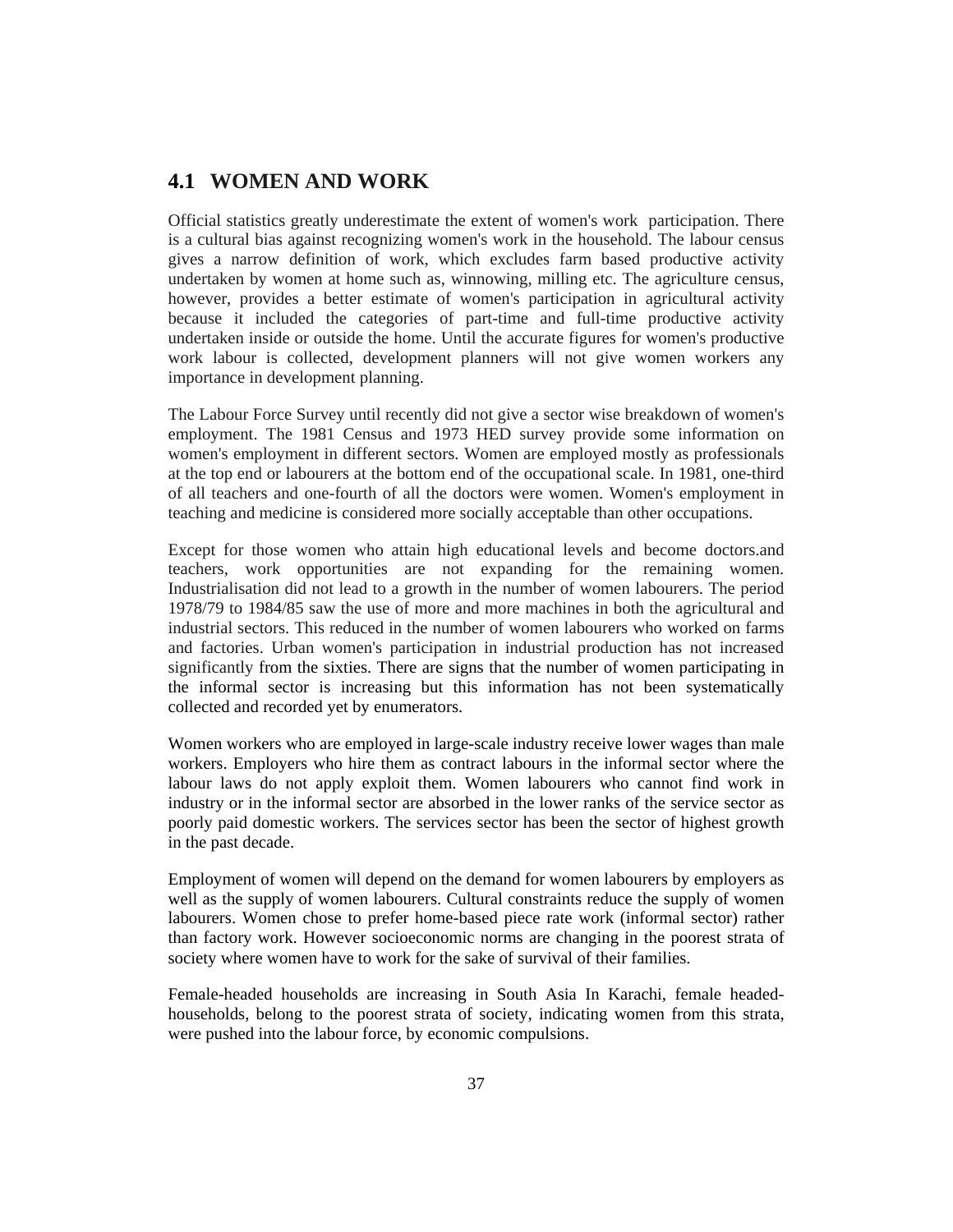## 4.1 WOMEN AND WORK

Official statistics greatly underestimate the extent of women's work participation. There is a cultural bias against recognizing women's work in the household. The labour census gives a narrow definition of work, which excludes farm based productive activity undertaken by women at home such as, winnowing, milling etc. The agriculture census, however, provides a better estimate of women's participation in agricultural activity because it included the categories of part-time and full-time productive activity undertaken inside or outside the home. Until the accurate figures for women's productive work labour is collected, development planners will not give women workers any importance in development planning.

The Labour Force Survey until recently did not give a sector wise breakdown of women's employment. The 1981 Census and 1973 HED survey provide some information on women's employment in different sectors. Women are employed mostly as professionals at the top end or labourers at the bottom end of the occupational scale. In 1981, one-third of all teachers and one-fourth of all the doctors were women. Women's employment in teaching and medicine is considered more socially acceptable than other occupations.

Except for those women who attain high educational levels and become doctors.and teachers, work opportunities are not expanding for the remaining women. Industrialisation did not lead to a growth in the number of women labourers. The period 1978/79 to 1984/85 saw the use of more and more machines in both the agricultural and industrial sectors. This reduced in the number of women labourers who worked on farms and factories. Urban women's participation in industrial production has not increased significantly from the sixties. There are signs that the number of women participating in the informal sector is increasing but this information has not been systematically collected and recorded yet by enumerators.

Women workers who are employed in large-scale industry receive lower wages than male workers. Employers who hire them as contract labours in the informal sector where the labour laws do not apply exploit them. Women labourers who cannot find work in industry or in the informal sector are absorbed in the lower ranks of the service sector as poorly paid domestic workers. The services sector has been the sector of highest growth in the past decade.

Employment of women will depend on the demand for women labourers by employers as well as the supply of women labourers. Cultural constraints reduce the supply of women labourers. Women chose to prefer home-based piece rate work (informal sector) rather than factory work. However socioeconomic norms are changing in the poorest strata of society where women have to work for the sake of survival of their families.

Female-headed households are increasing in South Asia In Karachi, female headed-households, belong to the poorest strata of society, indicating women from this strata, were pushed into the labour force, by economic compulsions.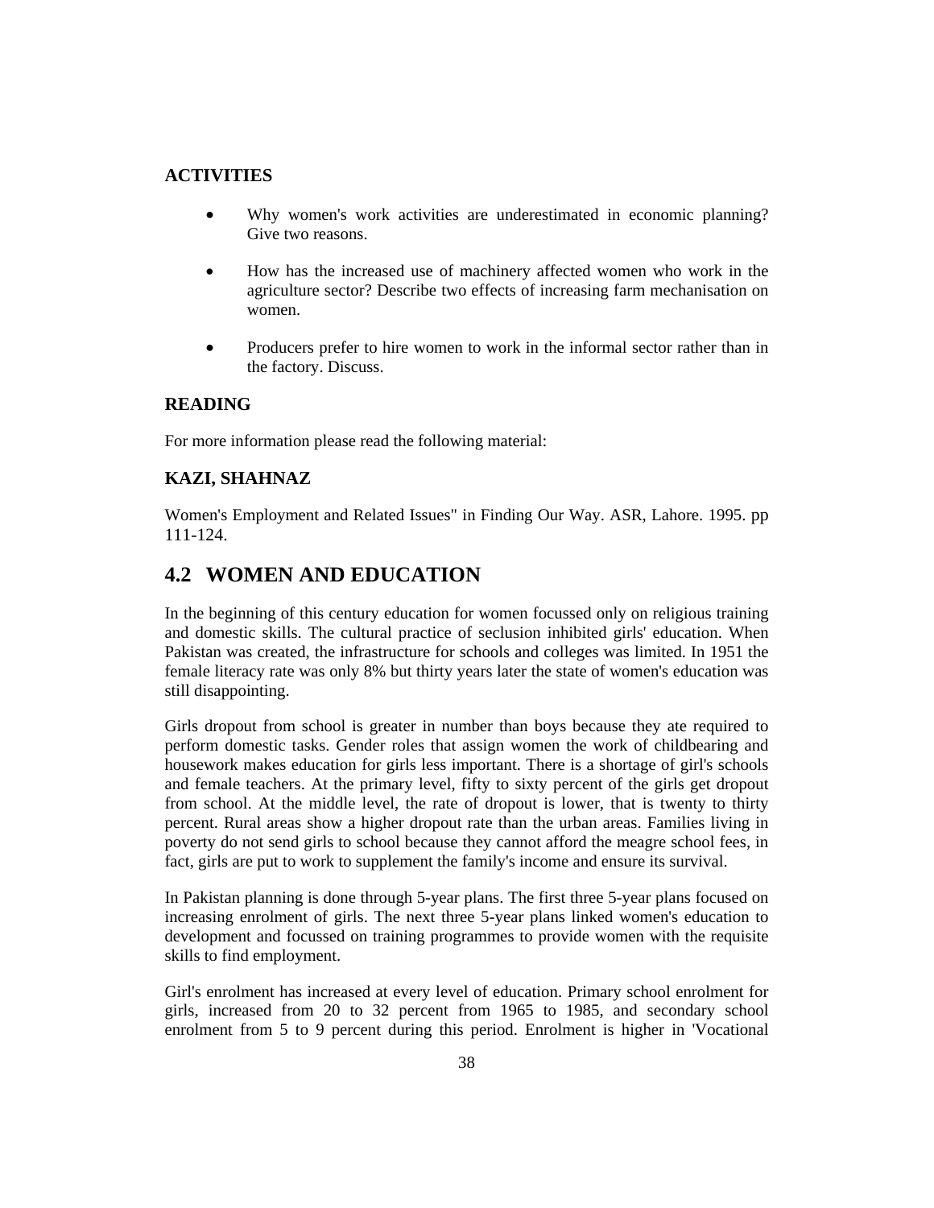## ACTIVITIES

- Why women's work activities are underestimated in economic planning? Give two reasons.
- How has the increased use of machinery affected women who work in the agriculture sector? Describe two effects of increasing farm mechanisation on women.
- Producers prefer to hire women to work in the informal sector rather than in the factory. Discuss.

## READING

For more information please read the following material:

### KAZI, SHAHNAZ

Women's Employment and Related Issues" in Finding Our Way. ASR, Lahore. 1995. pp 111-124.

## 4.2 WOMEN AND EDUCATION

In the beginning of this century education for women focussed only on religious training and domestic skills. The cultural practice of seclusion inhibited girls' education. When Pakistan was created, the infrastructure for schools and colleges was limited. In 1951 the female literacy rate was only 8% but thirty years later the state of women's education was still disappointing.

Girls dropout from school is greater in number than boys because they ate required to perform domestic tasks. Gender roles that assign women the work of childbearing and housework makes education for girls less important. There is a shortage of girl's schools and female teachers. At the primary level, fifty to sixty percent of the girls get dropout from school. At the middle level, the rate of dropout is lower, that is twenty to thirty percent. Rural areas show a higher dropout rate than the urban areas. Families living in poverty do not send girls to school because they cannot afford the meagre school fees, in fact, girls are put to work to supplement the family's income and ensure its survival.

In Pakistan planning is done through 5-year plans. The first three 5-year plans focused on increasing enrolment of girls. The next three 5-year plans linked women's education to development and focussed on training programmes to provide women with the requisite skills to find employment.

Girl's enrolment has increased at every level of education. Primary school enrolment for girls, increased from 20 to 32 percent from 1965 to 1985, and secondary school enrolment from 5 to 9 percent during this period. Enrolment is higher in 'Vocational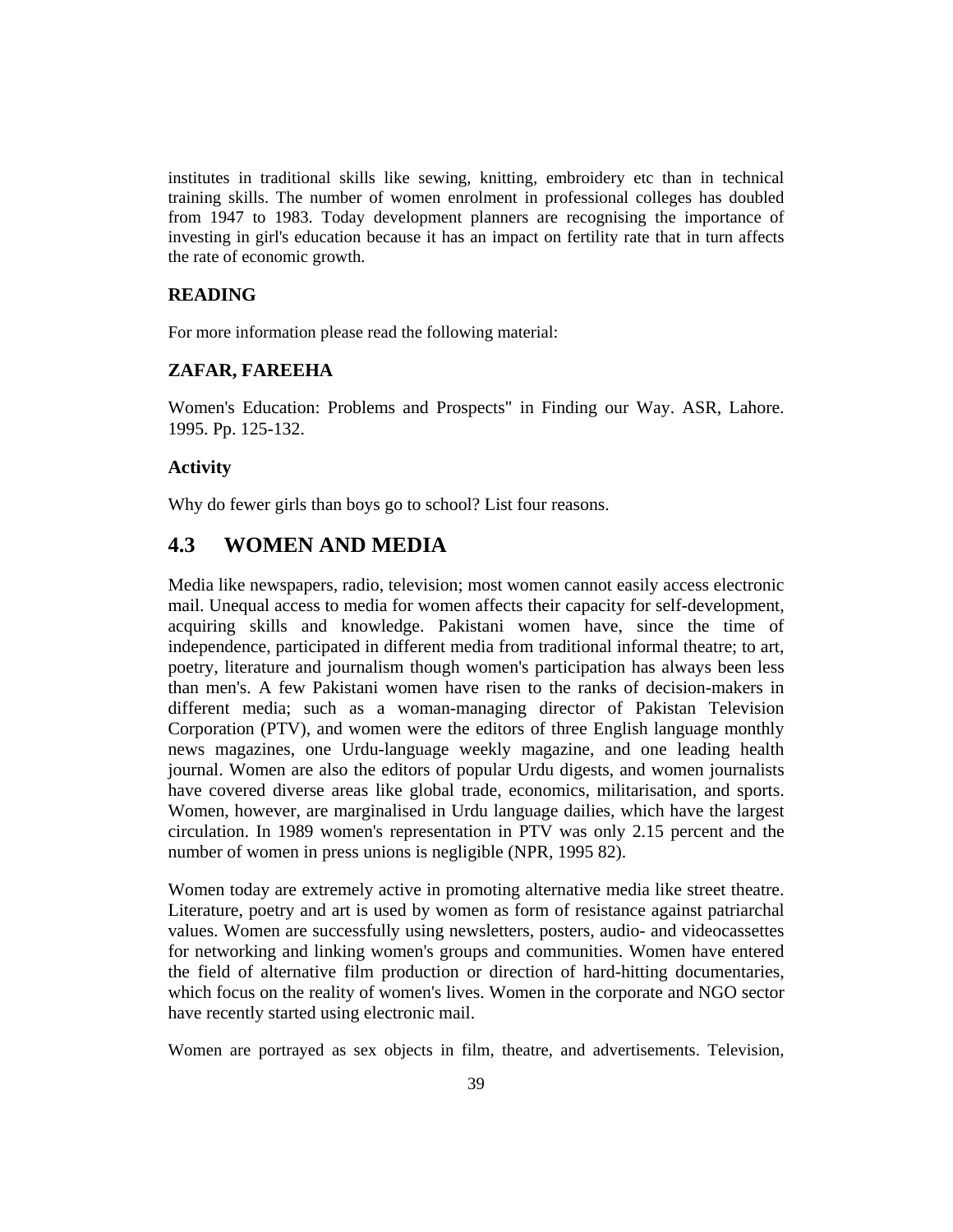institutes in traditional skills like sewing, knitting, embroidery etc than in technical training skills. The number of women enrolment in professional colleges has doubled from 1947 to 1983. Today development planners are recognising the importance of investing in girl's education because it has an impact on fertility rate that in turn affects the rate of economic growth.

**READING**

For more information please read the following material:

**ZAFAR, FAREEHA**

Women's Education: Problems and Prospects" in Finding our Way. ASR, Lahore. 1995. Pp. 125-132.

**Activity**

Why do fewer girls than boys go to school? List four reasons.

## 4.3 WOMEN AND MEDIA

Media like newspapers, radio, television; most women cannot easily access electronic mail. Unequal access to media for women affects their capacity for self-development, acquiring skills and knowledge. Pakistani women have, since the time of independence, participated in different media from traditional informal theatre; to art, poetry, literature and journalism though women's participation has always been less than men's. A few Pakistani women have risen to the ranks of decision-makers in different media; such as a woman-managing director of Pakistan Television Corporation (PTV), and women were the editors of three English language monthly news magazines, one Urdu-language weekly magazine, and one leading health journal. Women are also the editors of popular Urdu digests, and women journalists have covered diverse areas like global trade, economics, militarisation, and sports. Women, however, are marginalised in Urdu language dailies, which have the largest circulation. In 1989 women's representation in PTV was only 2.15 percent and the number of women in press unions is negligible (NPR, 1995 82).

Women today are extremely active in promoting alternative media like street theatre. Literature, poetry and art is used by women as form of resistance against patriarchal values. Women are successfully using newsletters, posters, audio- and videocassettes for networking and linking women's groups and communities. Women have entered the field of alternative film production or direction of hard-hitting documentaries, which focus on the reality of women's lives. Women in the corporate and NGO sector have recently started using electronic mail.

Women are portrayed as sex objects in film, theatre, and advertisements. Television,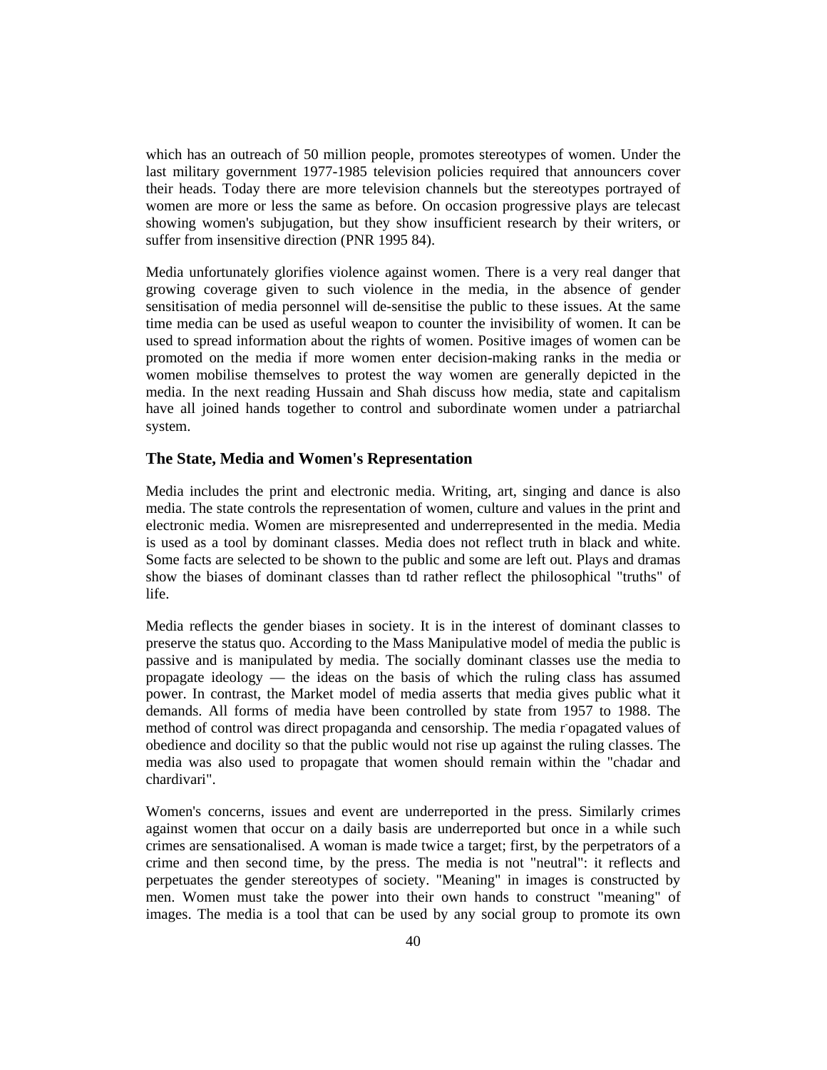which has an outreach of 50 million people, promotes stereotypes of women. Under the last military government 1977-1985 television policies required that announcers cover their heads. Today there are more television channels but the stereotypes portrayed of women are more or less the same as before. On occasion progressive plays are telecast showing women's subjugation, but they show insufficient research by their writers, or suffer from insensitive direction (PNR 1995 84).

Media unfortunately glorifies violence against women. There is a very real danger that growing coverage given to such violence in the media, in the absence of gender sensitisation of media personnel will de-sensitise the public to these issues. At the same time media can be used as useful weapon to counter the invisibility of women. It can be used to spread information about the rights of women. Positive images of women can be promoted on the media if more women enter decision-making ranks in the media or women mobilise themselves to protest the way women are generally depicted in the media. In the next reading Hussain and Shah discuss how media, state and capitalism have all joined hands together to control and subordinate women under a patriarchal system.

### The State, Media and Women's Representation

Media includes the print and electronic media. Writing, art, singing and dance is also media. The state controls the representation of women, culture and values in the print and electronic media. Women are misrepresented and underrepresented in the media. Media is used as a tool by dominant classes. Media does not reflect truth in black and white. Some facts are selected to be shown to the public and some are left out. Plays and dramas show the biases of dominant classes than td rather reflect the philosophical "truths" of life.

Media reflects the gender biases in society. It is in the interest of dominant classes to preserve the status quo. According to the Mass Manipulative model of media the public is passive and is manipulated by media. The socially dominant classes use the media to propagate ideology — the ideas on the basis of which the ruling class has assumed power. In contrast, the Market model of media asserts that media gives public what it demands. All forms of media have been controlled by state from 1957 to 1988. The method of control was direct propaganda and censorship. The media r-opagated values of obedience and docility so that the public would not rise up against the ruling classes. The media was also used to propagate that women should remain within the "chadar and chardivari".

Women's concerns, issues and event are underreported in the press. Similarly crimes against women that occur on a daily basis are underreported but once in a while such crimes are sensationalised. A woman is made twice a target; first, by the perpetrators of a crime and then second time, by the press. The media is not "neutral": it reflects and perpetuates the gender stereotypes of society. "Meaning" in images is constructed by men. Women must take the power into their own hands to construct "meaning" of images. The media is a tool that can be used by any social group to promote its own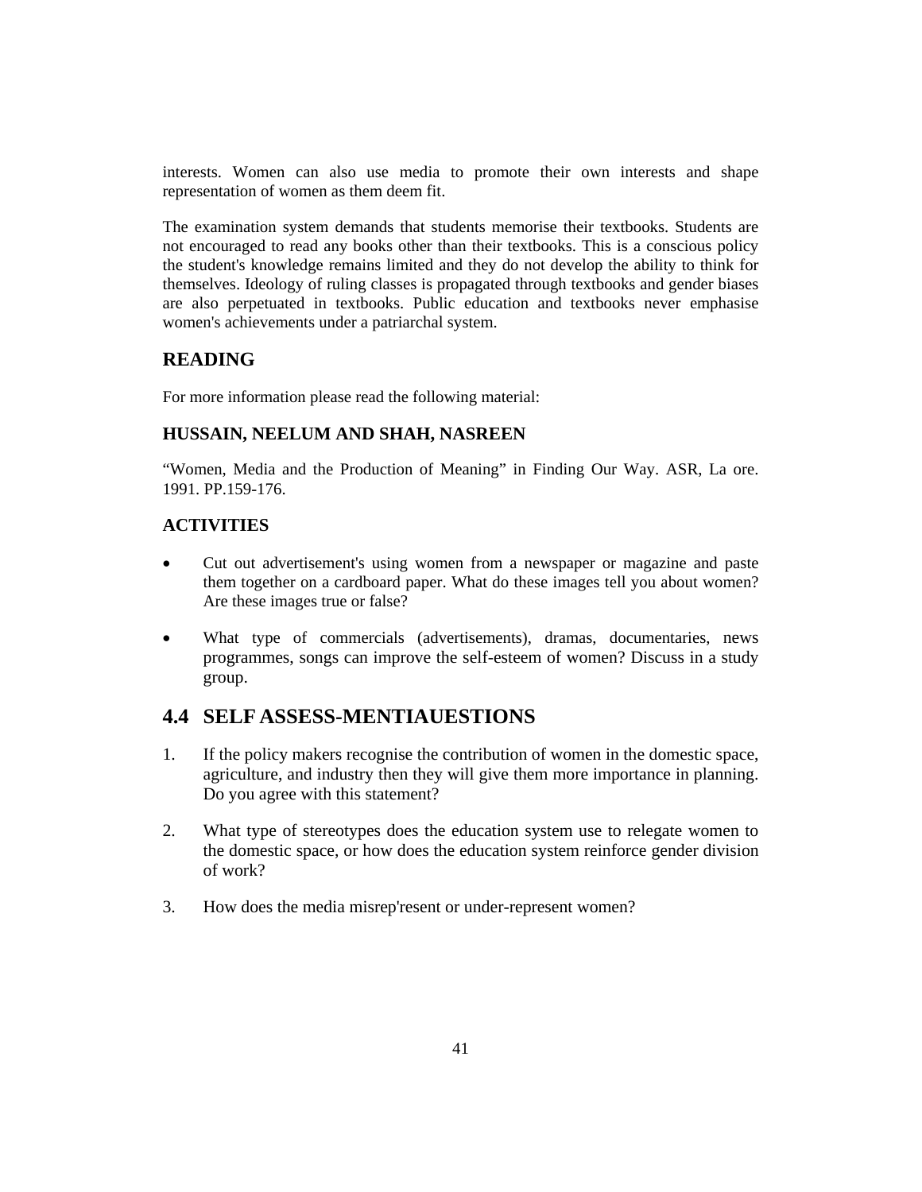interests. Women can also use media to promote their own interests and shape representation of women as them deem fit.

The examination system demands that students memorise their textbooks. Students are not encouraged to read any books other than their textbooks. This is a conscious policy the student's knowledge remains limited and they do not develop the ability to think for themselves. Ideology of ruling classes is propagated through textbooks and gender biases are also perpetuated in textbooks. Public education and textbooks never emphasise women's achievements under a patriarchal system.

## READING

For more information please read the following material:

### HUSSAIN, NEELUM AND SHAH, NASREEN

"Women, Media and the Production of Meaning" in Finding Our Way. ASR, La ore. 1991. PP.159-176.

## ACTIVITIES

- Cut out advertisement's using women from a newspaper or magazine and paste them together on a cardboard paper. What do these images tell you about women? Are these images true or false?
- What type of commercials (advertisements), dramas, documentaries, news programmes, songs can improve the self-esteem of women? Discuss in a study group.

## 4.4 SELF ASSESS-MENTIAUESTIONS

1. If the policy makers recognise the contribution of women in the domestic space, agriculture, and industry then they will give them more importance in planning. Do you agree with this statement?
2. What type of stereotypes does the education system use to relegate women to the domestic space, or how does the education system reinforce gender division of work?
3. How does the media misrep'resent or under-represent women?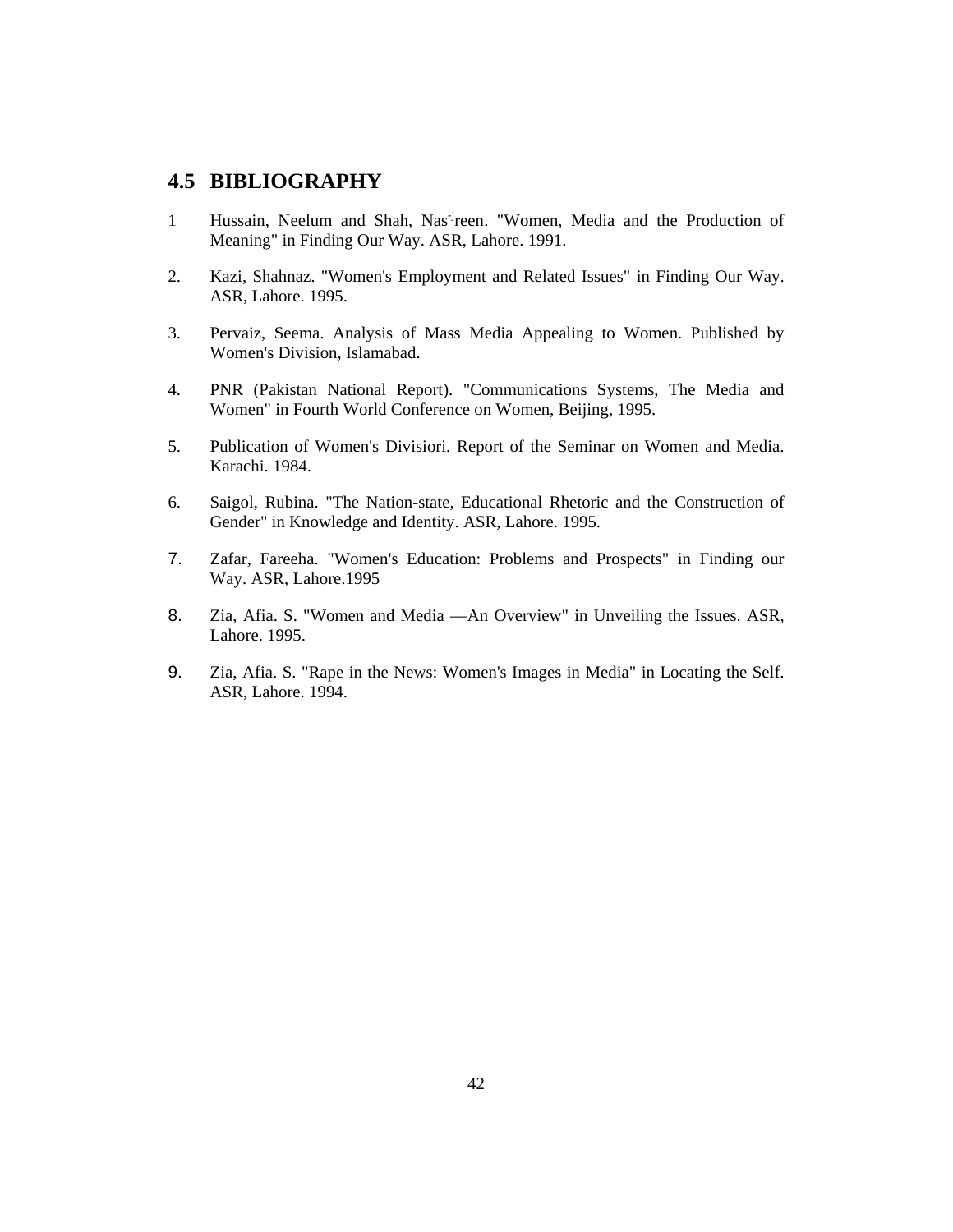## 4.5 BIBLIOGRAPHY

1 Hussain, Neelum and Shah, Nas-jreen. "Women, Media and the Production of Meaning" in Finding Our Way. ASR, Lahore. 1991.

2. Kazi, Shahnaz. "Women's Employment and Related Issues" in Finding Our Way. ASR, Lahore. 1995.

3. Pervaiz, Seema. Analysis of Mass Media Appealing to Women. Published by Women's Division, Islamabad.

4. PNR (Pakistan National Report). "Communications Systems, The Media and Women" in Fourth World Conference on Women, Beijing, 1995.

5. Publication of Women's Divisiori. Report of the Seminar on Women and Media. Karachi. 1984.

6. Saigol, Rubina. "The Nation-state, Educational Rhetoric and the Construction of Gender" in Knowledge and Identity. ASR, Lahore. 1995.

7. Zafar, Fareeha. "Women's Education: Problems and Prospects" in Finding our Way. ASR, Lahore.1995

8. Zia, Afia. S. "Women and Media —An Overview" in Unveiling the Issues. ASR, Lahore. 1995.

9. Zia, Afia. S. "Rape in the News: Women's Images in Media" in Locating the Self. ASR, Lahore. 1994.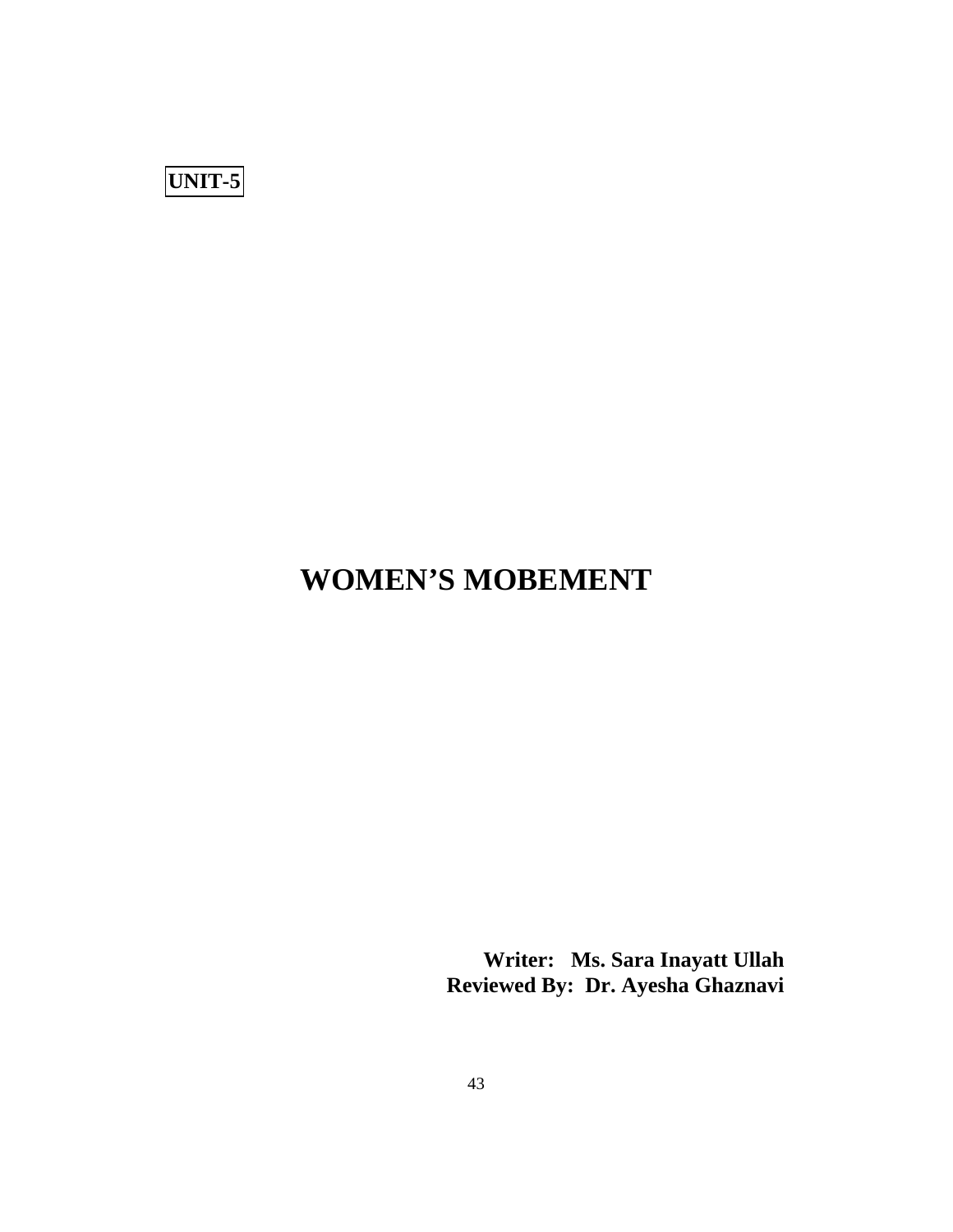**UNIT-5**

# WOMEN'S MOBEMENT

**Writer: Ms. Sara Inayatt Ullah**
**Reviewed By: Dr. Ayesha Ghaznavi**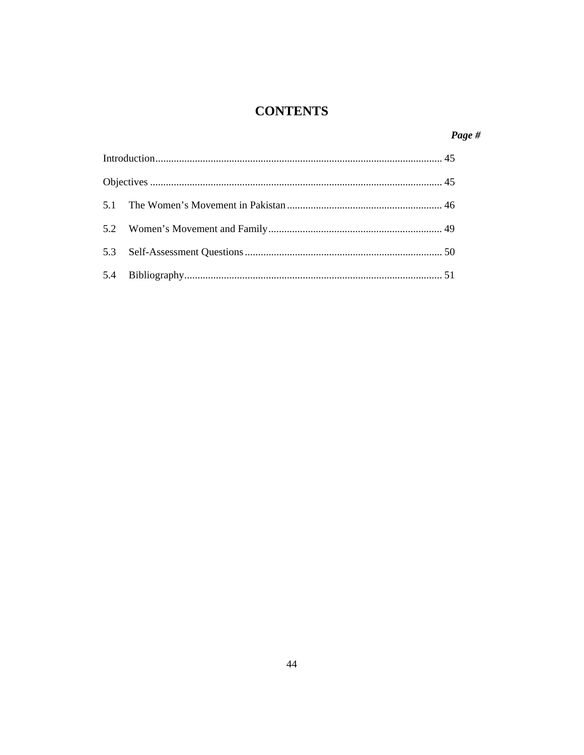# CONTENTS

***Page #***

Introduction ............................................................................................................ 45

Objectives .............................................................................................................. 45

5.1 The Women's Movement in Pakistan ........................................................... 46

5.2 Women's Movement and Family .................................................................. 49

5.3 Self-Assessment Questions ........................................................................... 50

5.4 Bibliography ................................................................................................. 51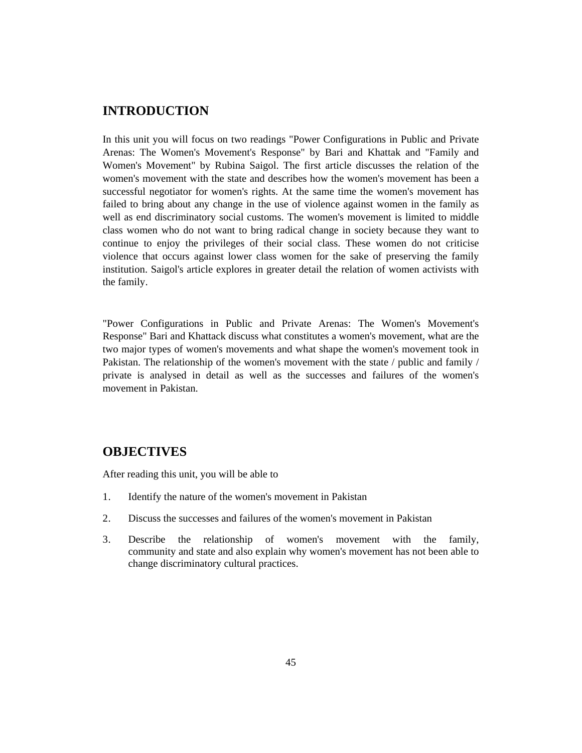## INTRODUCTION

In this unit you will focus on two readings "Power Configurations in Public and Private Arenas: The Women's Movement's Response" by Bari and Khattak and "Family and Women's Movement" by Rubina Saigol. The first article discusses the relation of the women's movement with the state and describes how the women's movement has been a successful negotiator for women's rights. At the same time the women's movement has failed to bring about any change in the use of violence against women in the family as well as end discriminatory social customs. The women's movement is limited to middle class women who do not want to bring radical change in society because they want to continue to enjoy the privileges of their social class. These women do not criticise violence that occurs against lower class women for the sake of preserving the family institution. Saigol's article explores in greater detail the relation of women activists with the family.

"Power Configurations in Public and Private Arenas: The Women's Movement's Response" Bari and Khattack discuss what constitutes a women's movement, what are the two major types of women's movements and what shape the women's movement took in Pakistan. The relationship of the women's movement with the state / public and family / private is analysed in detail as well as the successes and failures of the women's movement in Pakistan.

## OBJECTIVES

After reading this unit, you will be able to

1. Identify the nature of the women's movement in Pakistan
2. Discuss the successes and failures of the women's movement in Pakistan
3. Describe the relationship of women's movement with the family, community and state and also explain why women's movement has not been able to change discriminatory cultural practices.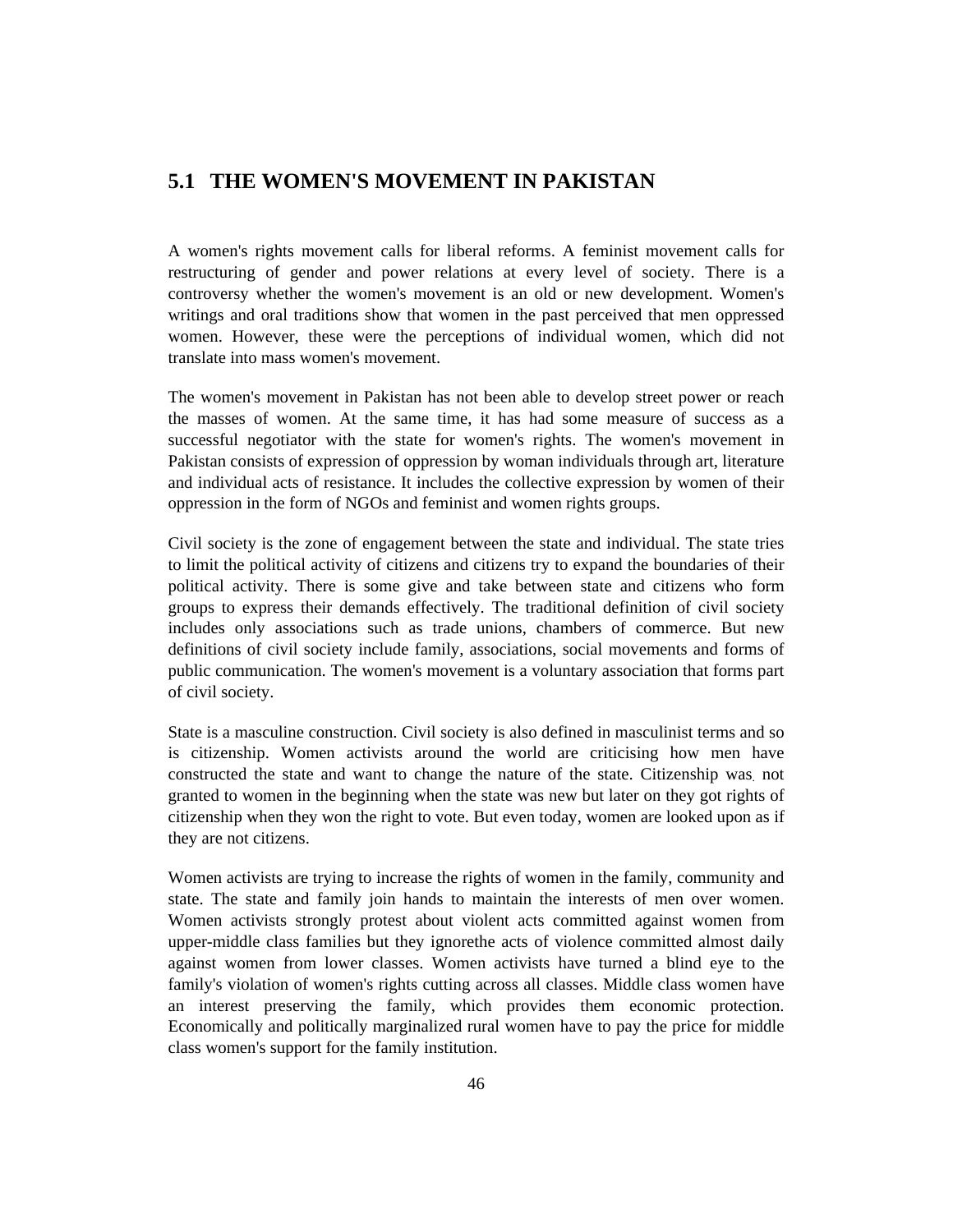## 5.1 THE WOMEN'S MOVEMENT IN PAKISTAN

A women's rights movement calls for liberal reforms. A feminist movement calls for restructuring of gender and power relations at every level of society. There is a controversy whether the women's movement is an old or new development. Women's writings and oral traditions show that women in the past perceived that men oppressed women. However, these were the perceptions of individual women, which did not translate into mass women's movement.

The women's movement in Pakistan has not been able to develop street power or reach the masses of women. At the same time, it has had some measure of success as a successful negotiator with the state for women's rights. The women's movement in Pakistan consists of expression of oppression by woman individuals through art, literature and individual acts of resistance. It includes the collective expression by women of their oppression in the form of NGOs and feminist and women rights groups.

Civil society is the zone of engagement between the state and individual. The state tries to limit the political activity of citizens and citizens try to expand the boundaries of their political activity. There is some give and take between state and citizens who form groups to express their demands effectively. The traditional definition of civil society includes only associations such as trade unions, chambers of commerce. But new definitions of civil society include family, associations, social movements and forms of public communication. The women's movement is a voluntary association that forms part of civil society.

State is a masculine construction. Civil society is also defined in masculinist terms and so is citizenship. Women activists around the world are criticising how men have constructed the state and want to change the nature of the state. Citizenship was not granted to women in the beginning when the state was new but later on they got rights of citizenship when they won the right to vote. But even today, women are looked upon as if they are not citizens.

Women activists are trying to increase the rights of women in the family, community and state. The state and family join hands to maintain the interests of men over women. Women activists strongly protest about violent acts committed against women from upper-middle class families but they ignorethe acts of violence committed almost daily against women from lower classes. Women activists have turned a blind eye to the family's violation of women's rights cutting across all classes. Middle class women have an interest preserving the family, which provides them economic protection. Economically and politically marginalized rural women have to pay the price for middle class women's support for the family institution.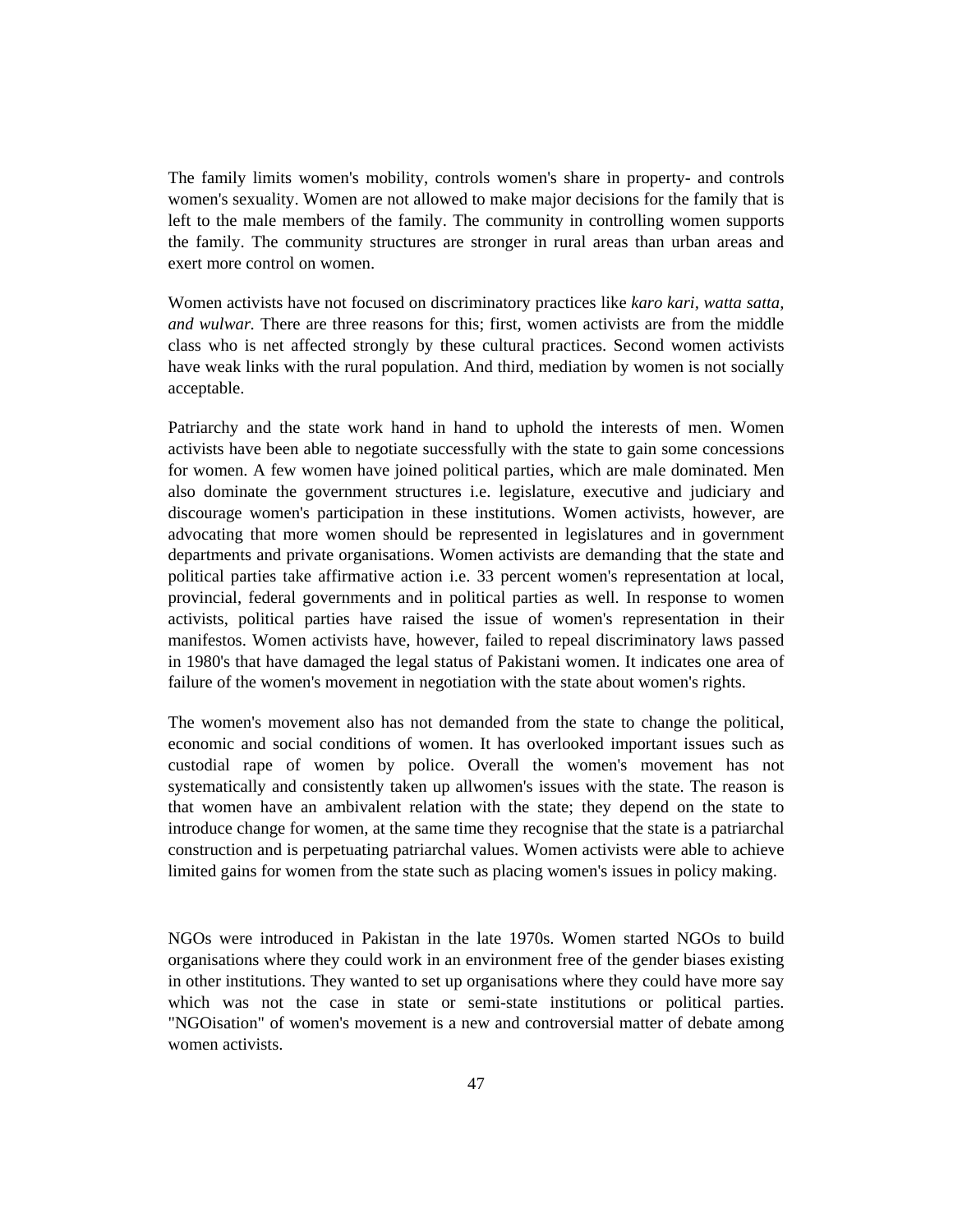The family limits women's mobility, controls women's share in property- and controls women's sexuality. Women are not allowed to make major decisions for the family that is left to the male members of the family. The community in controlling women supports the family. The community structures are stronger in rural areas than urban areas and exert more control on women.

Women activists have not focused on discriminatory practices like *karo kari, watta satta, and wulwar.* There are three reasons for this; first, women activists are from the middle class who is net affected strongly by these cultural practices. Second women activists have weak links with the rural population. And third, mediation by women is not socially acceptable.

Patriarchy and the state work hand in hand to uphold the interests of men. Women activists have been able to negotiate successfully with the state to gain some concessions for women. A few women have joined political parties, which are male dominated. Men also dominate the government structures i.e. legislature, executive and judiciary and discourage women's participation in these institutions. Women activists, however, are advocating that more women should be represented in legislatures and in government departments and private organisations. Women activists are demanding that the state and political parties take affirmative action i.e. 33 percent women's representation at local, provincial, federal governments and in political parties as well. In response to women activists, political parties have raised the issue of women's representation in their manifestos. Women activists have, however, failed to repeal discriminatory laws passed in 1980's that have damaged the legal status of Pakistani women. It indicates one area of failure of the women's movement in negotiation with the state about women's rights.

The women's movement also has not demanded from the state to change the political, economic and social conditions of women. It has overlooked important issues such as custodial rape of women by police. Overall the women's movement has not systematically and consistently taken up allwomen's issues with the state. The reason is that women have an ambivalent relation with the state; they depend on the state to introduce change for women, at the same time they recognise that the state is a patriarchal construction and is perpetuating patriarchal values. Women activists were able to achieve limited gains for women from the state such as placing women's issues in policy making.

NGOs were introduced in Pakistan in the late 1970s. Women started NGOs to build organisations where they could work in an environment free of the gender biases existing in other institutions. They wanted to set up organisations where they could have more say which was not the case in state or semi-state institutions or political parties. "NGOisation" of women's movement is a new and controversial matter of debate among women activists.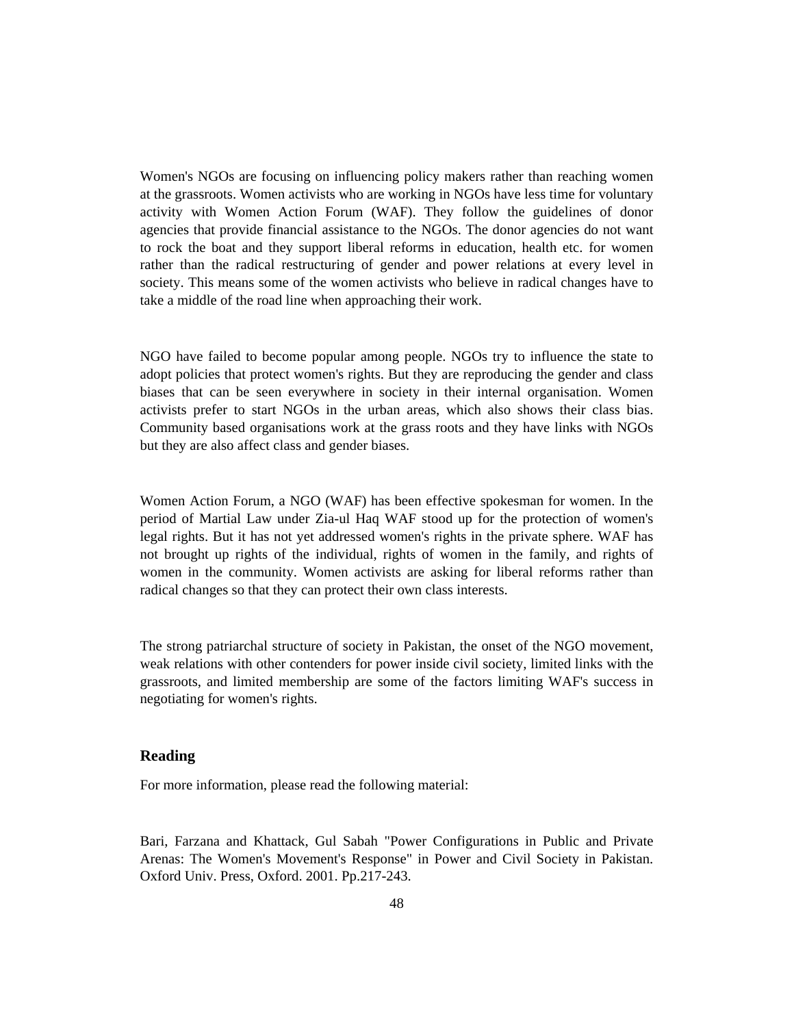Women's NGOs are focusing on influencing policy makers rather than reaching women at the grassroots. Women activists who are working in NGOs have less time for voluntary activity with Women Action Forum (WAF). They follow the guidelines of donor agencies that provide financial assistance to the NGOs. The donor agencies do not want to rock the boat and they support liberal reforms in education, health etc. for women rather than the radical restructuring of gender and power relations at every level in society. This means some of the women activists who believe in radical changes have to take a middle of the road line when approaching their work.

NGO have failed to become popular among people. NGOs try to influence the state to adopt policies that protect women's rights. But they are reproducing the gender and class biases that can be seen everywhere in society in their internal organisation. Women activists prefer to start NGOs in the urban areas, which also shows their class bias. Community based organisations work at the grass roots and they have links with NGOs but they are also affect class and gender biases.

Women Action Forum, a NGO (WAF) has been effective spokesman for women. In the period of Martial Law under Zia-ul Haq WAF stood up for the protection of women's legal rights. But it has not yet addressed women's rights in the private sphere. WAF has not brought up rights of the individual, rights of women in the family, and rights of women in the community. Women activists are asking for liberal reforms rather than radical changes so that they can protect their own class interests.

The strong patriarchal structure of society in Pakistan, the onset of the NGO movement, weak relations with other contenders for power inside civil society, limited links with the grassroots, and limited membership are some of the factors limiting WAF's success in negotiating for women's rights.

## Reading

For more information, please read the following material:

Bari, Farzana and Khattack, Gul Sabah "Power Configurations in Public and Private Arenas: The Women's Movement's Response" in Power and Civil Society in Pakistan. Oxford Univ. Press, Oxford. 2001. Pp.217-243.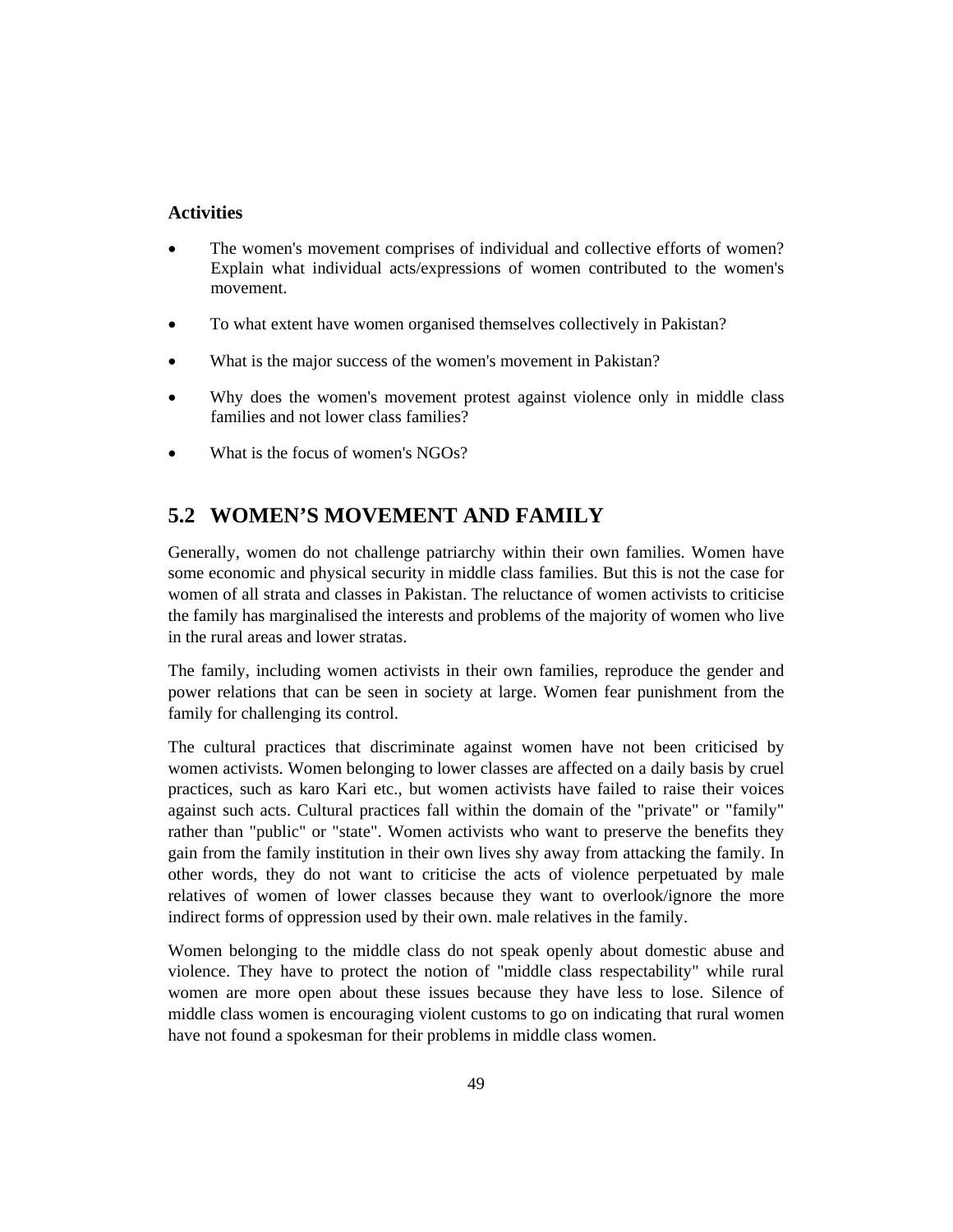**Activities**

- The women's movement comprises of individual and collective efforts of women? Explain what individual acts/expressions of women contributed to the women's movement.
- To what extent have women organised themselves collectively in Pakistan?
- What is the major success of the women's movement in Pakistan?
- Why does the women's movement protest against violence only in middle class families and not lower class families?
- What is the focus of women's NGOs?

## 5.2 WOMEN'S MOVEMENT AND FAMILY

Generally, women do not challenge patriarchy within their own families. Women have some economic and physical security in middle class families. But this is not the case for women of all strata and classes in Pakistan. The reluctance of women activists to criticise the family has marginalised the interests and problems of the majority of women who live in the rural areas and lower stratas.

The family, including women activists in their own families, reproduce the gender and power relations that can be seen in society at large. Women fear punishment from the family for challenging its control.

The cultural practices that discriminate against women have not been criticised by women activists. Women belonging to lower classes are affected on a daily basis by cruel practices, such as karo Kari etc., but women activists have failed to raise their voices against such acts. Cultural practices fall within the domain of the "private" or "family" rather than "public" or "state". Women activists who want to preserve the benefits they gain from the family institution in their own lives shy away from attacking the family. In other words, they do not want to criticise the acts of violence perpetuated by male relatives of women of lower classes because they want to overlook/ignore the more indirect forms of oppression used by their own. male relatives in the family.

Women belonging to the middle class do not speak openly about domestic abuse and violence. They have to protect the notion of "middle class respectability" while rural women are more open about these issues because they have less to lose. Silence of middle class women is encouraging violent customs to go on indicating that rural women have not found a spokesman for their problems in middle class women.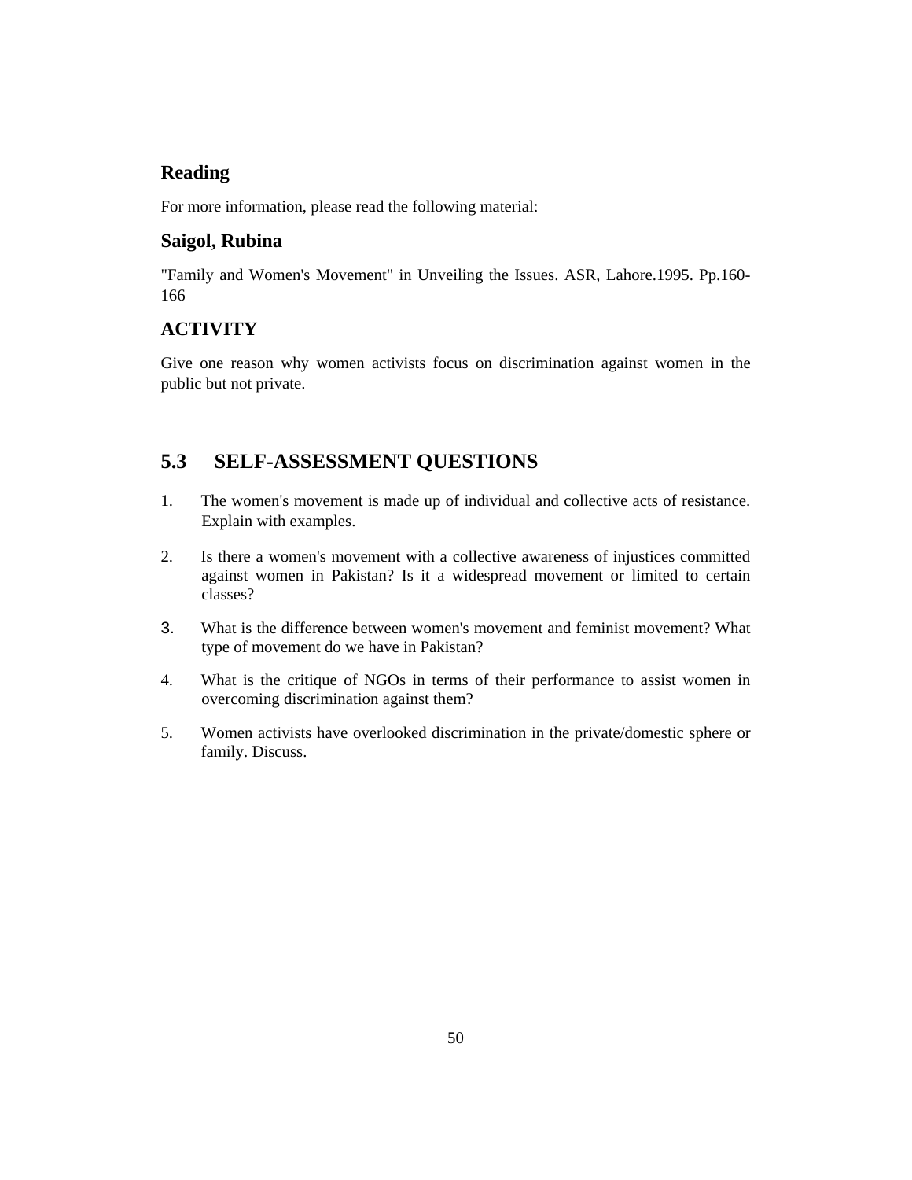## Reading

For more information, please read the following material:

### Saigol, Rubina

"Family and Women's Movement" in Unveiling the Issues. ASR, Lahore.1995. Pp.160-166

## ACTIVITY

Give one reason why women activists focus on discrimination against women in the public but not private.

## 5.3 SELF-ASSESSMENT QUESTIONS

1. The women's movement is made up of individual and collective acts of resistance. Explain with examples.
2. Is there a women's movement with a collective awareness of injustices committed against women in Pakistan? Is it a widespread movement or limited to certain classes?
3. What is the difference between women's movement and feminist movement? What type of movement do we have in Pakistan?
4. What is the critique of NGOs in terms of their performance to assist women in overcoming discrimination against them?
5. Women activists have overlooked discrimination in the private/domestic sphere or family. Discuss.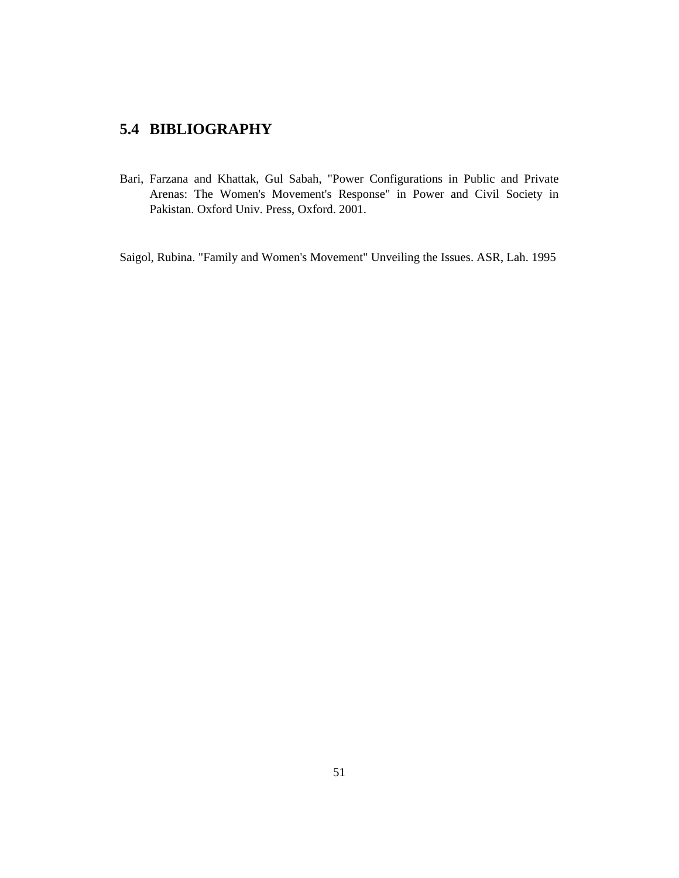## 5.4 BIBLIOGRAPHY

Bari, Farzana and Khattak, Gul Sabah, "Power Configurations in Public and Private Arenas: The Women's Movement's Response" in Power and Civil Society in Pakistan. Oxford Univ. Press, Oxford. 2001.

Saigol, Rubina. "Family and Women's Movement" Unveiling the Issues. ASR, Lah. 1995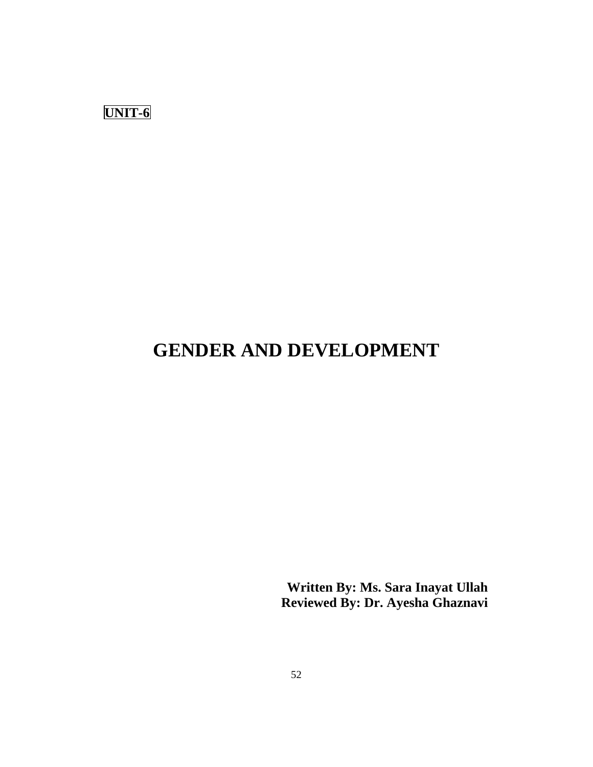**UNIT-6**

# GENDER AND DEVELOPMENT

**Written By: Ms. Sara Inayat Ullah**
**Reviewed By: Dr. Ayesha Ghaznavi**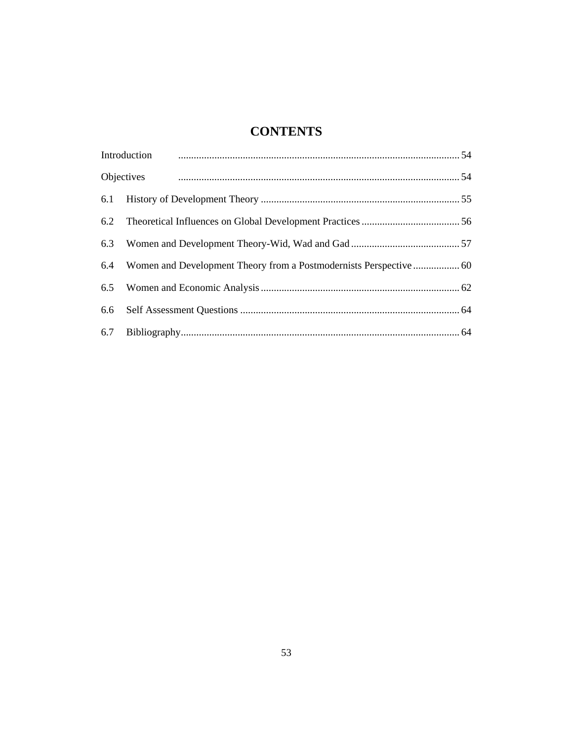# CONTENTS

| | | |
|---|---|---|
| Introduction | | 54 |
| Objectives | | 54 |
| 6.1 | History of Development Theory | 55 |
| 6.2 | Theoretical Influences on Global Development Practices | 56 |
| 6.3 | Women and Development Theory-Wid, Wad and Gad | 57 |
| 6.4 | Women and Development Theory from a Postmodernists Perspective | 60 |
| 6.5 | Women and Economic Analysis | 62 |
| 6.6 | Self Assessment Questions | 64 |
| 6.7 | Bibliography | 64 |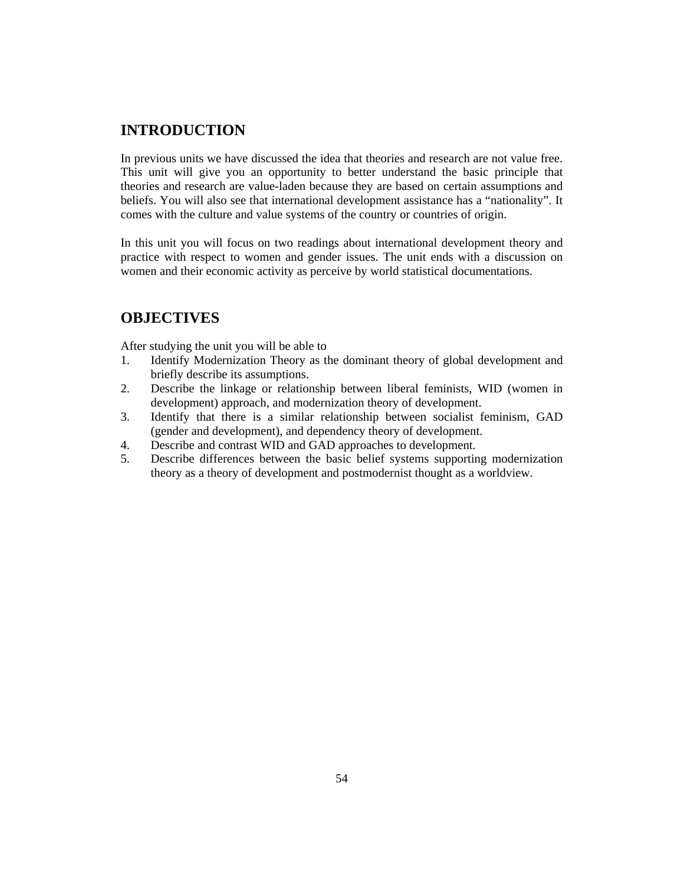## INTRODUCTION

In previous units we have discussed the idea that theories and research are not value free. This unit will give you an opportunity to better understand the basic principle that theories and research are value-laden because they are based on certain assumptions and beliefs. You will also see that international development assistance has a "nationality". It comes with the culture and value systems of the country or countries of origin.

In this unit you will focus on two readings about international development theory and practice with respect to women and gender issues. The unit ends with a discussion on women and their economic activity as perceive by world statistical documentations.

## OBJECTIVES

After studying the unit you will be able to

1. Identify Modernization Theory as the dominant theory of global development and briefly describe its assumptions.
2. Describe the linkage or relationship between liberal feminists, WID (women in development) approach, and modernization theory of development.
3. Identify that there is a similar relationship between socialist feminism, GAD (gender and development), and dependency theory of development.
4. Describe and contrast WID and GAD approaches to development.
5. Describe differences between the basic belief systems supporting modernization theory as a theory of development and postmodernist thought as a worldview.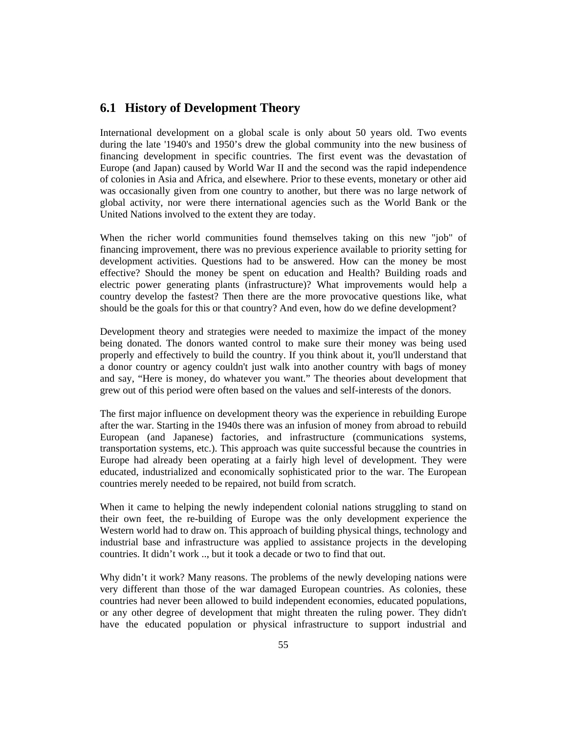## 6.1 History of Development Theory

International development on a global scale is only about 50 years old. Two events during the late '1940's and 1950's drew the global community into the new business of financing development in specific countries. The first event was the devastation of Europe (and Japan) caused by World War II and the second was the rapid independence of colonies in Asia and Africa, and elsewhere. Prior to these events, monetary or other aid was occasionally given from one country to another, but there was no large network of global activity, nor were there international agencies such as the World Bank or the United Nations involved to the extent they are today.

When the richer world communities found themselves taking on this new "job" of financing improvement, there was no previous experience available to priority setting for development activities. Questions had to be answered. How can the money be most effective? Should the money be spent on education and Health? Building roads and electric power generating plants (infrastructure)? What improvements would help a country develop the fastest? Then there are the more provocative questions like, what should be the goals for this or that country? And even, how do we define development?

Development theory and strategies were needed to maximize the impact of the money being donated. The donors wanted control to make sure their money was being used properly and effectively to build the country. If you think about it, you'll understand that a donor country or agency couldn't just walk into another country with bags of money and say, "Here is money, do whatever you want." The theories about development that grew out of this period were often based on the values and self-interests of the donors.

The first major influence on development theory was the experience in rebuilding Europe after the war. Starting in the 1940s there was an infusion of money from abroad to rebuild European (and Japanese) factories, and infrastructure (communications systems, transportation systems, etc.). This approach was quite successful because the countries in Europe had already been operating at a fairly high level of development. They were educated, industrialized and economically sophisticated prior to the war. The European countries merely needed to be repaired, not build from scratch.

When it came to helping the newly independent colonial nations struggling to stand on their own feet, the re-building of Europe was the only development experience the Western world had to draw on. This approach of building physical things, technology and industrial base and infrastructure was applied to assistance projects in the developing countries. It didn't work .., but it took a decade or two to find that out.

Why didn't it work? Many reasons. The problems of the newly developing nations were very different than those of the war damaged European countries. As colonies, these countries had never been allowed to build independent economies, educated populations, or any other degree of development that might threaten the ruling power. They didn't have the educated population or physical infrastructure to support industrial and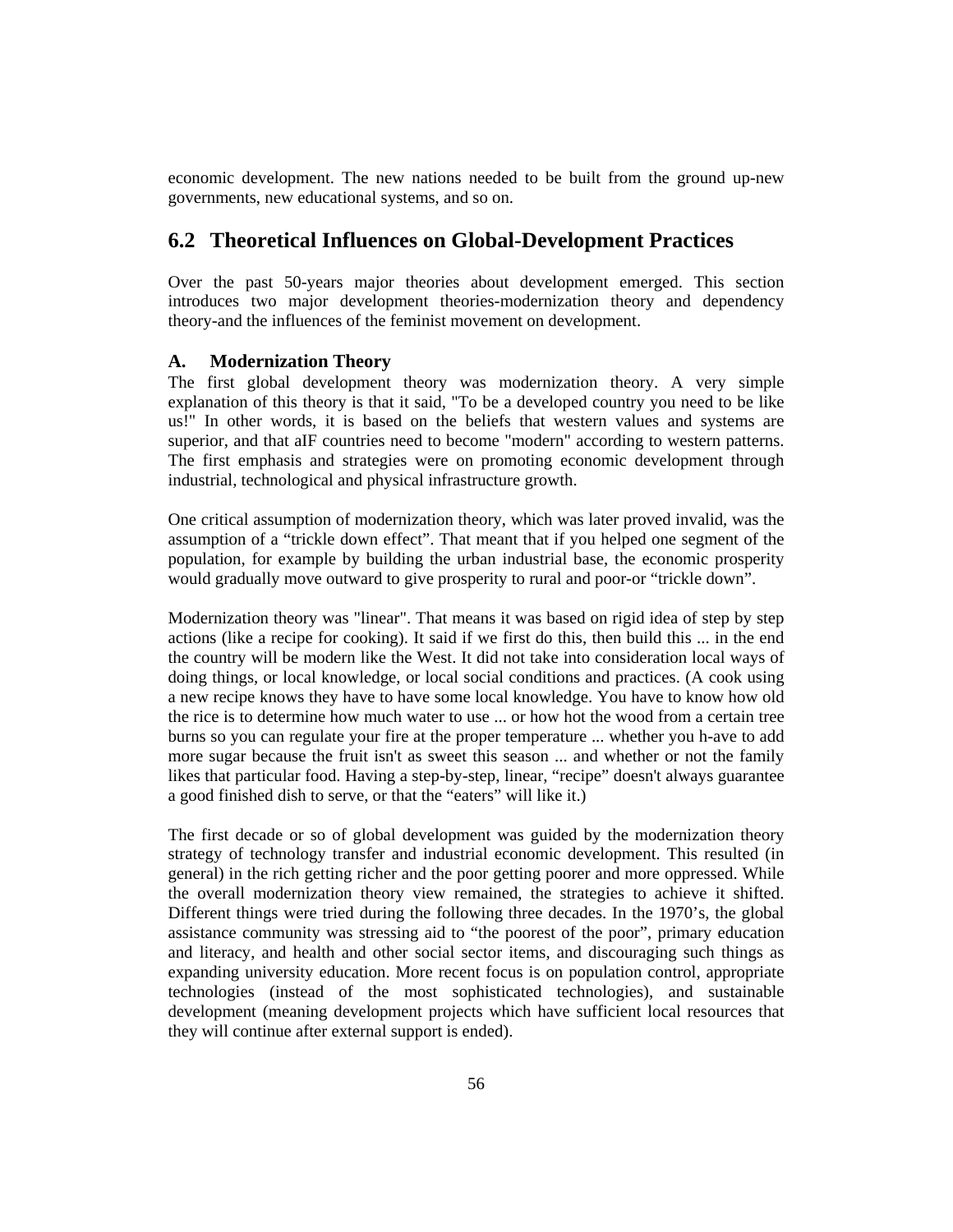economic development. The new nations needed to be built from the ground up-new governments, new educational systems, and so on.

## 6.2 Theoretical Influences on Global-Development Practices

Over the past 50-years major theories about development emerged. This section introduces two major development theories-modernization theory and dependency theory-and the influences of the feminist movement on development.

### A. Modernization Theory

The first global development theory was modernization theory. A very simple explanation of this theory is that it said, "To be a developed country you need to be like us!" In other words, it is based on the beliefs that western values and systems are superior, and that aIF countries need to become "modern" according to western patterns. The first emphasis and strategies were on promoting economic development through industrial, technological and physical infrastructure growth.

One critical assumption of modernization theory, which was later proved invalid, was the assumption of a "trickle down effect". That meant that if you helped one segment of the population, for example by building the urban industrial base, the economic prosperity would gradually move outward to give prosperity to rural and poor-or "trickle down".

Modernization theory was "linear". That means it was based on rigid idea of step by step actions (like a recipe for cooking). It said if we first do this, then build this ... in the end the country will be modern like the West. It did not take into consideration local ways of doing things, or local knowledge, or local social conditions and practices. (A cook using a new recipe knows they have to have some local knowledge. You have to know how old the rice is to determine how much water to use ... or how hot the wood from a certain tree burns so you can regulate your fire at the proper temperature ... whether you h-ave to add more sugar because the fruit isn't as sweet this season ... and whether or not the family likes that particular food. Having a step-by-step, linear, "recipe" doesn't always guarantee a good finished dish to serve, or that the "eaters" will like it.)

The first decade or so of global development was guided by the modernization theory strategy of technology transfer and industrial economic development. This resulted (in general) in the rich getting richer and the poor getting poorer and more oppressed. While the overall modernization theory view remained, the strategies to achieve it shifted. Different things were tried during the following three decades. In the 1970's, the global assistance community was stressing aid to "the poorest of the poor", primary education and literacy, and health and other social sector items, and discouraging such things as expanding university education. More recent focus is on population control, appropriate technologies (instead of the most sophisticated technologies), and sustainable development (meaning development projects which have sufficient local resources that they will continue after external support is ended).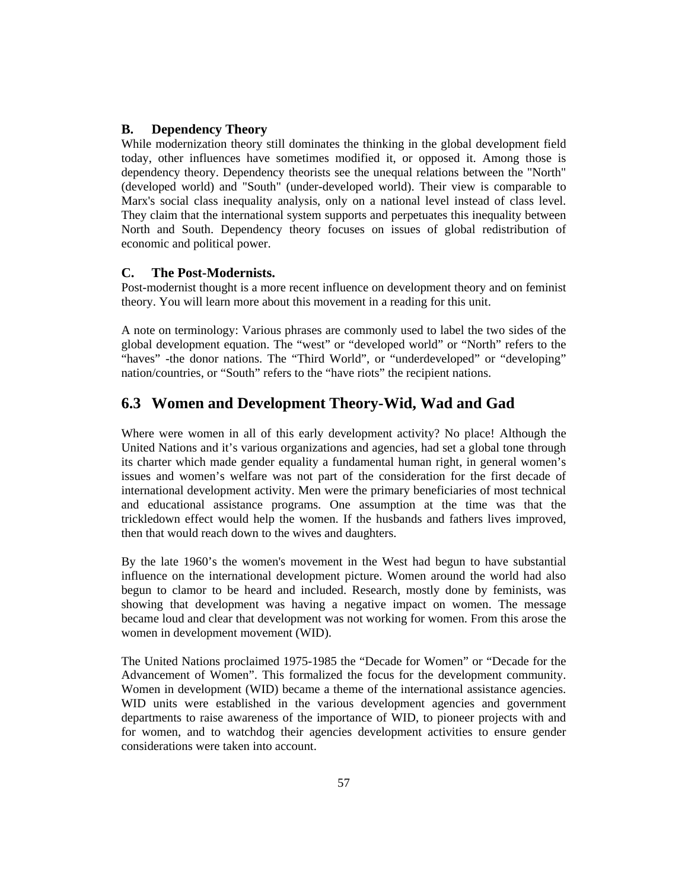### B. Dependency Theory

While modernization theory still dominates the thinking in the global development field today, other influences have sometimes modified it, or opposed it. Among those is dependency theory. Dependency theorists see the unequal relations between the "North" (developed world) and "South" (under-developed world). Their view is comparable to Marx's social class inequality analysis, only on a national level instead of class level. They claim that the international system supports and perpetuates this inequality between North and South. Dependency theory focuses on issues of global redistribution of economic and political power.

### C. The Post-Modernists.

Post-modernist thought is a more recent influence on development theory and on feminist theory. You will learn more about this movement in a reading for this unit.

A note on terminology: Various phrases are commonly used to label the two sides of the global development equation. The "west" or "developed world" or "North" refers to the "haves" -the donor nations. The "Third World", or "underdeveloped" or "developing" nation/countries, or "South" refers to the "have riots" the recipient nations.

## 6.3 Women and Development Theory-Wid, Wad and Gad

Where were women in all of this early development activity? No place! Although the United Nations and it's various organizations and agencies, had set a global tone through its charter which made gender equality a fundamental human right, in general women's issues and women's welfare was not part of the consideration for the first decade of international development activity. Men were the primary beneficiaries of most technical and educational assistance programs. One assumption at the time was that the trickledown effect would help the women. If the husbands and fathers lives improved, then that would reach down to the wives and daughters.

By the late 1960's the women's movement in the West had begun to have substantial influence on the international development picture. Women around the world had also begun to clamor to be heard and included. Research, mostly done by feminists, was showing that development was having a negative impact on women. The message became loud and clear that development was not working for women. From this arose the women in development movement (WID).

The United Nations proclaimed 1975-1985 the "Decade for Women" or "Decade for the Advancement of Women". This formalized the focus for the development community. Women in development (WID) became a theme of the international assistance agencies. WID units were established in the various development agencies and government departments to raise awareness of the importance of WID, to pioneer projects with and for women, and to watchdog their agencies development activities to ensure gender considerations were taken into account.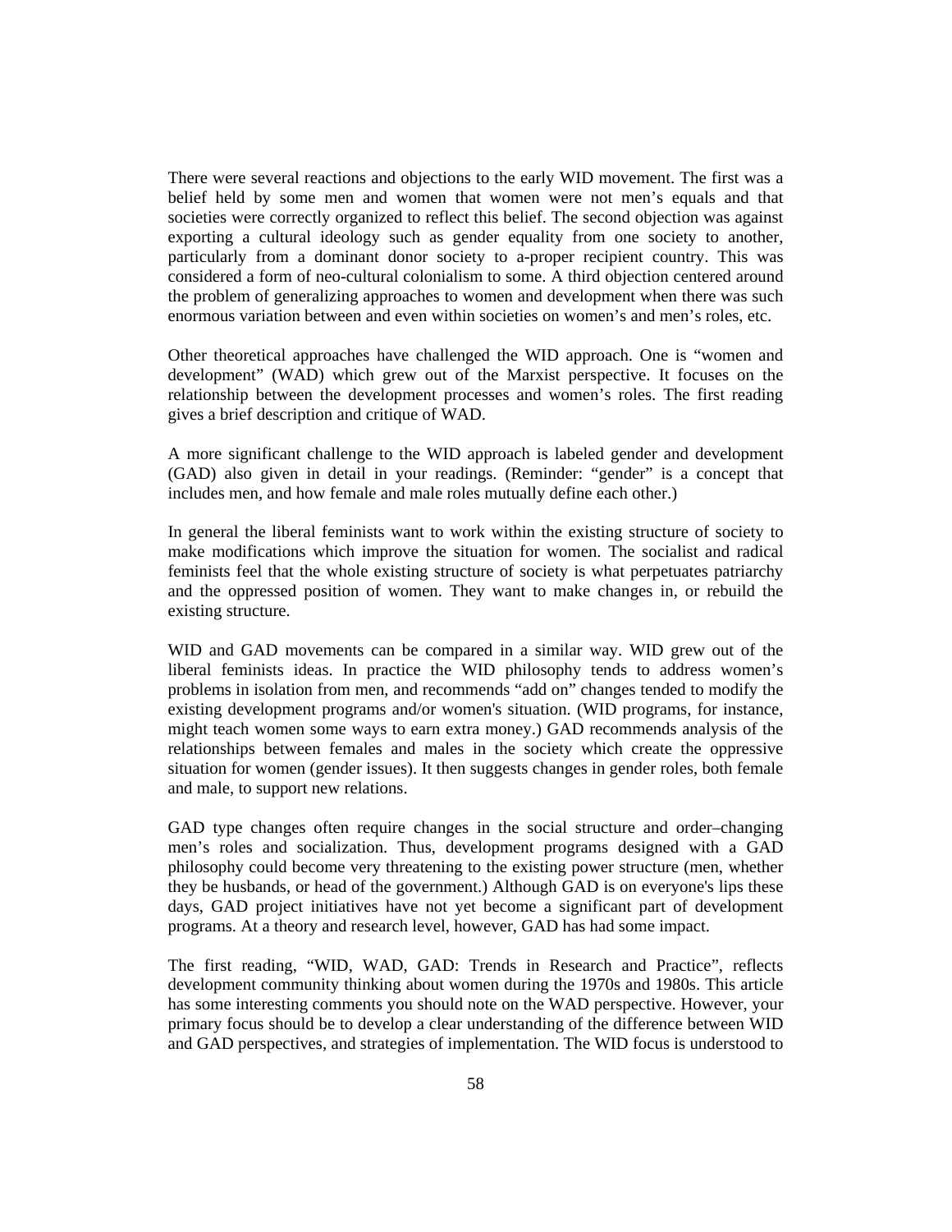There were several reactions and objections to the early WID movement. The first was a belief held by some men and women that women were not men's equals and that societies were correctly organized to reflect this belief. The second objection was against exporting a cultural ideology such as gender equality from one society to another, particularly from a dominant donor society to a-proper recipient country. This was considered a form of neo-cultural colonialism to some. A third objection centered around the problem of generalizing approaches to women and development when there was such enormous variation between and even within societies on women's and men's roles, etc.

Other theoretical approaches have challenged the WID approach. One is "women and development" (WAD) which grew out of the Marxist perspective. It focuses on the relationship between the development processes and women's roles. The first reading gives a brief description and critique of WAD.

A more significant challenge to the WID approach is labeled gender and development (GAD) also given in detail in your readings. (Reminder: "gender" is a concept that includes men, and how female and male roles mutually define each other.)

In general the liberal feminists want to work within the existing structure of society to make modifications which improve the situation for women. The socialist and radical feminists feel that the whole existing structure of society is what perpetuates patriarchy and the oppressed position of women. They want to make changes in, or rebuild the existing structure.

WID and GAD movements can be compared in a similar way. WID grew out of the liberal feminists ideas. In practice the WID philosophy tends to address women's problems in isolation from men, and recommends "add on" changes tended to modify the existing development programs and/or women's situation. (WID programs, for instance, might teach women some ways to earn extra money.) GAD recommends analysis of the relationships between females and males in the society which create the oppressive situation for women (gender issues). It then suggests changes in gender roles, both female and male, to support new relations.

GAD type changes often require changes in the social structure and order–changing men's roles and socialization. Thus, development programs designed with a GAD philosophy could become very threatening to the existing power structure (men, whether they be husbands, or head of the government.) Although GAD is on everyone's lips these days, GAD project initiatives have not yet become a significant part of development programs. At a theory and research level, however, GAD has had some impact.

The first reading, "WID, WAD, GAD: Trends in Research and Practice", reflects development community thinking about women during the 1970s and 1980s. This article has some interesting comments you should note on the WAD perspective. However, your primary focus should be to develop a clear understanding of the difference between WID and GAD perspectives, and strategies of implementation. The WID focus is understood to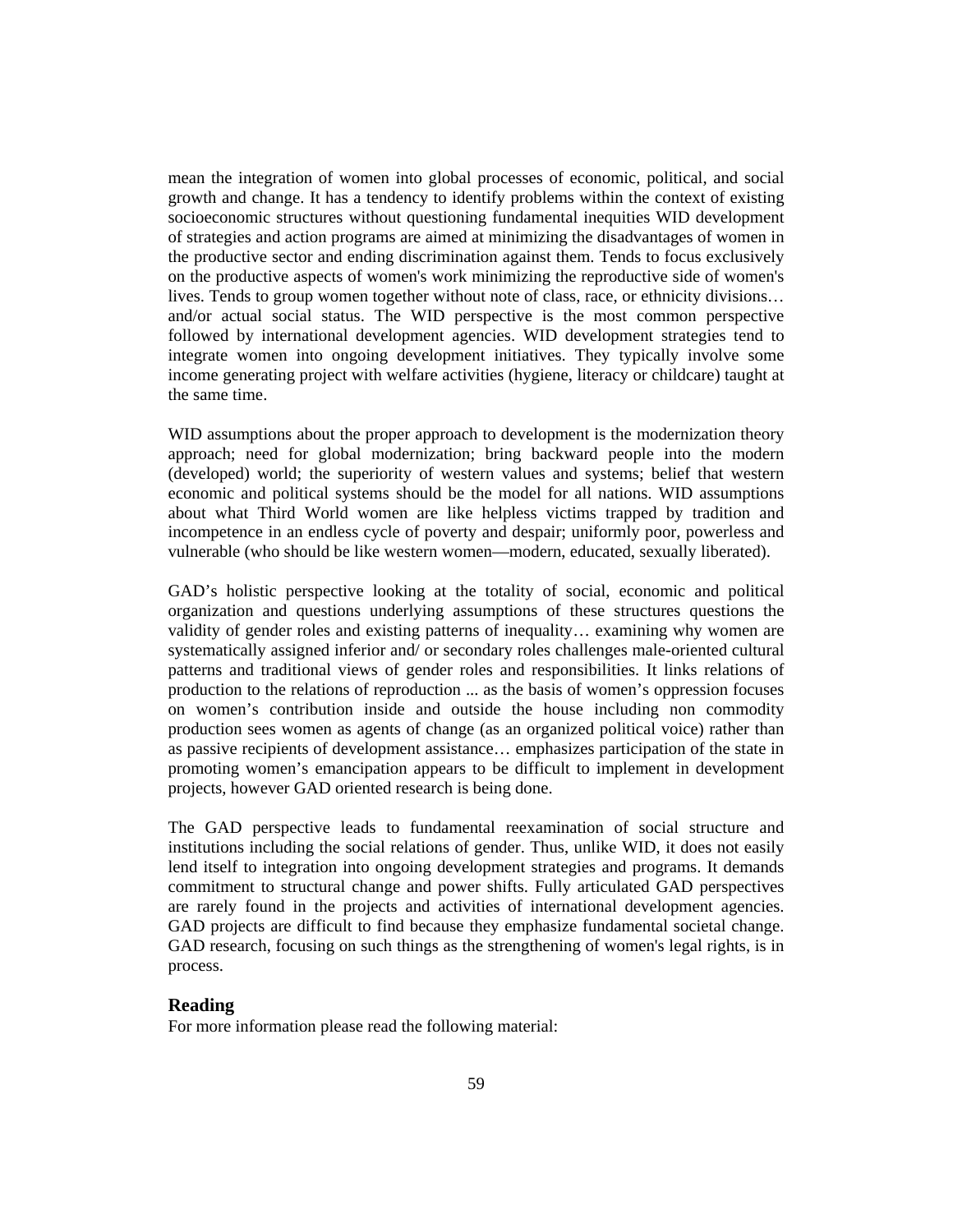mean the integration of women into global processes of economic, political, and social growth and change. It has a tendency to identify problems within the context of existing socioeconomic structures without questioning fundamental inequities WID development of strategies and action programs are aimed at minimizing the disadvantages of women in the productive sector and ending discrimination against them. Tends to focus exclusively on the productive aspects of women's work minimizing the reproductive side of women's lives. Tends to group women together without note of class, race, or ethnicity divisions… and/or actual social status. The WID perspective is the most common perspective followed by international development agencies. WID development strategies tend to integrate women into ongoing development initiatives. They typically involve some income generating project with welfare activities (hygiene, literacy or childcare) taught at the same time.

WID assumptions about the proper approach to development is the modernization theory approach; need for global modernization; bring backward people into the modern (developed) world; the superiority of western values and systems; belief that western economic and political systems should be the model for all nations. WID assumptions about what Third World women are like helpless victims trapped by tradition and incompetence in an endless cycle of poverty and despair; uniformly poor, powerless and vulnerable (who should be like western women—modern, educated, sexually liberated).

GAD's holistic perspective looking at the totality of social, economic and political organization and questions underlying assumptions of these structures questions the validity of gender roles and existing patterns of inequality… examining why women are systematically assigned inferior and/ or secondary roles challenges male-oriented cultural patterns and traditional views of gender roles and responsibilities. It links relations of production to the relations of reproduction ... as the basis of women's oppression focuses on women's contribution inside and outside the house including non commodity production sees women as agents of change (as an organized political voice) rather than as passive recipients of development assistance… emphasizes participation of the state in promoting women's emancipation appears to be difficult to implement in development projects, however GAD oriented research is being done.

The GAD perspective leads to fundamental reexamination of social structure and institutions including the social relations of gender. Thus, unlike WID, it does not easily lend itself to integration into ongoing development strategies and programs. It demands commitment to structural change and power shifts. Fully articulated GAD perspectives are rarely found in the projects and activities of international development agencies. GAD projects are difficult to find because they emphasize fundamental societal change. GAD research, focusing on such things as the strengthening of women's legal rights, is in process.

### Reading

For more information please read the following material: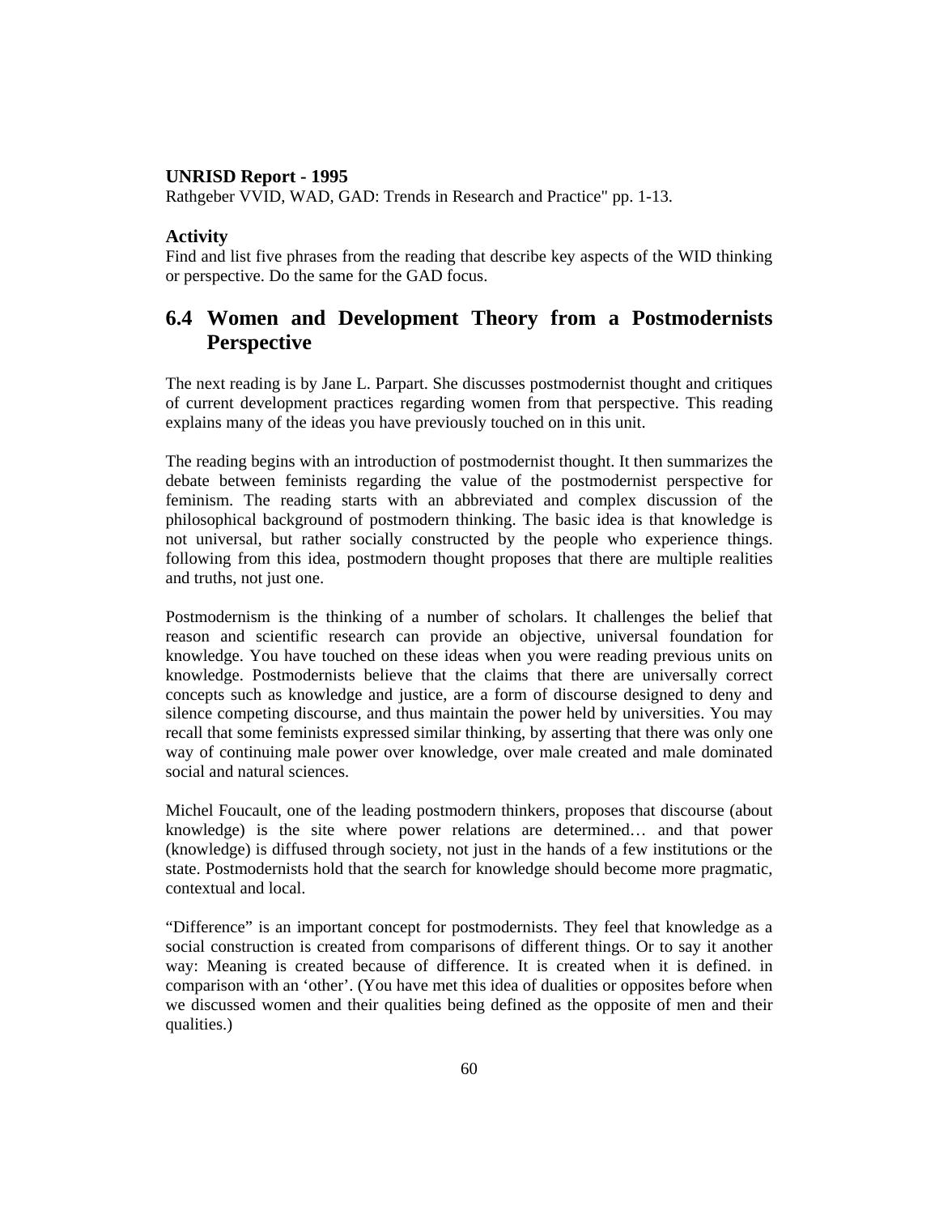**UNRISD Report - 1995**
Rathgeber VVID, WAD, GAD: Trends in Research and Practice" pp. 1-13.

**Activity**
Find and list five phrases from the reading that describe key aspects of the WID thinking or perspective. Do the same for the GAD focus.

## 6.4 Women and Development Theory from a Postmodernists Perspective

The next reading is by Jane L. Parpart. She discusses postmodernist thought and critiques of current development practices regarding women from that perspective. This reading explains many of the ideas you have previously touched on in this unit.

The reading begins with an introduction of postmodernist thought. It then summarizes the debate between feminists regarding the value of the postmodernist perspective for feminism. The reading starts with an abbreviated and complex discussion of the philosophical background of postmodern thinking. The basic idea is that knowledge is not universal, but rather socially constructed by the people who experience things. following from this idea, postmodern thought proposes that there are multiple realities and truths, not just one.

Postmodernism is the thinking of a number of scholars. It challenges the belief that reason and scientific research can provide an objective, universal foundation for knowledge. You have touched on these ideas when you were reading previous units on knowledge. Postmodernists believe that the claims that there are universally correct concepts such as knowledge and justice, are a form of discourse designed to deny and silence competing discourse, and thus maintain the power held by universities. You may recall that some feminists expressed similar thinking, by asserting that there was only one way of continuing male power over knowledge, over male created and male dominated social and natural sciences.

Michel Foucault, one of the leading postmodern thinkers, proposes that discourse (about knowledge) is the site where power relations are determined… and that power (knowledge) is diffused through society, not just in the hands of a few institutions or the state. Postmodernists hold that the search for knowledge should become more pragmatic, contextual and local.

"Difference" is an important concept for postmodernists. They feel that knowledge as a social construction is created from comparisons of different things. Or to say it another way: Meaning is created because of difference. It is created when it is defined. in comparison with an 'other'. (You have met this idea of dualities or opposites before when we discussed women and their qualities being defined as the opposite of men and their qualities.)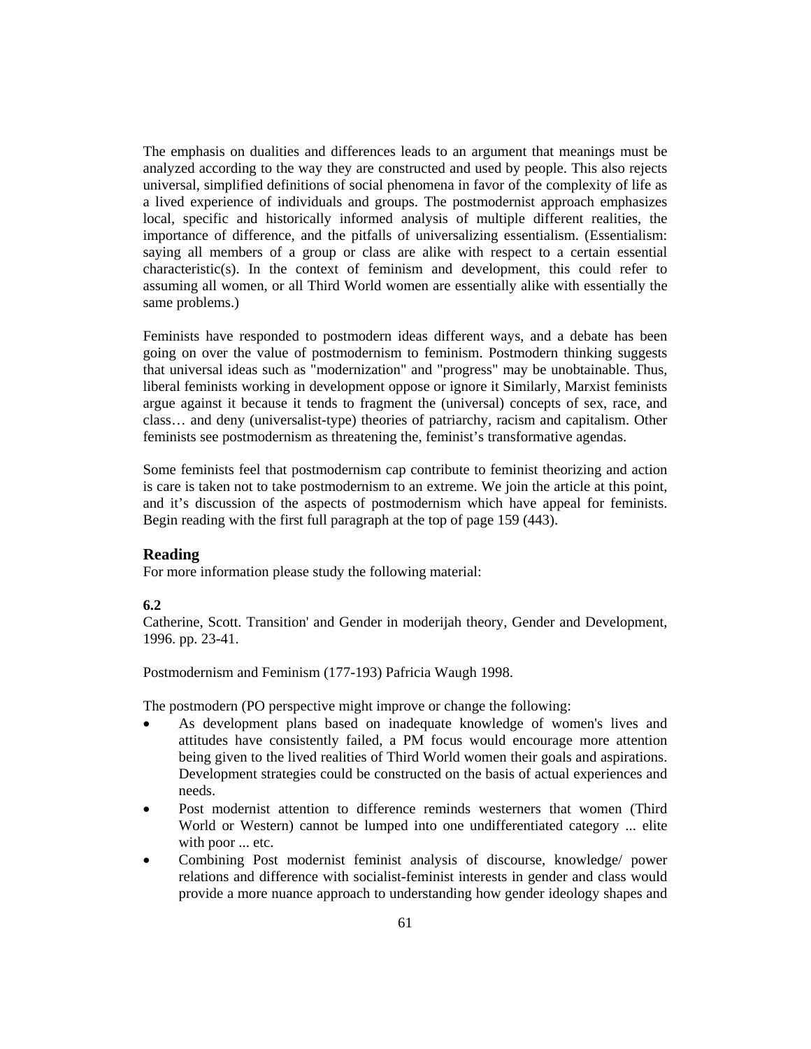The emphasis on dualities and differences leads to an argument that meanings must be analyzed according to the way they are constructed and used by people. This also rejects universal, simplified definitions of social phenomena in favor of the complexity of life as a lived experience of individuals and groups. The postmodernist approach emphasizes local, specific and historically informed analysis of multiple different realities, the importance of difference, and the pitfalls of universalizing essentialism. (Essentialism: saying all members of a group or class are alike with respect to a certain essential characteristic(s). In the context of feminism and development, this could refer to assuming all women, or all Third World women are essentially alike with essentially the same problems.)

Feminists have responded to postmodern ideas different ways, and a debate has been going on over the value of postmodernism to feminism. Postmodern thinking suggests that universal ideas such as "modernization" and "progress" may be unobtainable. Thus, liberal feminists working in development oppose or ignore it Similarly, Marxist feminists argue against it because it tends to fragment the (universal) concepts of sex, race, and class… and deny (universalist-type) theories of patriarchy, racism and capitalism. Other feminists see postmodernism as threatening the, feminist's transformative agendas.

Some feminists feel that postmodernism cap contribute to feminist theorizing and action is care is taken not to take postmodernism to an extreme. We join the article at this point, and it's discussion of the aspects of postmodernism which have appeal for feminists. Begin reading with the first full paragraph at the top of page 159 (443).

### Reading

For more information please study the following material:

**6.2**

Catherine, Scott. Transition' and Gender in moderijah theory, Gender and Development, 1996. pp. 23-41.

Postmodernism and Feminism (177-193) Pafricia Waugh 1998.

The postmodern (PO perspective might improve or change the following:

- As development plans based on inadequate knowledge of women's lives and attitudes have consistently failed, a PM focus would encourage more attention being given to the lived realities of Third World women their goals and aspirations. Development strategies could be constructed on the basis of actual experiences and needs.
- Post modernist attention to difference reminds westerners that women (Third World or Western) cannot be lumped into one undifferentiated category ... elite with poor ... etc.
- Combining Post modernist feminist analysis of discourse, knowledge/ power relations and difference with socialist-feminist interests in gender and class would provide a more nuance approach to understanding how gender ideology shapes and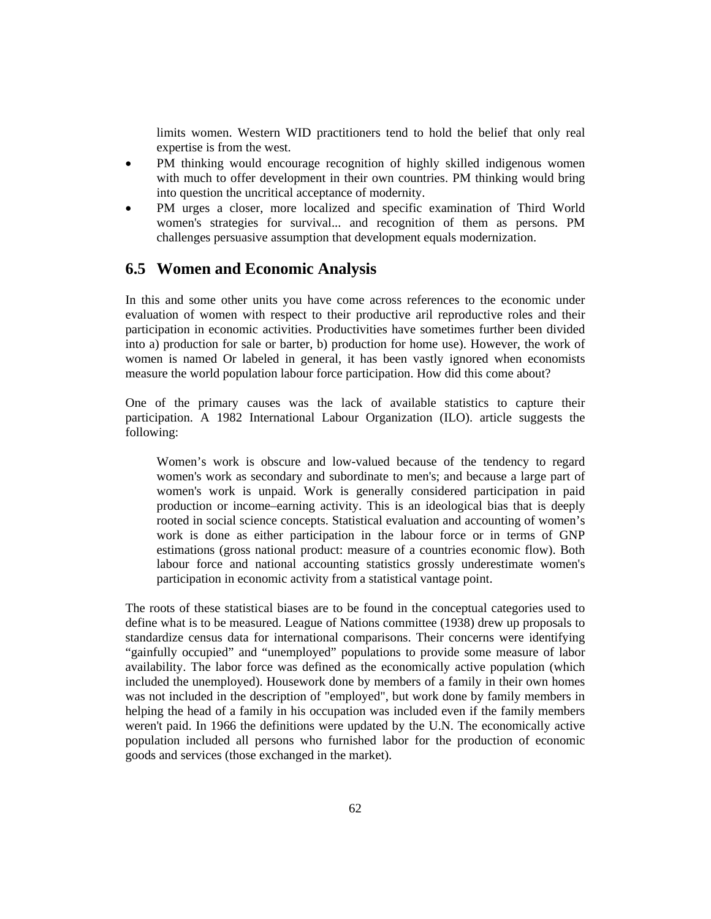limits women. Western WID practitioners tend to hold the belief that only real expertise is from the west.

- PM thinking would encourage recognition of highly skilled indigenous women with much to offer development in their own countries. PM thinking would bring into question the uncritical acceptance of modernity.
- PM urges a closer, more localized and specific examination of Third World women's strategies for survival... and recognition of them as persons. PM challenges persuasive assumption that development equals modernization.

## 6.5 Women and Economic Analysis

In this and some other units you have come across references to the economic under evaluation of women with respect to their productive aril reproductive roles and their participation in economic activities. Productivities have sometimes further been divided into a) production for sale or barter, b) production for home use). However, the work of women is named Or labeled in general, it has been vastly ignored when economists measure the world population labour force participation. How did this come about?

One of the primary causes was the lack of available statistics to capture their participation. A 1982 International Labour Organization (ILO). article suggests the following:

> Women’s work is obscure and low-valued because of the tendency to regard women's work as secondary and subordinate to men's; and because a large part of women's work is unpaid. Work is generally considered participation in paid production or income–earning activity. This is an ideological bias that is deeply rooted in social science concepts. Statistical evaluation and accounting of women’s work is done as either participation in the labour force or in terms of GNP estimations (gross national product: measure of a countries economic flow). Both labour force and national accounting statistics grossly underestimate women's participation in economic activity from a statistical vantage point.

The roots of these statistical biases are to be found in the conceptual categories used to define what is to be measured. League of Nations committee (1938) drew up proposals to standardize census data for international comparisons. Their concerns were identifying “gainfully occupied” and “unemployed” populations to provide some measure of labor availability. The labor force was defined as the economically active population (which included the unemployed). Housework done by members of a family in their own homes was not included in the description of "employed", but work done by family members in helping the head of a family in his occupation was included even if the family members weren't paid. In 1966 the definitions were updated by the U.N. The economically active population included all persons who furnished labor for the production of economic goods and services (those exchanged in the market).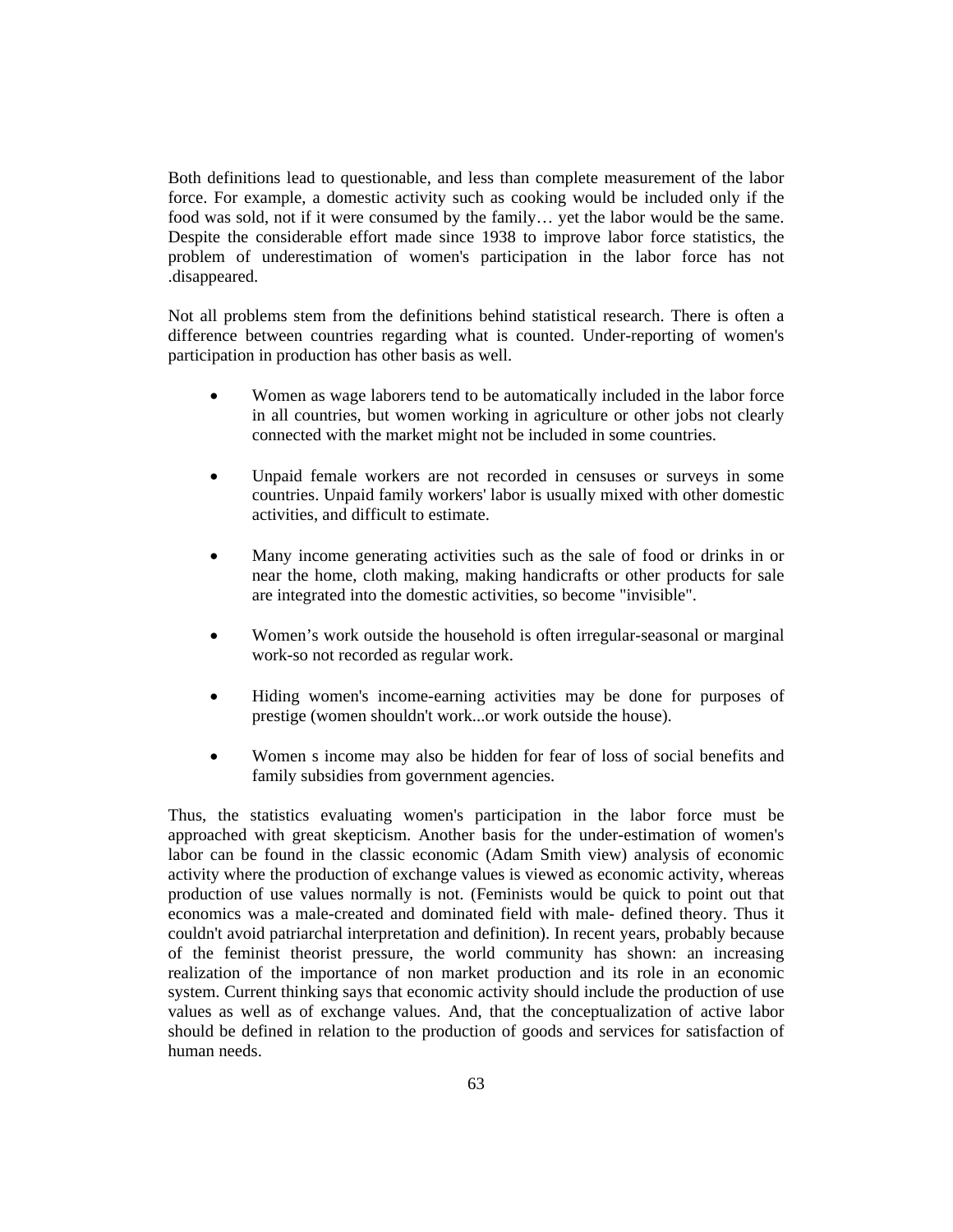Both definitions lead to questionable, and less than complete measurement of the labor force. For example, a domestic activity such as cooking would be included only if the food was sold, not if it were consumed by the family… yet the labor would be the same. Despite the considerable effort made since 1938 to improve labor force statistics, the problem of underestimation of women's participation in the labor force has not .disappeared.

Not all problems stem from the definitions behind statistical research. There is often a difference between countries regarding what is counted. Under-reporting of women's participation in production has other basis as well.

- Women as wage laborers tend to be automatically included in the labor force in all countries, but women working in agriculture or other jobs not clearly connected with the market might not be included in some countries.

- Unpaid female workers are not recorded in censuses or surveys in some countries. Unpaid family workers' labor is usually mixed with other domestic activities, and difficult to estimate.

- Many income generating activities such as the sale of food or drinks in or near the home, cloth making, making handicrafts or other products for sale are integrated into the domestic activities, so become "invisible".

- Women's work outside the household is often irregular-seasonal or marginal work-so not recorded as regular work.

- Hiding women's income-earning activities may be done for purposes of prestige (women shouldn't work...or work outside the house).

- Women s income may also be hidden for fear of loss of social benefits and family subsidies from government agencies.

Thus, the statistics evaluating women's participation in the labor force must be approached with great skepticism. Another basis for the under-estimation of women's labor can be found in the classic economic (Adam Smith view) analysis of economic activity where the production of exchange values is viewed as economic activity, whereas production of use values normally is not. (Feminists would be quick to point out that economics was a male-created and dominated field with male- defined theory. Thus it couldn't avoid patriarchal interpretation and definition). In recent years, probably because of the feminist theorist pressure, the world community has shown: an increasing realization of the importance of non market production and its role in an economic system. Current thinking says that economic activity should include the production of use values as well as of exchange values. And, that the conceptualization of active labor should be defined in relation to the production of goods and services for satisfaction of human needs.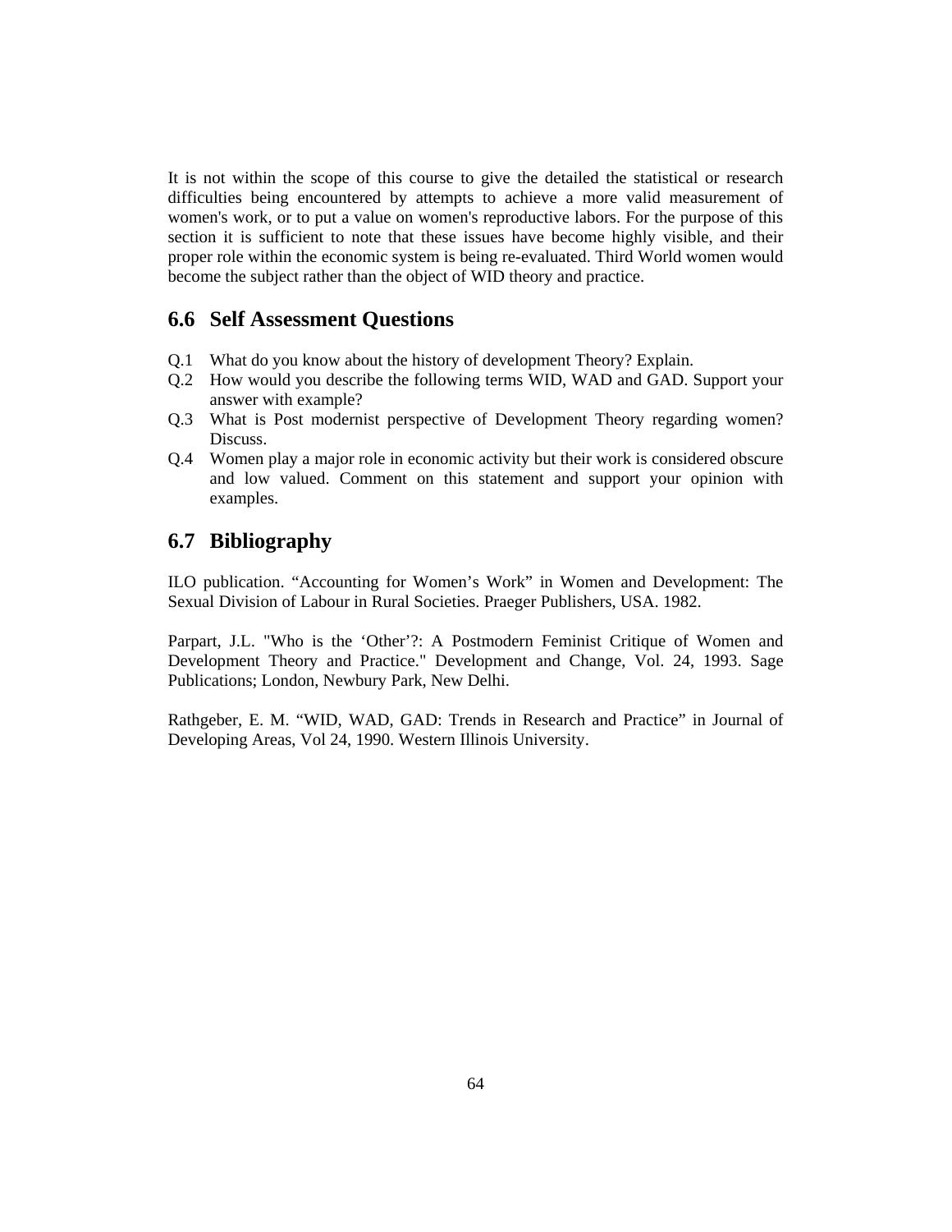It is not within the scope of this course to give the detailed the statistical or research difficulties being encountered by attempts to achieve a more valid measurement of women's work, or to put a value on women's reproductive labors. For the purpose of this section it is sufficient to note that these issues have become highly visible, and their proper role within the economic system is being re-evaluated. Third World women would become the subject rather than the object of WID theory and practice.

## 6.6 Self Assessment Questions

Q.1 What do you know about the history of development Theory? Explain.

Q.2 How would you describe the following terms WID, WAD and GAD. Support your answer with example?

Q.3 What is Post modernist perspective of Development Theory regarding women? Discuss.

Q.4 Women play a major role in economic activity but their work is considered obscure and low valued. Comment on this statement and support your opinion with examples.

## 6.7 Bibliography

ILO publication. "Accounting for Women's Work" in Women and Development: The Sexual Division of Labour in Rural Societies. Praeger Publishers, USA. 1982.

Parpart, J.L. "Who is the 'Other'?: A Postmodern Feminist Critique of Women and Development Theory and Practice." Development and Change, Vol. 24, 1993. Sage Publications; London, Newbury Park, New Delhi.

Rathgeber, E. M. "WID, WAD, GAD: Trends in Research and Practice" in Journal of Developing Areas, Vol 24, 1990. Western Illinois University.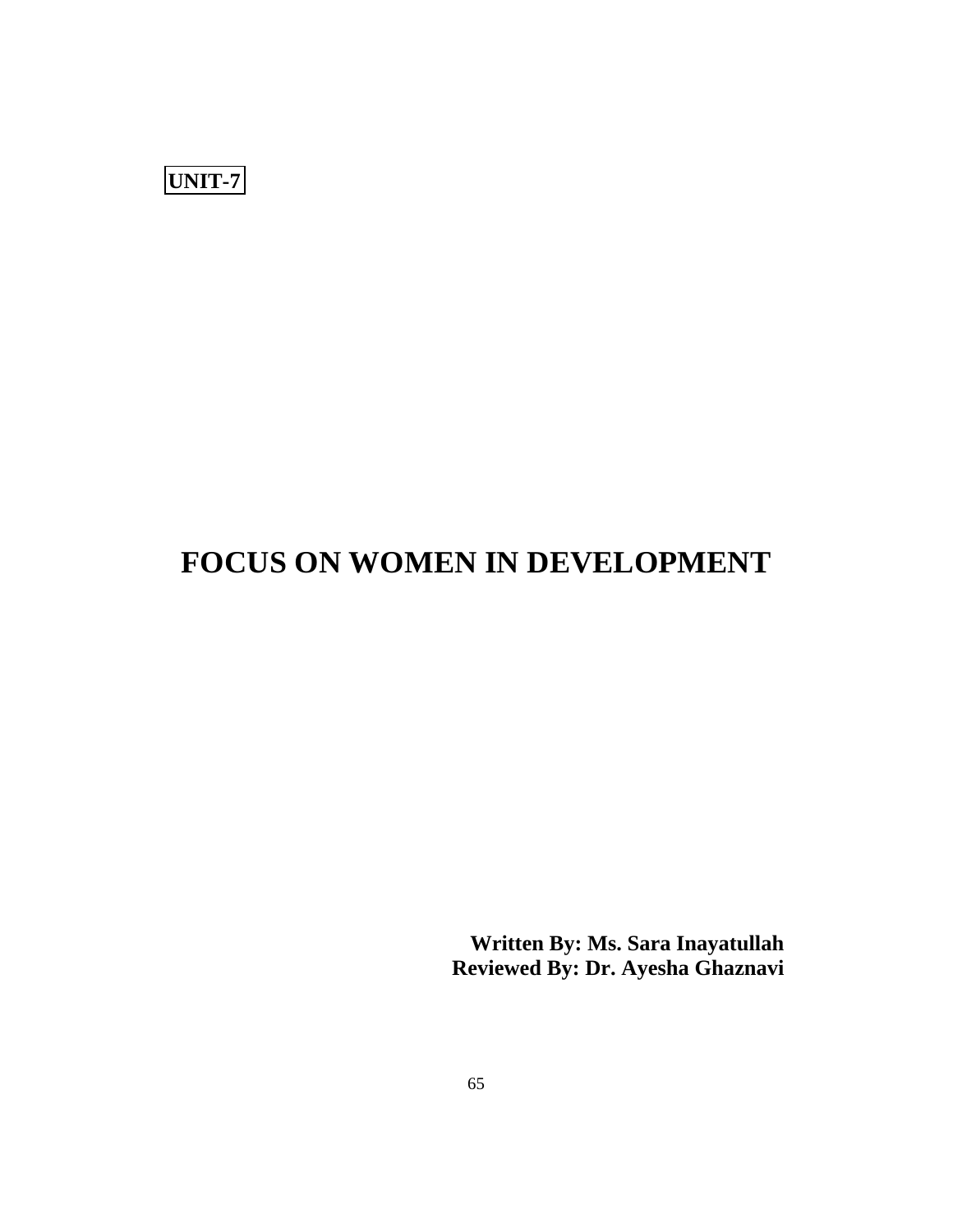**UNIT-7**

# FOCUS ON WOMEN IN DEVELOPMENT

**Written By: Ms. Sara Inayatullah**
**Reviewed By: Dr. Ayesha Ghaznavi**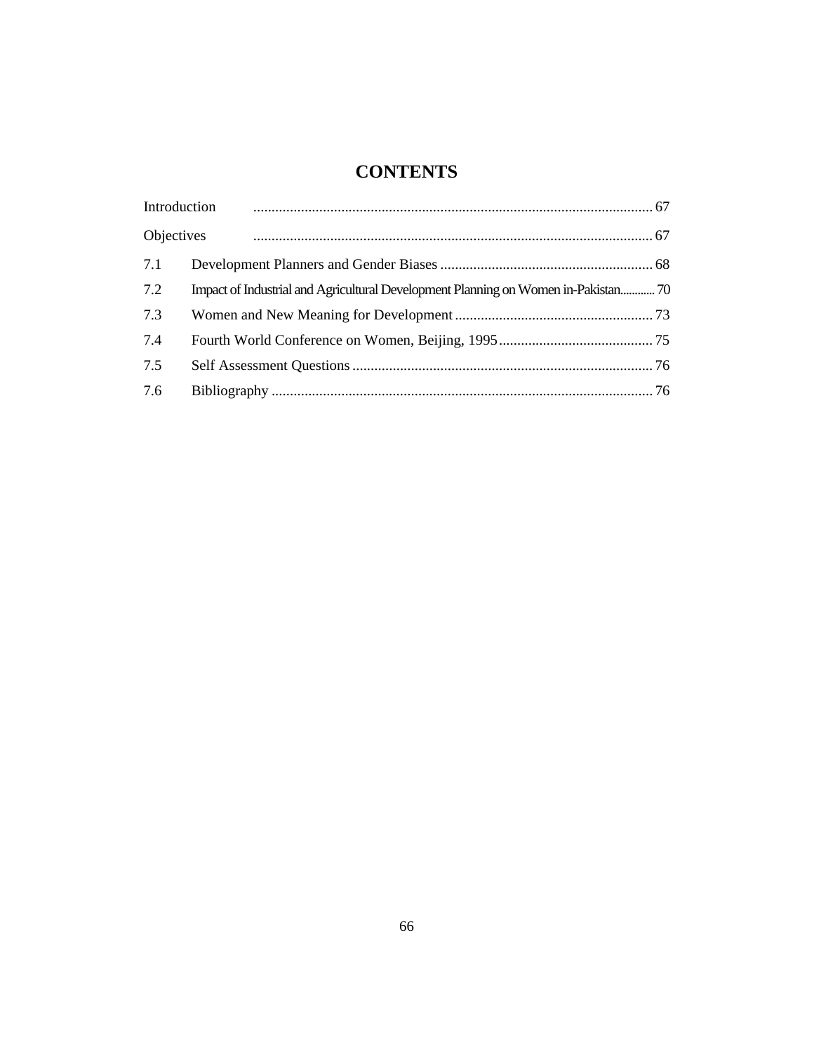# CONTENTS

| | | |
|---|---|---|
| Introduction | | 67 |
| Objectives | | 67 |
| 7.1 | Development Planners and Gender Biases | 68 |
| 7.2 | Impact of Industrial and Agricultural Development Planning on Women in-Pakistan | 70 |
| 7.3 | Women and New Meaning for Development | 73 |
| 7.4 | Fourth World Conference on Women, Beijing, 1995 | 75 |
| 7.5 | Self Assessment Questions | 76 |
| 7.6 | Bibliography | 76 |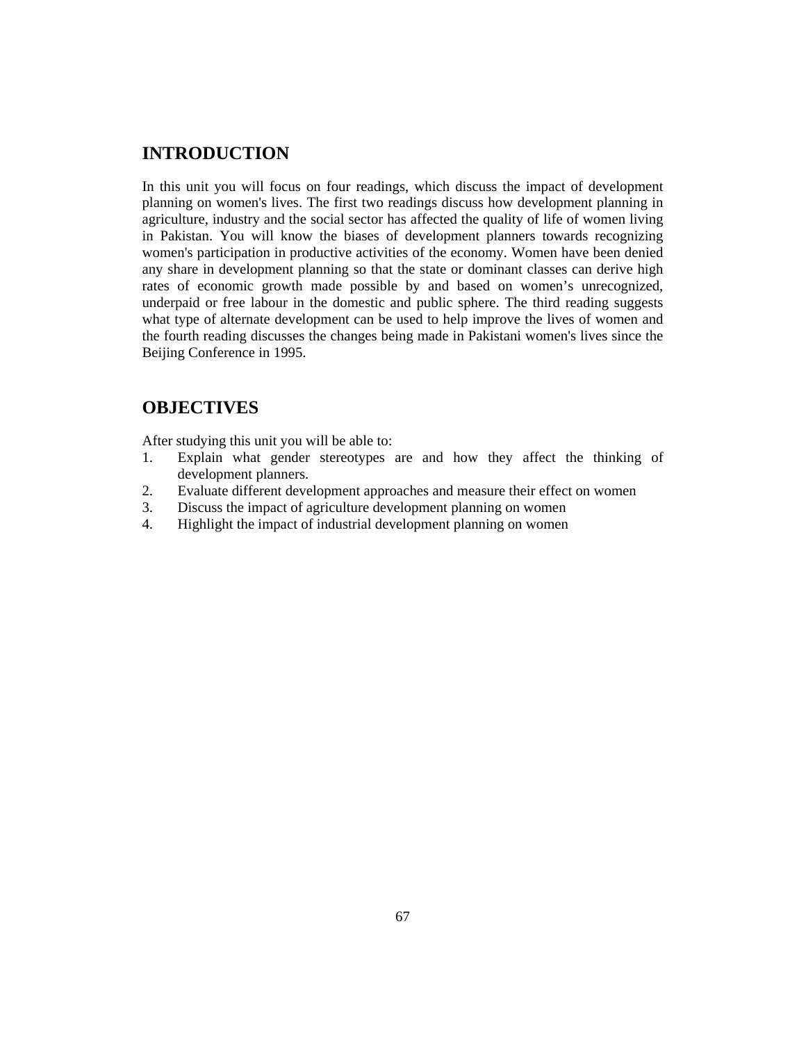## INTRODUCTION

In this unit you will focus on four readings, which discuss the impact of development planning on women's lives. The first two readings discuss how development planning in agriculture, industry and the social sector has affected the quality of life of women living in Pakistan. You will know the biases of development planners towards recognizing women's participation in productive activities of the economy. Women have been denied any share in development planning so that the state or dominant classes can derive high rates of economic growth made possible by and based on women's unrecognized, underpaid or free labour in the domestic and public sphere. The third reading suggests what type of alternate development can be used to help improve the lives of women and the fourth reading discusses the changes being made in Pakistani women's lives since the Beijing Conference in 1995.

## OBJECTIVES

After studying this unit you will be able to:

1. Explain what gender stereotypes are and how they affect the thinking of development planners.
2. Evaluate different development approaches and measure their effect on women
3. Discuss the impact of agriculture development planning on women
4. Highlight the impact of industrial development planning on women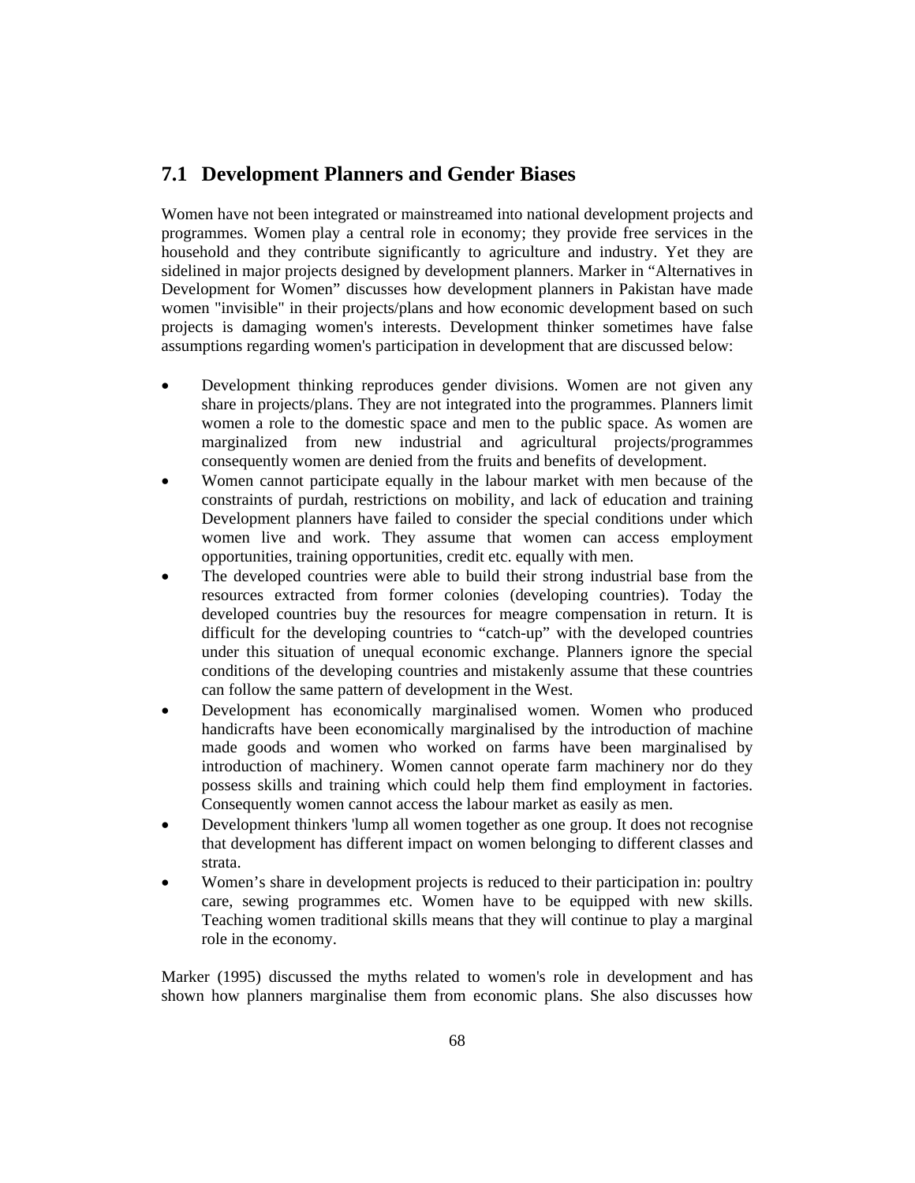## 7.1 Development Planners and Gender Biases

Women have not been integrated or mainstreamed into national development projects and programmes. Women play a central role in economy; they provide free services in the household and they contribute significantly to agriculture and industry. Yet they are sidelined in major projects designed by development planners. Marker in "Alternatives in Development for Women" discusses how development planners in Pakistan have made women "invisible" in their projects/plans and how economic development based on such projects is damaging women's interests. Development thinker sometimes have false assumptions regarding women's participation in development that are discussed below:

- Development thinking reproduces gender divisions. Women are not given any share in projects/plans. They are not integrated into the programmes. Planners limit women a role to the domestic space and men to the public space. As women are marginalized from new industrial and agricultural projects/programmes consequently women are denied from the fruits and benefits of development.
- Women cannot participate equally in the labour market with men because of the constraints of purdah, restrictions on mobility, and lack of education and training Development planners have failed to consider the special conditions under which women live and work. They assume that women can access employment opportunities, training opportunities, credit etc. equally with men.
- The developed countries were able to build their strong industrial base from the resources extracted from former colonies (developing countries). Today the developed countries buy the resources for meagre compensation in return. It is difficult for the developing countries to "catch-up" with the developed countries under this situation of unequal economic exchange. Planners ignore the special conditions of the developing countries and mistakenly assume that these countries can follow the same pattern of development in the West.
- Development has economically marginalised women. Women who produced handicrafts have been economically marginalised by the introduction of machine made goods and women who worked on farms have been marginalised by introduction of machinery. Women cannot operate farm machinery nor do they possess skills and training which could help them find employment in factories. Consequently women cannot access the labour market as easily as men.
- Development thinkers 'lump all women together as one group. It does not recognise that development has different impact on women belonging to different classes and strata.
- Women's share in development projects is reduced to their participation in: poultry care, sewing programmes etc. Women have to be equipped with new skills. Teaching women traditional skills means that they will continue to play a marginal role in the economy.

Marker (1995) discussed the myths related to women's role in development and has shown how planners marginalise them from economic plans. She also discusses how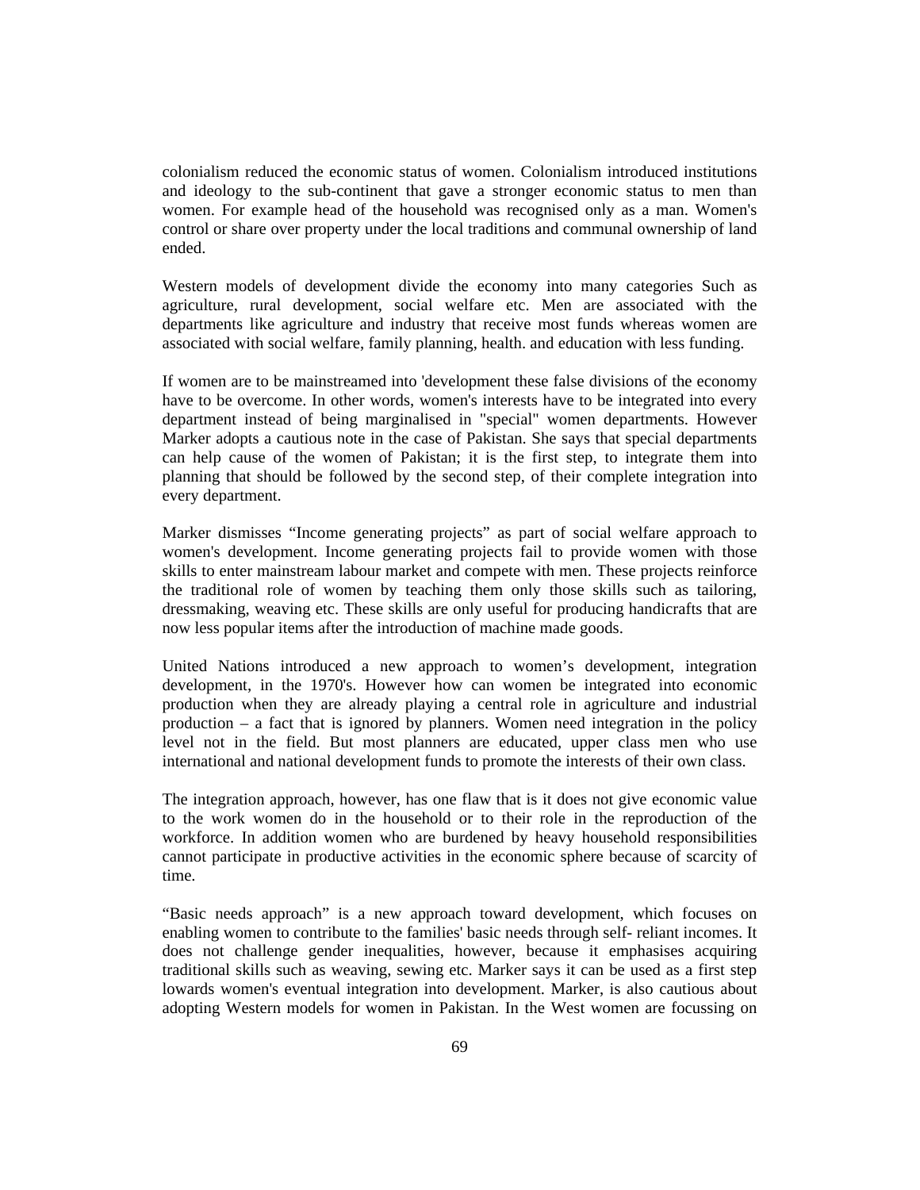colonialism reduced the economic status of women. Colonialism introduced institutions and ideology to the sub-continent that gave a stronger economic status to men than women. For example head of the household was recognised only as a man. Women's control or share over property under the local traditions and communal ownership of land ended.

Western models of development divide the economy into many categories Such as agriculture, rural development, social welfare etc. Men are associated with the departments like agriculture and industry that receive most funds whereas women are associated with social welfare, family planning, health. and education with less funding.

If women are to be mainstreamed into 'development these false divisions of the economy have to be overcome. In other words, women's interests have to be integrated into every department instead of being marginalised in "special" women departments. However Marker adopts a cautious note in the case of Pakistan. She says that special departments can help cause of the women of Pakistan; it is the first step, to integrate them into planning that should be followed by the second step, of their complete integration into every department.

Marker dismisses “Income generating projects” as part of social welfare approach to women's development. Income generating projects fail to provide women with those skills to enter mainstream labour market and compete with men. These projects reinforce the traditional role of women by teaching them only those skills such as tailoring, dressmaking, weaving etc. These skills are only useful for producing handicrafts that are now less popular items after the introduction of machine made goods.

United Nations introduced a new approach to women’s development, integration development, in the 1970's. However how can women be integrated into economic production when they are already playing a central role in agriculture and industrial production – a fact that is ignored by planners. Women need integration in the policy level not in the field. But most planners are educated, upper class men who use international and national development funds to promote the interests of their own class.

The integration approach, however, has one flaw that is it does not give economic value to the work women do in the household or to their role in the reproduction of the workforce. In addition women who are burdened by heavy household responsibilities cannot participate in productive activities in the economic sphere because of scarcity of time.

“Basic needs approach” is a new approach toward development, which focuses on enabling women to contribute to the families' basic needs through self- reliant incomes. It does not challenge gender inequalities, however, because it emphasises acquiring traditional skills such as weaving, sewing etc. Marker says it can be used as a first step lowards women's eventual integration into development. Marker, is also cautious about adopting Western models for women in Pakistan. In the West women are focussing on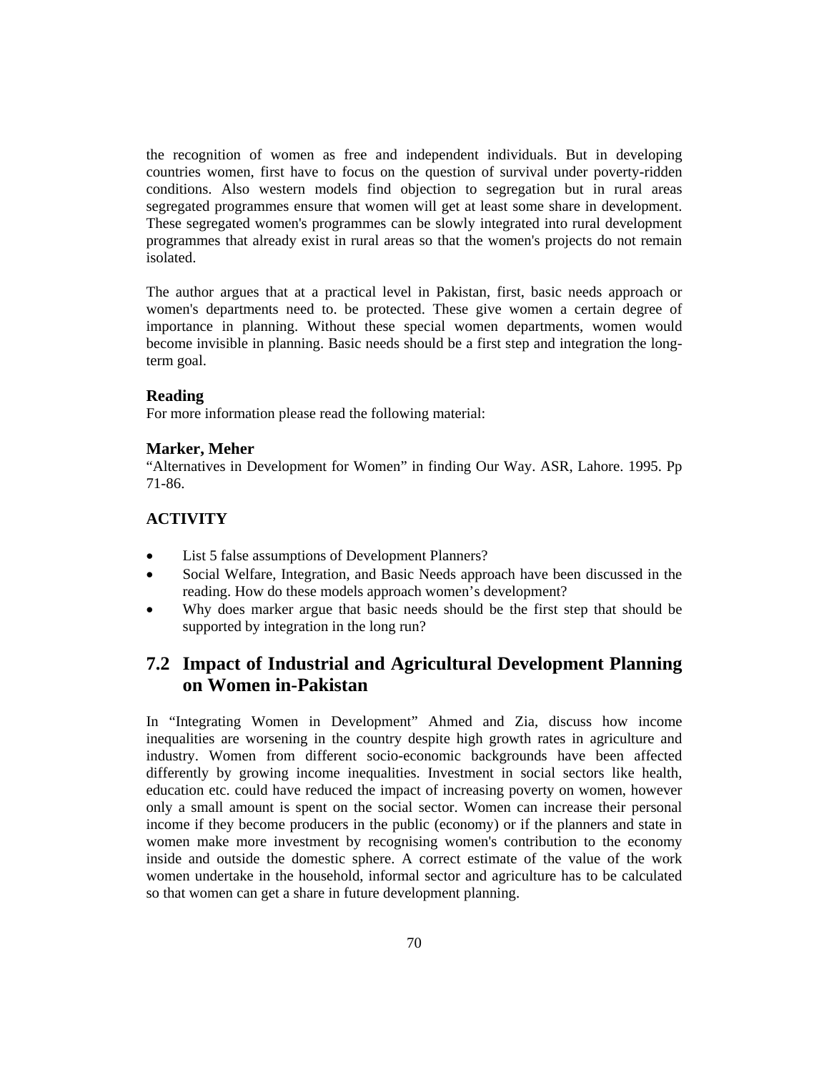the recognition of women as free and independent individuals. But in developing countries women, first have to focus on the question of survival under poverty-ridden conditions. Also western models find objection to segregation but in rural areas segregated programmes ensure that women will get at least some share in development. These segregated women's programmes can be slowly integrated into rural development programmes that already exist in rural areas so that the women's projects do not remain isolated.

The author argues that at a practical level in Pakistan, first, basic needs approach or women's departments need to. be protected. These give women a certain degree of importance in planning. Without these special women departments, women would become invisible in planning. Basic needs should be a first step and integration the long-term goal.

**Reading**

For more information please read the following material:

**Marker, Meher**

"Alternatives in Development for Women" in finding Our Way. ASR, Lahore. 1995. Pp 71-86.

## ACTIVITY

- List 5 false assumptions of Development Planners?
- Social Welfare, Integration, and Basic Needs approach have been discussed in the reading. How do these models approach women's development?
- Why does marker argue that basic needs should be the first step that should be supported by integration in the long run?

## 7.2 Impact of Industrial and Agricultural Development Planning on Women in-Pakistan

In "Integrating Women in Development" Ahmed and Zia, discuss how income inequalities are worsening in the country despite high growth rates in agriculture and industry. Women from different socio-economic backgrounds have been affected differently by growing income inequalities. Investment in social sectors like health, education etc. could have reduced the impact of increasing poverty on women, however only a small amount is spent on the social sector. Women can increase their personal income if they become producers in the public (economy) or if the planners and state in women make more investment by recognising women's contribution to the economy inside and outside the domestic sphere. A correct estimate of the value of the work women undertake in the household, informal sector and agriculture has to be calculated so that women can get a share in future development planning.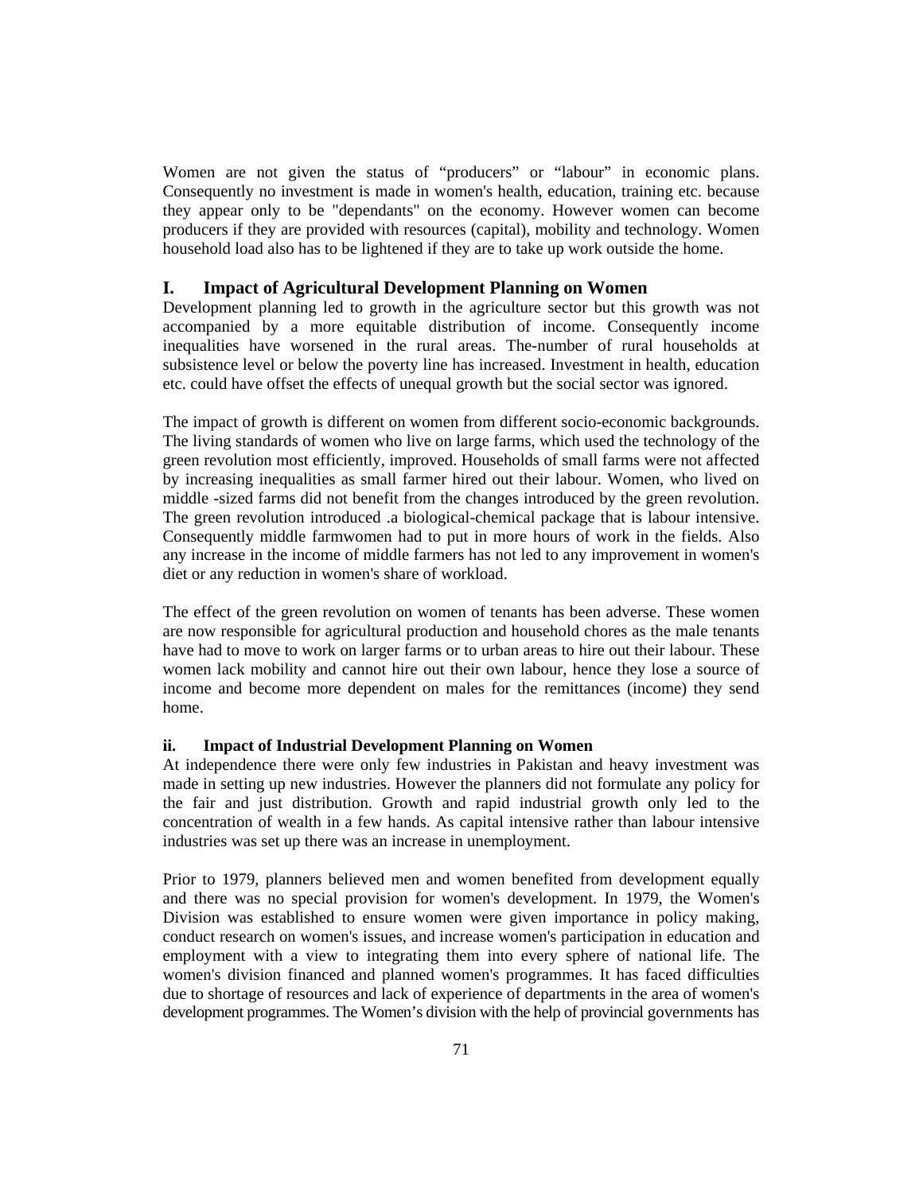Women are not given the status of "producers" or "labour" in economic plans. Consequently no investment is made in women's health, education, training etc. because they appear only to be "dependants" on the economy. However women can become producers if they are provided with resources (capital), mobility and technology. Women household load also has to be lightened if they are to take up work outside the home.

## I. Impact of Agricultural Development Planning on Women

Development planning led to growth in the agriculture sector but this growth was not accompanied by a more equitable distribution of income. Consequently income inequalities have worsened in the rural areas. The-number of rural households at subsistence level or below the poverty line has increased. Investment in health, education etc. could have offset the effects of unequal growth but the social sector was ignored.

The impact of growth is different on women from different socio-economic backgrounds. The living standards of women who live on large farms, which used the technology of the green revolution most efficiently, improved. Households of small farms were not affected by increasing inequalities as small farmer hired out their labour. Women, who lived on middle -sized farms did not benefit from the changes introduced by the green revolution. The green revolution introduced .a biological-chemical package that is labour intensive. Consequently middle farmwomen had to put in more hours of work in the fields. Also any increase in the income of middle farmers has not led to any improvement in women's diet or any reduction in women's share of workload.

The effect of the green revolution on women of tenants has been adverse. These women are now responsible for agricultural production and household chores as the male tenants have had to move to work on larger farms or to urban areas to hire out their labour. These women lack mobility and cannot hire out their own labour, hence they lose a source of income and become more dependent on males for the remittances (income) they send home.

### ii. Impact of Industrial Development Planning on Women

At independence there were only few industries in Pakistan and heavy investment was made in setting up new industries. However the planners did not formulate any policy for the fair and just distribution. Growth and rapid industrial growth only led to the concentration of wealth in a few hands. As capital intensive rather than labour intensive industries was set up there was an increase in unemployment.

Prior to 1979, planners believed men and women benefited from development equally and there was no special provision for women's development. In 1979, the Women's Division was established to ensure women were given importance in policy making, conduct research on women's issues, and increase women's participation in education and employment with a view to integrating them into every sphere of national life. The women's division financed and planned women's programmes. It has faced difficulties due to shortage of resources and lack of experience of departments in the area of women's development programmes. The Women's division with the help of provincial governments has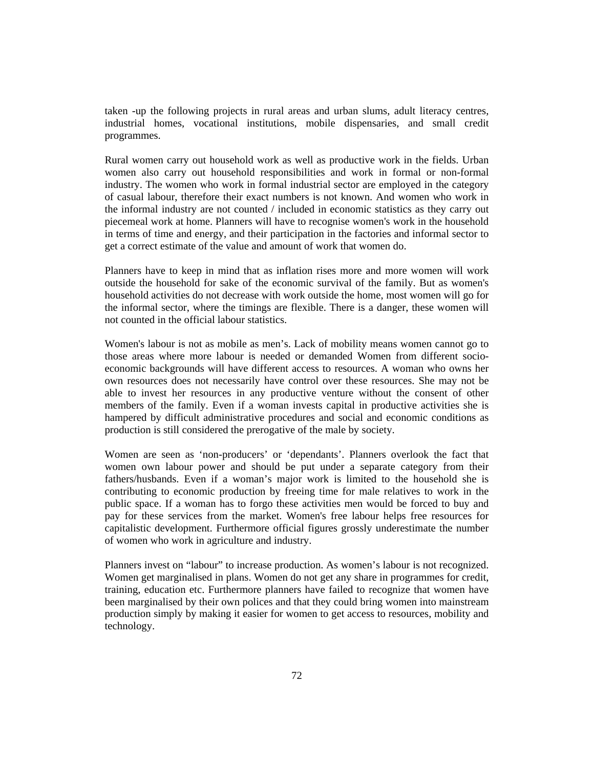taken -up the following projects in rural areas and urban slums, adult literacy centres, industrial homes, vocational institutions, mobile dispensaries, and small credit programmes.

Rural women carry out household work as well as productive work in the fields. Urban women also carry out household responsibilities and work in formal or non-formal industry. The women who work in formal industrial sector are employed in the category of casual labour, therefore their exact numbers is not known. And women who work in the informal industry are not counted / included in economic statistics as they carry out piecemeal work at home. Planners will have to recognise women's work in the household in terms of time and energy, and their participation in the factories and informal sector to get a correct estimate of the value and amount of work that women do.

Planners have to keep in mind that as inflation rises more and more women will work outside the household for sake of the economic survival of the family. But as women's household activities do not decrease with work outside the home, most women will go for the informal sector, where the timings are flexible. There is a danger, these women will not counted in the official labour statistics.

Women's labour is not as mobile as men's. Lack of mobility means women cannot go to those areas where more labour is needed or demanded Women from different socio-economic backgrounds will have different access to resources. A woman who owns her own resources does not necessarily have control over these resources. She may not be able to invest her resources in any productive venture without the consent of other members of the family. Even if a woman invests capital in productive activities she is hampered by difficult administrative procedures and social and economic conditions as production is still considered the prerogative of the male by society.

Women are seen as 'non-producers' or 'dependants'. Planners overlook the fact that women own labour power and should be put under a separate category from their fathers/husbands. Even if a woman's major work is limited to the household she is contributing to economic production by freeing time for male relatives to work in the public space. If a woman has to forgo these activities men would be forced to buy and pay for these services from the market. Women's free labour helps free resources for capitalistic development. Furthermore official figures grossly underestimate the number of women who work in agriculture and industry.

Planners invest on "labour" to increase production. As women's labour is not recognized. Women get marginalised in plans. Women do not get any share in programmes for credit, training, education etc. Furthermore planners have failed to recognize that women have been marginalised by their own polices and that they could bring women into mainstream production simply by making it easier for women to get access to resources, mobility and technology.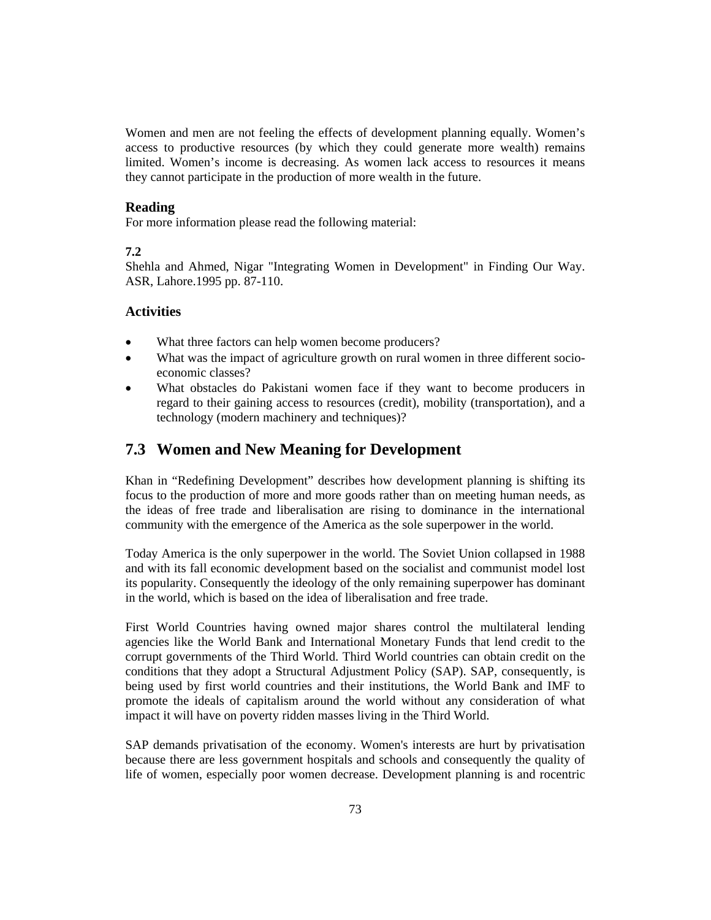Women and men are not feeling the effects of development planning equally. Women's access to productive resources (by which they could generate more wealth) remains limited. Women's income is decreasing. As women lack access to resources it means they cannot participate in the production of more wealth in the future.

### Reading

For more information please read the following material:

**7.2**

Shehla and Ahmed, Nigar "Integrating Women in Development" in Finding Our Way. ASR, Lahore.1995 pp. 87-110.

### Activities

- What three factors can help women become producers?
- What was the impact of agriculture growth on rural women in three different socio-economic classes?
- What obstacles do Pakistani women face if they want to become producers in regard to their gaining access to resources (credit), mobility (transportation), and a technology (modern machinery and techniques)?

## 7.3 Women and New Meaning for Development

Khan in "Redefining Development" describes how development planning is shifting its focus to the production of more and more goods rather than on meeting human needs, as the ideas of free trade and liberalisation are rising to dominance in the international community with the emergence of the America as the sole superpower in the world.

Today America is the only superpower in the world. The Soviet Union collapsed in 1988 and with its fall economic development based on the socialist and communist model lost its popularity. Consequently the ideology of the only remaining superpower has dominant in the world, which is based on the idea of liberalisation and free trade.

First World Countries having owned major shares control the multilateral lending agencies like the World Bank and International Monetary Funds that lend credit to the corrupt governments of the Third World. Third World countries can obtain credit on the conditions that they adopt a Structural Adjustment Policy (SAP). SAP, consequently, is being used by first world countries and their institutions, the World Bank and IMF to promote the ideals of capitalism around the world without any consideration of what impact it will have on poverty ridden masses living in the Third World.

SAP demands privatisation of the economy. Women's interests are hurt by privatisation because there are less government hospitals and schools and consequently the quality of life of women, especially poor women decrease. Development planning is and rocentric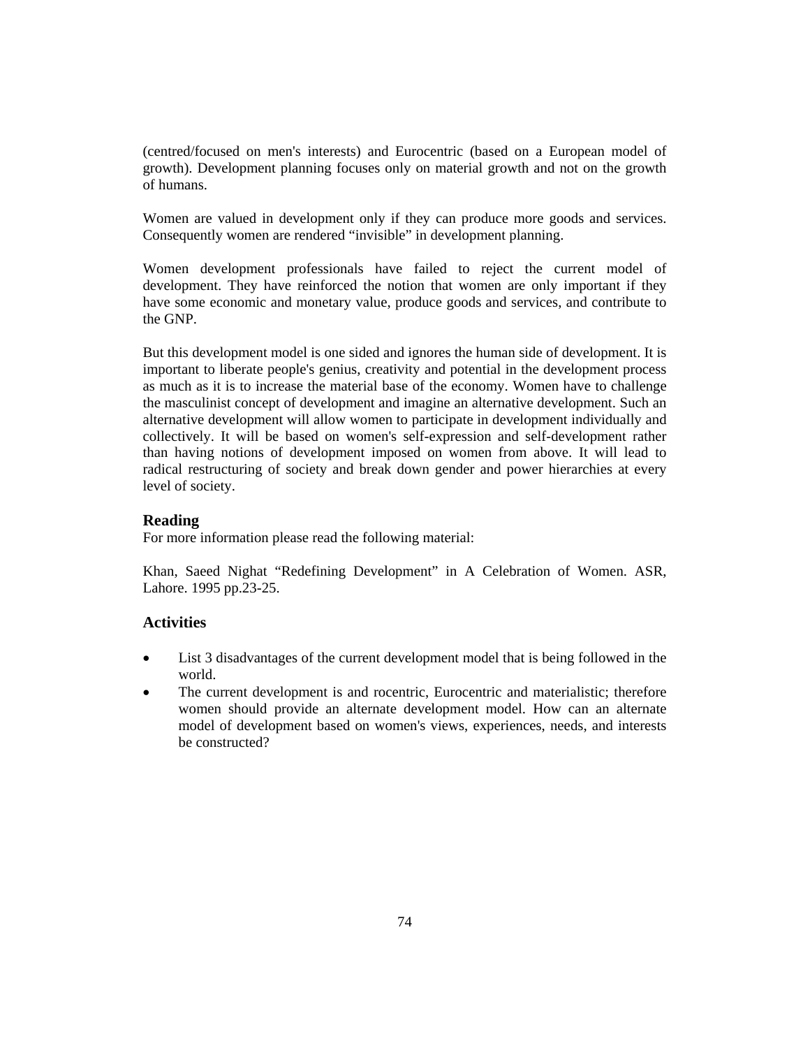(centred/focused on men's interests) and Eurocentric (based on a European model of growth). Development planning focuses only on material growth and not on the growth of humans.

Women are valued in development only if they can produce more goods and services. Consequently women are rendered “invisible” in development planning.

Women development professionals have failed to reject the current model of development. They have reinforced the notion that women are only important if they have some economic and monetary value, produce goods and services, and contribute to the GNP.

But this development model is one sided and ignores the human side of development. It is important to liberate people's genius, creativity and potential in the development process as much as it is to increase the material base of the economy. Women have to challenge the masculinist concept of development and imagine an alternative development. Such an alternative development will allow women to participate in development individually and collectively. It will be based on women's self-expression and self-development rather than having notions of development imposed on women from above. It will lead to radical restructuring of society and break down gender and power hierarchies at every level of society.

### Reading

For more information please read the following material:

Khan, Saeed Nighat “Redefining Development” in A Celebration of Women. ASR, Lahore. 1995 pp.23-25.

### Activities

- List 3 disadvantages of the current development model that is being followed in the world.
- The current development is and rocentric, Eurocentric and materialistic; therefore women should provide an alternate development model. How can an alternate model of development based on women's views, experiences, needs, and interests be constructed?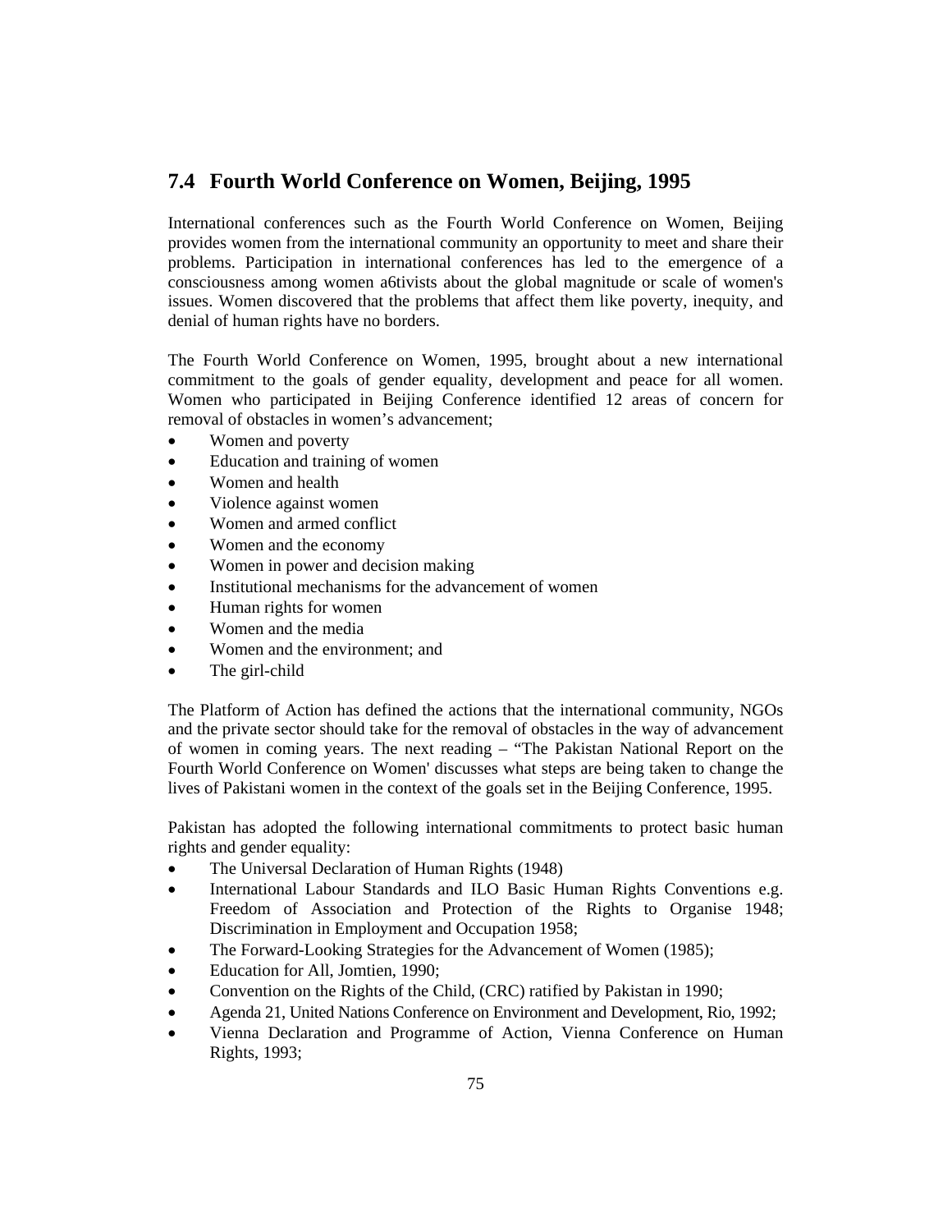## 7.4 Fourth World Conference on Women, Beijing, 1995

International conferences such as the Fourth World Conference on Women, Beijing provides women from the international community an opportunity to meet and share their problems. Participation in international conferences has led to the emergence of a consciousness among women a6tivists about the global magnitude or scale of women's issues. Women discovered that the problems that affect them like poverty, inequity, and denial of human rights have no borders.

The Fourth World Conference on Women, 1995, brought about a new international commitment to the goals of gender equality, development and peace for all women. Women who participated in Beijing Conference identified 12 areas of concern for removal of obstacles in women's advancement;

- Women and poverty
- Education and training of women
- Women and health
- Violence against women
- Women and armed conflict
- Women and the economy
- Women in power and decision making
- Institutional mechanisms for the advancement of women
- Human rights for women
- Women and the media
- Women and the environment; and
- The girl-child

The Platform of Action has defined the actions that the international community, NGOs and the private sector should take for the removal of obstacles in the way of advancement of women in coming years. The next reading – "The Pakistan National Report on the Fourth World Conference on Women' discusses what steps are being taken to change the lives of Pakistani women in the context of the goals set in the Beijing Conference, 1995.

Pakistan has adopted the following international commitments to protect basic human rights and gender equality:

- The Universal Declaration of Human Rights (1948)
- International Labour Standards and ILO Basic Human Rights Conventions e.g. Freedom of Association and Protection of the Rights to Organise 1948; Discrimination in Employment and Occupation 1958;
- The Forward-Looking Strategies for the Advancement of Women (1985);
- Education for All, Jomtien, 1990;
- Convention on the Rights of the Child, (CRC) ratified by Pakistan in 1990;
- Agenda 21, United Nations Conference on Environment and Development, Rio, 1992;
- Vienna Declaration and Programme of Action, Vienna Conference on Human Rights, 1993;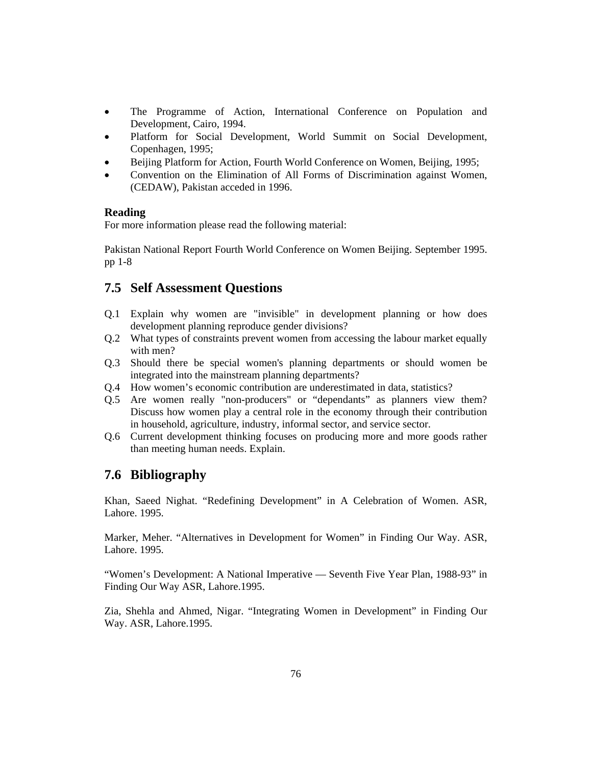- The Programme of Action, International Conference on Population and Development, Cairo, 1994.
- Platform for Social Development, World Summit on Social Development, Copenhagen, 1995;
- Beijing Platform for Action, Fourth World Conference on Women, Beijing, 1995;
- Convention on the Elimination of All Forms of Discrimination against Women, (CEDAW), Pakistan acceded in 1996.

**Reading**

For more information please read the following material:

Pakistan National Report Fourth World Conference on Women Beijing. September 1995. pp 1-8

## 7.5 Self Assessment Questions

Q.1 Explain why women are "invisible" in development planning or how does development planning reproduce gender divisions?

Q.2 What types of constraints prevent women from accessing the labour market equally with men?

Q.3 Should there be special women's planning departments or should women be integrated into the mainstream planning departments?

Q.4 How women's economic contribution are underestimated in data, statistics?

Q.5 Are women really "non-producers" or "dependants" as planners view them? Discuss how women play a central role in the economy through their contribution in household, agriculture, industry, informal sector, and service sector.

Q.6 Current development thinking focuses on producing more and more goods rather than meeting human needs. Explain.

## 7.6 Bibliography

Khan, Saeed Nighat. "Redefining Development" in A Celebration of Women. ASR, Lahore. 1995.

Marker, Meher. "Alternatives in Development for Women" in Finding Our Way. ASR, Lahore. 1995.

"Women's Development: A National Imperative — Seventh Five Year Plan, 1988-93" in Finding Our Way ASR, Lahore.1995.

Zia, Shehla and Ahmed, Nigar. "Integrating Women in Development" in Finding Our Way. ASR, Lahore.1995.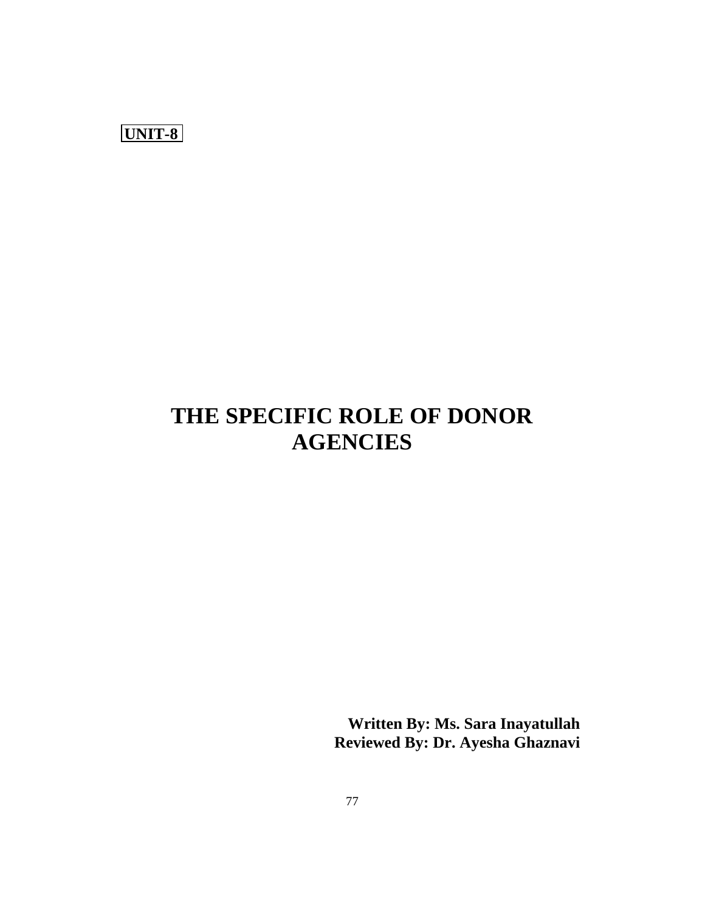**UNIT-8**

# THE SPECIFIC ROLE OF DONOR AGENCIES

**Written By: Ms. Sara Inayatullah**
**Reviewed By: Dr. Ayesha Ghaznavi**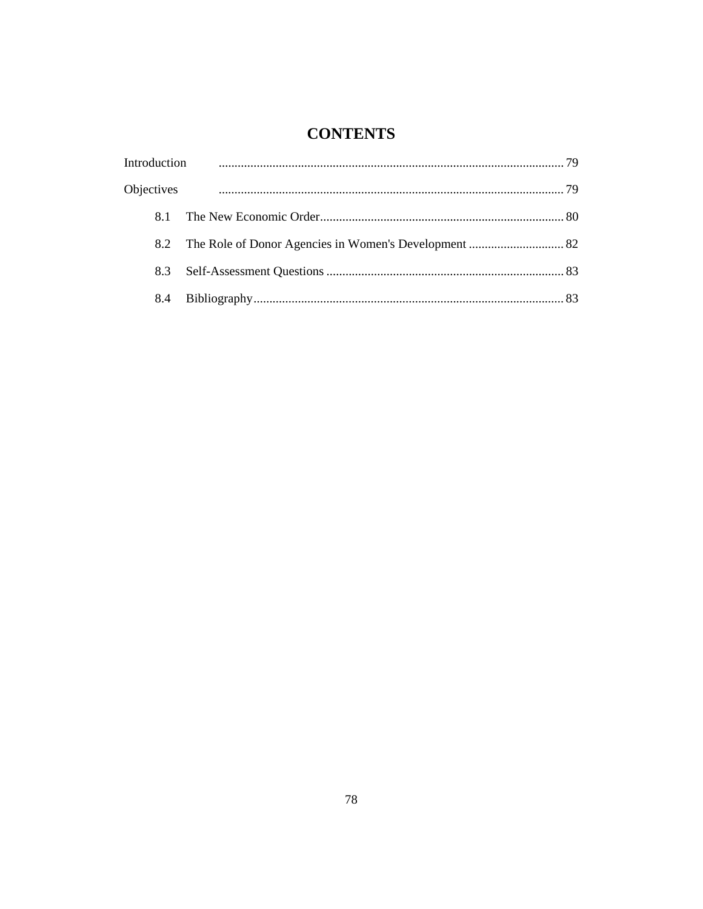# CONTENTS

Introduction ............................................................................................................ 79

Objectives ............................................................................................................ 79

8.1 The New Economic Order............................................................................ 80

8.2 The Role of Donor Agencies in Women's Development .............................. 82

8.3 Self-Assessment Questions .......................................................................... 83

8.4 Bibliography................................................................................................. 83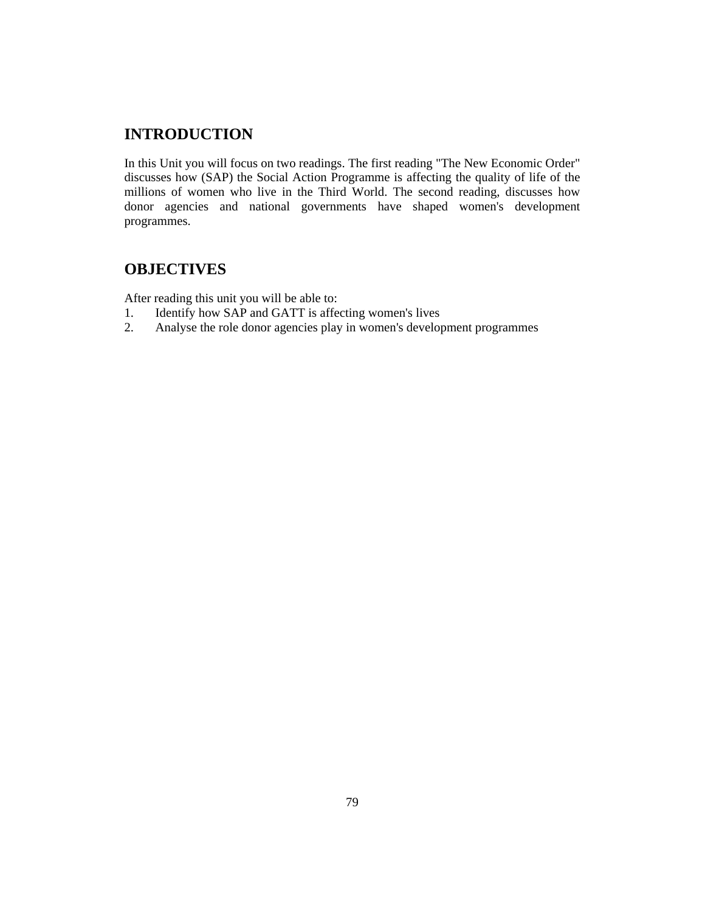## INTRODUCTION

In this Unit you will focus on two readings. The first reading "The New Economic Order" discusses how (SAP) the Social Action Programme is affecting the quality of life of the millions of women who live in the Third World. The second reading, discusses how donor agencies and national governments have shaped women's development programmes.

## OBJECTIVES

After reading this unit you will be able to:

1. Identify how SAP and GATT is affecting women's lives
2. Analyse the role donor agencies play in women's development programmes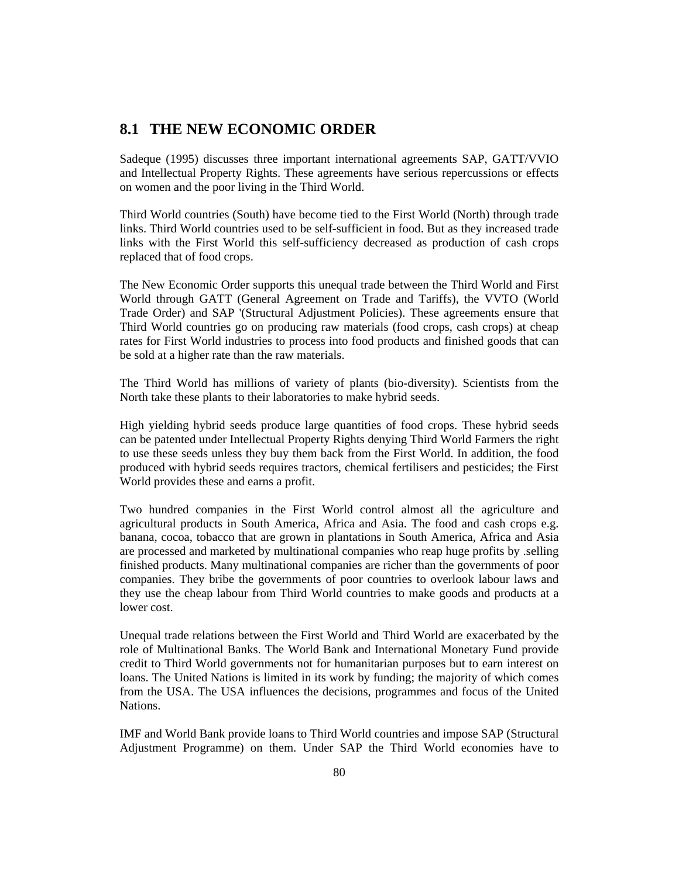## 8.1 THE NEW ECONOMIC ORDER

Sadeque (1995) discusses three important international agreements SAP, GATT/VVIO and Intellectual Property Rights. These agreements have serious repercussions or effects on women and the poor living in the Third World.

Third World countries (South) have become tied to the First World (North) through trade links. Third World countries used to be self-sufficient in food. But as they increased trade links with the First World this self-sufficiency decreased as production of cash crops replaced that of food crops.

The New Economic Order supports this unequal trade between the Third World and First World through GATT (General Agreement on Trade and Tariffs), the VVTO (World Trade Order) and SAP '(Structural Adjustment Policies). These agreements ensure that Third World countries go on producing raw materials (food crops, cash crops) at cheap rates for First World industries to process into food products and finished goods that can be sold at a higher rate than the raw materials.

The Third World has millions of variety of plants (bio-diversity). Scientists from the North take these plants to their laboratories to make hybrid seeds.

High yielding hybrid seeds produce large quantities of food crops. These hybrid seeds can be patented under Intellectual Property Rights denying Third World Farmers the right to use these seeds unless they buy them back from the First World. In addition, the food produced with hybrid seeds requires tractors, chemical fertilisers and pesticides; the First World provides these and earns a profit.

Two hundred companies in the First World control almost all the agriculture and agricultural products in South America, Africa and Asia. The food and cash crops e.g. banana, cocoa, tobacco that are grown in plantations in South America, Africa and Asia are processed and marketed by multinational companies who reap huge profits by .selling finished products. Many multinational companies are richer than the governments of poor companies. They bribe the governments of poor countries to overlook labour laws and they use the cheap labour from Third World countries to make goods and products at a lower cost.

Unequal trade relations between the First World and Third World are exacerbated by the role of Multinational Banks. The World Bank and International Monetary Fund provide credit to Third World governments not for humanitarian purposes but to earn interest on loans. The United Nations is limited in its work by funding; the majority of which comes from the USA. The USA influences the decisions, programmes and focus of the United Nations.

IMF and World Bank provide loans to Third World countries and impose SAP (Structural Adjustment Programme) on them. Under SAP the Third World economies have to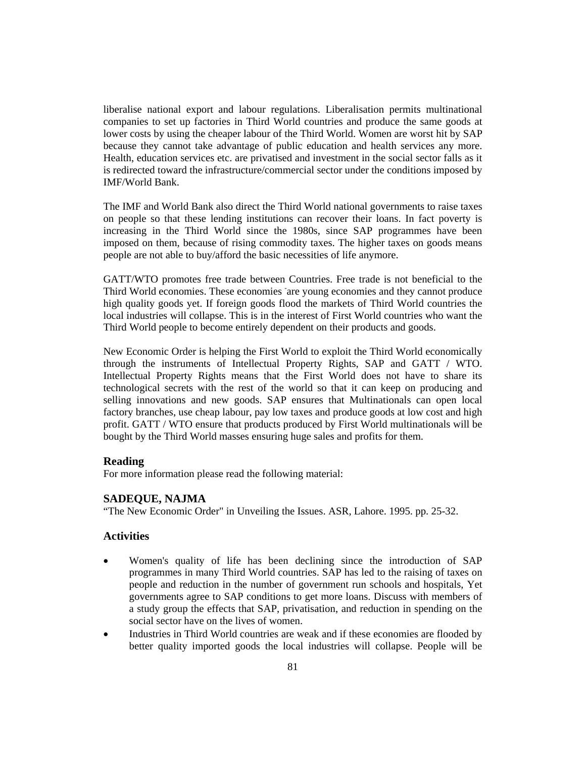liberalise national export and labour regulations. Liberalisation permits multinational companies to set up factories in Third World countries and produce the same goods at lower costs by using the cheaper labour of the Third World. Women are worst hit by SAP because they cannot take advantage of public education and health services any more. Health, education services etc. are privatised and investment in the social sector falls as it is redirected toward the infrastructure/commercial sector under the conditions imposed by IMF/World Bank.

The IMF and World Bank also direct the Third World national governments to raise taxes on people so that these lending institutions can recover their loans. In fact poverty is increasing in the Third World since the 1980s, since SAP programmes have been imposed on them, because of rising commodity taxes. The higher taxes on goods means people are not able to buy/afford the basic necessities of life anymore.

GATT/WTO promotes free trade between Countries. Free trade is not beneficial to the Third World economies. These economies are young economies and they cannot produce high quality goods yet. If foreign goods flood the markets of Third World countries the local industries will collapse. This is in the interest of First World countries who want the Third World people to become entirely dependent on their products and goods.

New Economic Order is helping the First World to exploit the Third World economically through the instruments of Intellectual Property Rights, SAP and GATT / WTO. Intellectual Property Rights means that the First World does not have to share its technological secrets with the rest of the world so that it can keep on producing and selling innovations and new goods. SAP ensures that Multinationals can open local factory branches, use cheap labour, pay low taxes and produce goods at low cost and high profit. GATT / WTO ensure that products produced by First World multinationals will be bought by the Third World masses ensuring huge sales and profits for them.

### Reading

For more information please read the following material:

**SADEQUE, NAJMA**

"The New Economic Order" in Unveiling the Issues. ASR, Lahore. 1995. pp. 25-32.

### Activities

- Women's quality of life has been declining since the introduction of SAP programmes in many Third World countries. SAP has led to the raising of taxes on people and reduction in the number of government run schools and hospitals, Yet governments agree to SAP conditions to get more loans. Discuss with members of a study group the effects that SAP, privatisation, and reduction in spending on the social sector have on the lives of women.
- Industries in Third World countries are weak and if these economies are flooded by better quality imported goods the local industries will collapse. People will be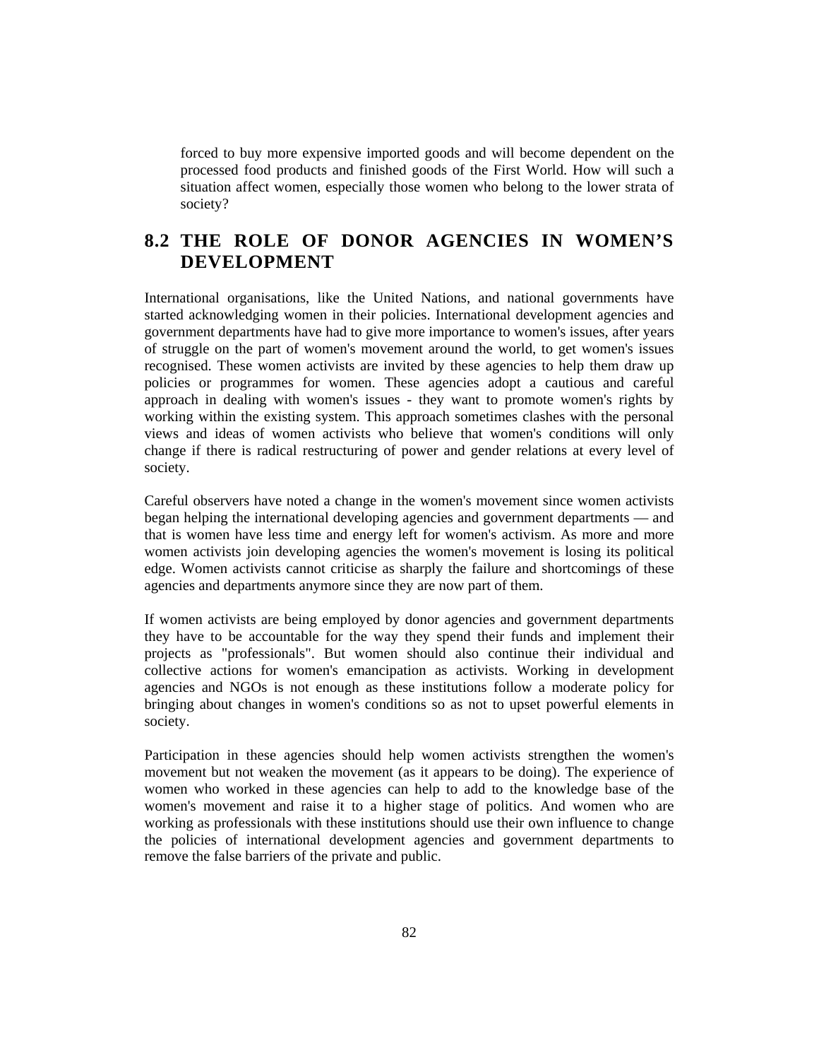forced to buy more expensive imported goods and will become dependent on the processed food products and finished goods of the First World. How will such a situation affect women, especially those women who belong to the lower strata of society?

## 8.2 THE ROLE OF DONOR AGENCIES IN WOMEN'S DEVELOPMENT

International organisations, like the United Nations, and national governments have started acknowledging women in their policies. International development agencies and government departments have had to give more importance to women's issues, after years of struggle on the part of women's movement around the world, to get women's issues recognised. These women activists are invited by these agencies to help them draw up policies or programmes for women. These agencies adopt a cautious and careful approach in dealing with women's issues - they want to promote women's rights by working within the existing system. This approach sometimes clashes with the personal views and ideas of women activists who believe that women's conditions will only change if there is radical restructuring of power and gender relations at every level of society.

Careful observers have noted a change in the women's movement since women activists began helping the international developing agencies and government departments — and that is women have less time and energy left for women's activism. As more and more women activists join developing agencies the women's movement is losing its political edge. Women activists cannot criticise as sharply the failure and shortcomings of these agencies and departments anymore since they are now part of them.

If women activists are being employed by donor agencies and government departments they have to be accountable for the way they spend their funds and implement their projects as "professionals". But women should also continue their individual and collective actions for women's emancipation as activists. Working in development agencies and NGOs is not enough as these institutions follow a moderate policy for bringing about changes in women's conditions so as not to upset powerful elements in society.

Participation in these agencies should help women activists strengthen the women's movement but not weaken the movement (as it appears to be doing). The experience of women who worked in these agencies can help to add to the knowledge base of the women's movement and raise it to a higher stage of politics. And women who are working as professionals with these institutions should use their own influence to change the policies of international development agencies and government departments to remove the false barriers of the private and public.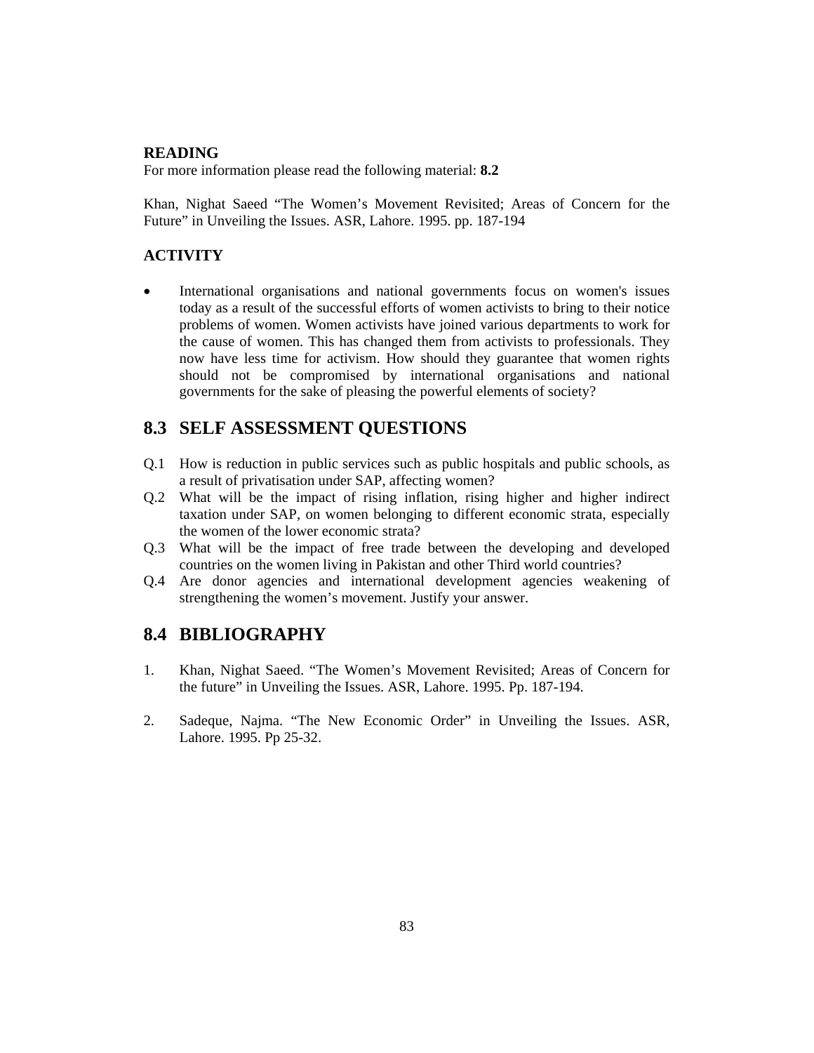**READING**

For more information please read the following material: **8.2**

Khan, Nighat Saeed "The Women's Movement Revisited; Areas of Concern for the Future" in Unveiling the Issues. ASR, Lahore. 1995. pp. 187-194

### ACTIVITY

- International organisations and national governments focus on women's issues today as a result of the successful efforts of women activists to bring to their notice problems of women. Women activists have joined various departments to work for the cause of women. This has changed them from activists to professionals. They now have less time for activism. How should they guarantee that women rights should not be compromised by international organisations and national governments for the sake of pleasing the powerful elements of society?

## 8.3 SELF ASSESSMENT QUESTIONS

Q.1 How is reduction in public services such as public hospitals and public schools, as a result of privatisation under SAP, affecting women?

Q.2 What will be the impact of rising inflation, rising higher and higher indirect taxation under SAP, on women belonging to different economic strata, especially the women of the lower economic strata?

Q.3 What will be the impact of free trade between the developing and developed countries on the women living in Pakistan and other Third world countries?

Q.4 Are donor agencies and international development agencies weakening of strengthening the women's movement. Justify your answer.

## 8.4 BIBLIOGRAPHY

1. Khan, Nighat Saeed. "The Women's Movement Revisited; Areas of Concern for the future" in Unveiling the Issues. ASR, Lahore. 1995. Pp. 187-194.

2. Sadeque, Najma. "The New Economic Order" in Unveiling the Issues. ASR, Lahore. 1995. Pp 25-32.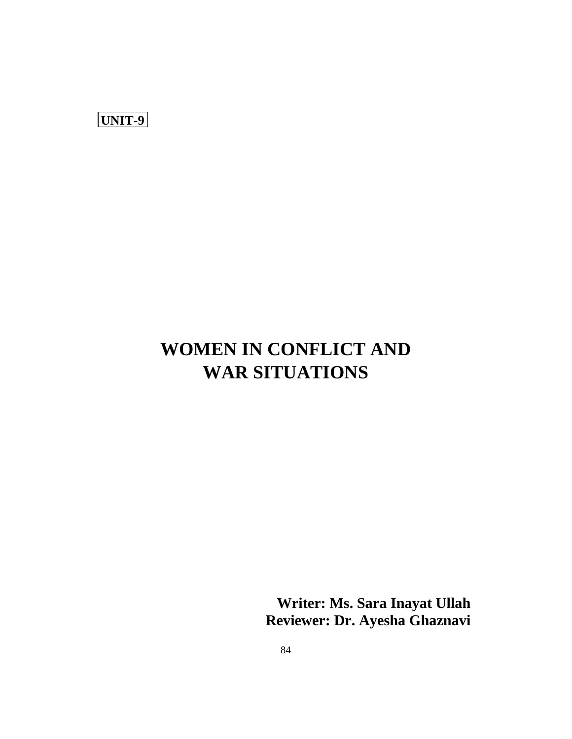**UNIT-9**

# WOMEN IN CONFLICT AND WAR SITUATIONS

**Writer: Ms. Sara Inayat Ullah**
**Reviewer: Dr. Ayesha Ghaznavi**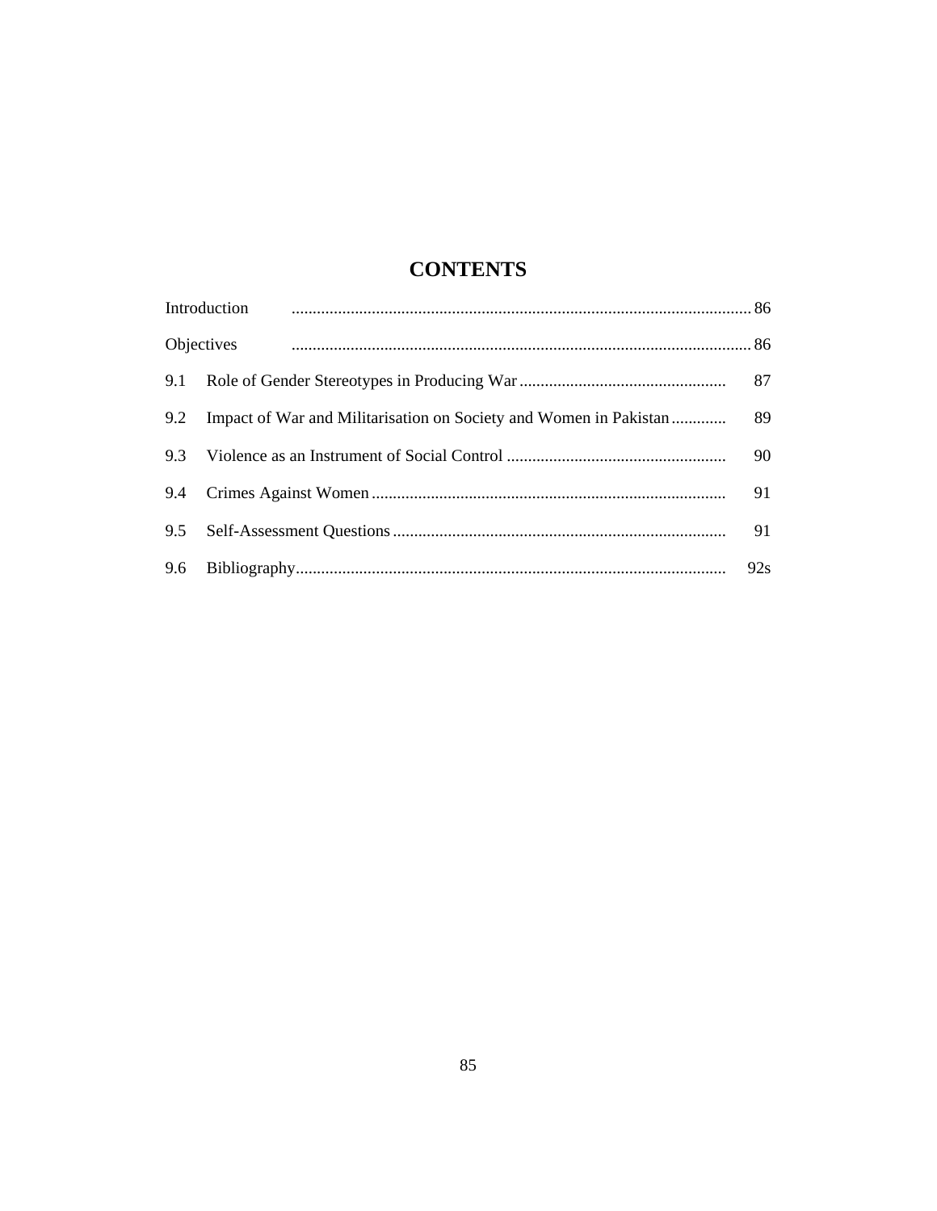# CONTENTS

| | | |
|---|---|---|
| Introduction | | 86 |
| Objectives | | 86 |
| 9.1 | Role of Gender Stereotypes in Producing War | 87 |
| 9.2 | Impact of War and Militarisation on Society and Women in Pakistan | 89 |
| 9.3 | Violence as an Instrument of Social Control | 90 |
| 9.4 | Crimes Against Women | 91 |
| 9.5 | Self-Assessment Questions | 91 |
| 9.6 | Bibliography | 92s |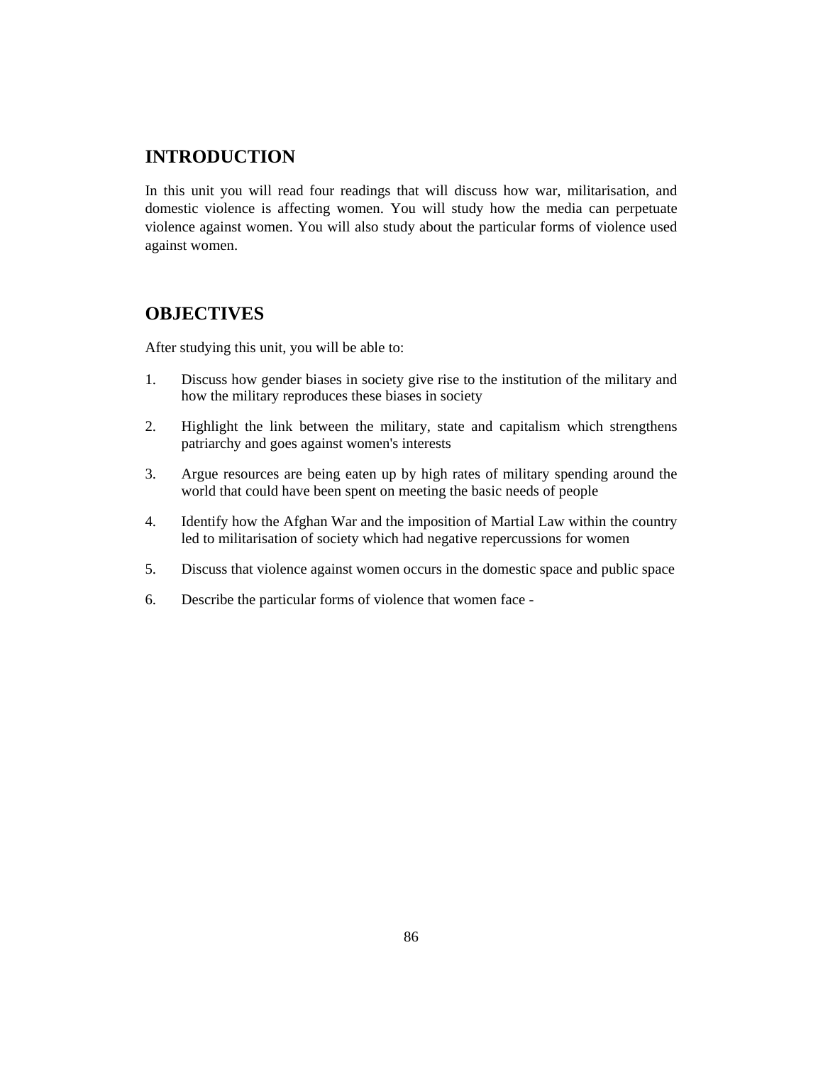## INTRODUCTION

In this unit you will read four readings that will discuss how war, militarisation, and domestic violence is affecting women. You will study how the media can perpetuate violence against women. You will also study about the particular forms of violence used against women.

## OBJECTIVES

After studying this unit, you will be able to:

1. Discuss how gender biases in society give rise to the institution of the military and how the military reproduces these biases in society
2. Highlight the link between the military, state and capitalism which strengthens patriarchy and goes against women's interests
3. Argue resources are being eaten up by high rates of military spending around the world that could have been spent on meeting the basic needs of people
4. Identify how the Afghan War and the imposition of Martial Law within the country led to militarisation of society which had negative repercussions for women
5. Discuss that violence against women occurs in the domestic space and public space
6. Describe the particular forms of violence that women face -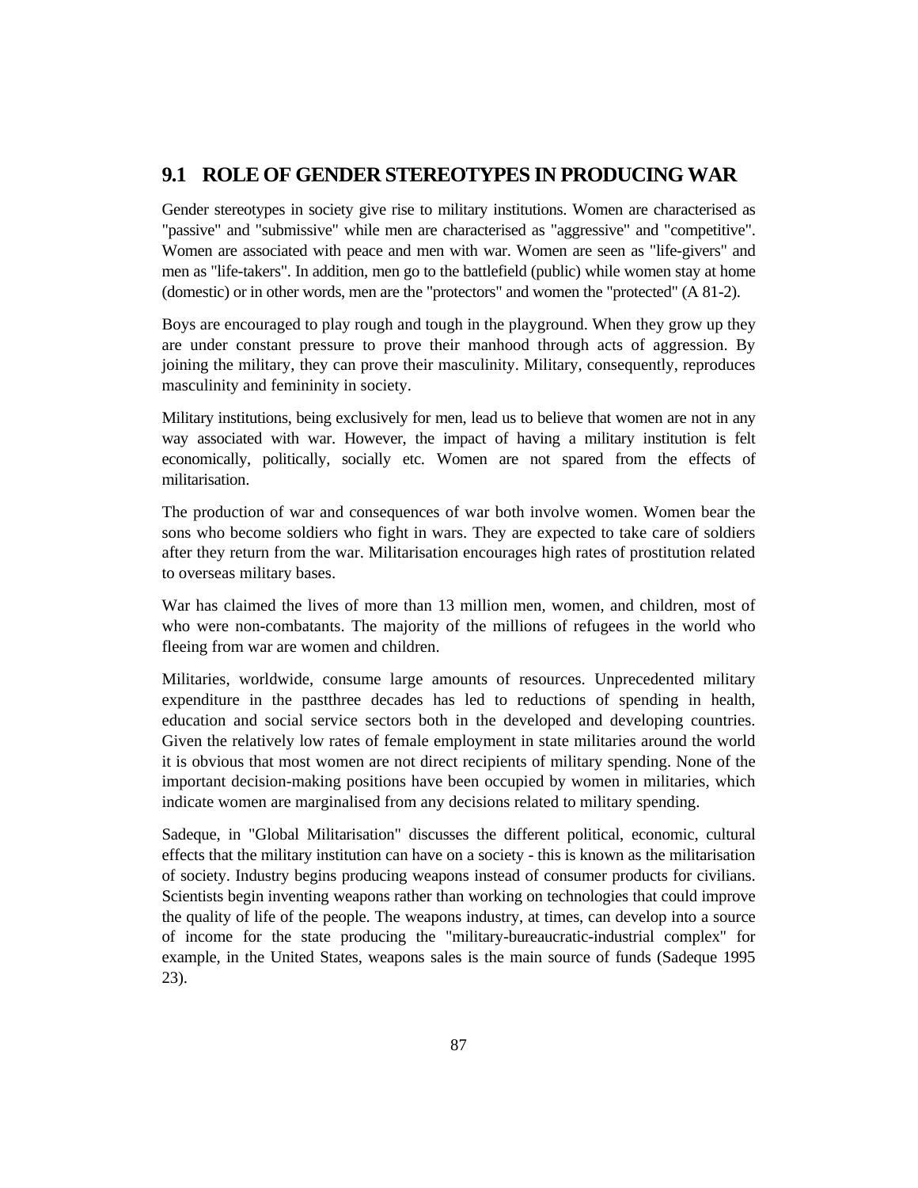## 9.1 ROLE OF GENDER STEREOTYPES IN PRODUCING WAR

Gender stereotypes in society give rise to military institutions. Women are characterised as "passive" and "submissive" while men are characterised as "aggressive" and "competitive". Women are associated with peace and men with war. Women are seen as "life-givers" and men as "life-takers". In addition, men go to the battlefield (public) while women stay at home (domestic) or in other words, men are the "protectors" and women the "protected" (A 81-2).

Boys are encouraged to play rough and tough in the playground. When they grow up they are under constant pressure to prove their manhood through acts of aggression. By joining the military, they can prove their masculinity. Military, consequently, reproduces masculinity and femininity in society.

Military institutions, being exclusively for men, lead us to believe that women are not in any way associated with war. However, the impact of having a military institution is felt economically, politically, socially etc. Women are not spared from the effects of militarisation.

The production of war and consequences of war both involve women. Women bear the sons who become soldiers who fight in wars. They are expected to take care of soldiers after they return from the war. Militarisation encourages high rates of prostitution related to overseas military bases.

War has claimed the lives of more than 13 million men, women, and children, most of who were non-combatants. The majority of the millions of refugees in the world who fleeing from war are women and children.

Militaries, worldwide, consume large amounts of resources. Unprecedented military expenditure in the pastthree decades has led to reductions of spending in health, education and social service sectors both in the developed and developing countries. Given the relatively low rates of female employment in state militaries around the world it is obvious that most women are not direct recipients of military spending. None of the important decision-making positions have been occupied by women in militaries, which indicate women are marginalised from any decisions related to military spending.

Sadeque, in "Global Militarisation" discusses the different political, economic, cultural effects that the military institution can have on a society - this is known as the militarisation of society. Industry begins producing weapons instead of consumer products for civilians. Scientists begin inventing weapons rather than working on technologies that could improve the quality of life of the people. The weapons industry, at times, can develop into a source of income for the state producing the "military-bureaucratic-industrial complex" for example, in the United States, weapons sales is the main source of funds (Sadeque 1995 23).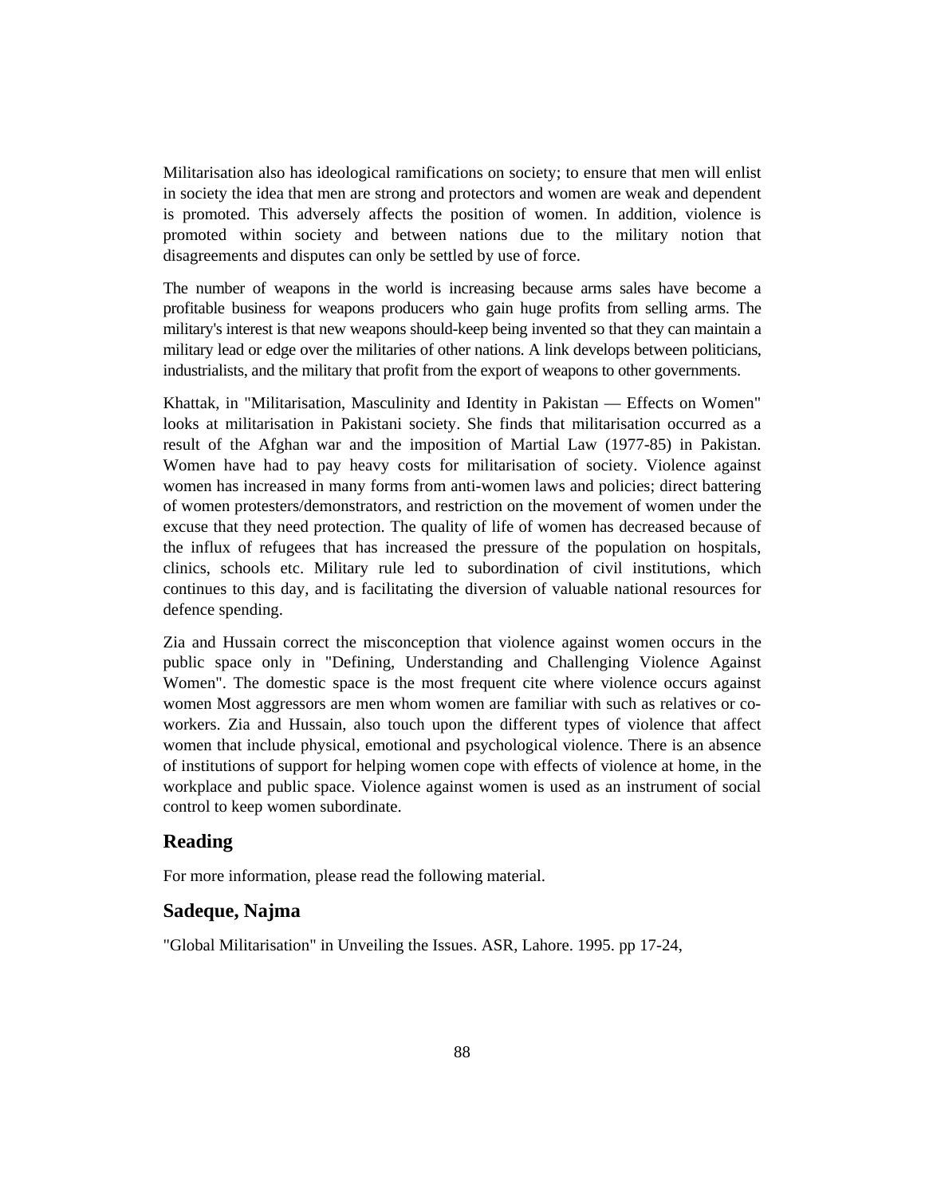Militarisation also has ideological ramifications on society; to ensure that men will enlist in society the idea that men are strong and protectors and women are weak and dependent is promoted. This adversely affects the position of women. In addition, violence is promoted within society and between nations due to the military notion that disagreements and disputes can only be settled by use of force.

The number of weapons in the world is increasing because arms sales have become a profitable business for weapons producers who gain huge profits from selling arms. The military's interest is that new weapons should-keep being invented so that they can maintain a military lead or edge over the militaries of other nations. A link develops between politicians, industrialists, and the military that profit from the export of weapons to other governments.

Khattak, in "Militarisation, Masculinity and Identity in Pakistan — Effects on Women" looks at militarisation in Pakistani society. She finds that militarisation occurred as a result of the Afghan war and the imposition of Martial Law (1977-85) in Pakistan. Women have had to pay heavy costs for militarisation of society. Violence against women has increased in many forms from anti-women laws and policies; direct battering of women protesters/demonstrators, and restriction on the movement of women under the excuse that they need protection. The quality of life of women has decreased because of the influx of refugees that has increased the pressure of the population on hospitals, clinics, schools etc. Military rule led to subordination of civil institutions, which continues to this day, and is facilitating the diversion of valuable national resources for defence spending.

Zia and Hussain correct the misconception that violence against women occurs in the public space only in "Defining, Understanding and Challenging Violence Against Women". The domestic space is the most frequent cite where violence occurs against women Most aggressors are men whom women are familiar with such as relatives or co-workers. Zia and Hussain, also touch upon the different types of violence that affect women that include physical, emotional and psychological violence. There is an absence of institutions of support for helping women cope with effects of violence at home, in the workplace and public space. Violence against women is used as an instrument of social control to keep women subordinate.

## Reading

For more information, please read the following material.

## Sadeque, Najma

"Global Militarisation" in Unveiling the Issues. ASR, Lahore. 1995. pp 17-24,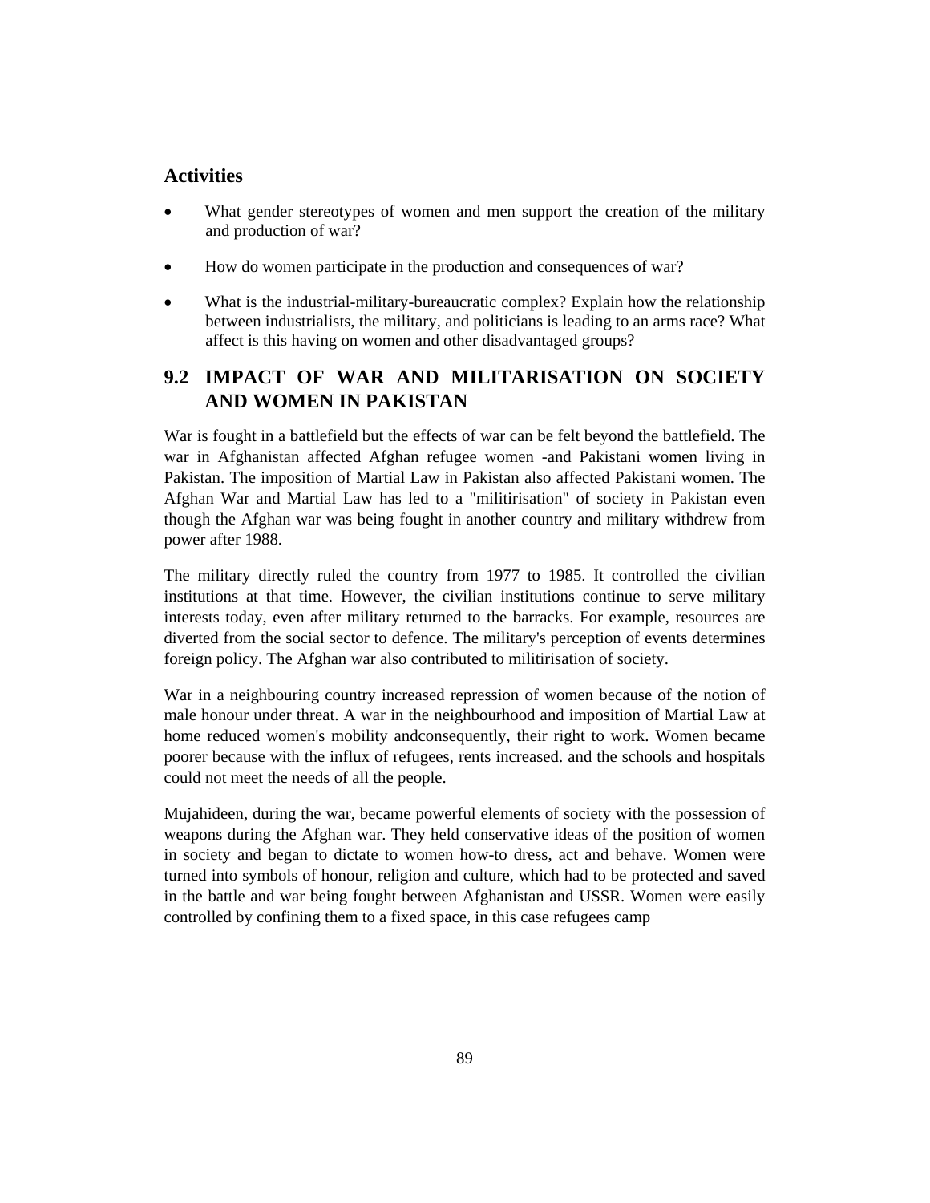## Activities

- What gender stereotypes of women and men support the creation of the military and production of war?
- How do women participate in the production and consequences of war?
- What is the industrial-military-bureaucratic complex? Explain how the relationship between industrialists, the military, and politicians is leading to an arms race? What affect is this having on women and other disadvantaged groups?

## 9.2 IMPACT OF WAR AND MILITARISATION ON SOCIETY AND WOMEN IN PAKISTAN

War is fought in a battlefield but the effects of war can be felt beyond the battlefield. The war in Afghanistan affected Afghan refugee women -and Pakistani women living in Pakistan. The imposition of Martial Law in Pakistan also affected Pakistani women. The Afghan War and Martial Law has led to a "militirisation" of society in Pakistan even though the Afghan war was being fought in another country and military withdrew from power after 1988.

The military directly ruled the country from 1977 to 1985. It controlled the civilian institutions at that time. However, the civilian institutions continue to serve military interests today, even after military returned to the barracks. For example, resources are diverted from the social sector to defence. The military's perception of events determines foreign policy. The Afghan war also contributed to militirisation of society.

War in a neighbouring country increased repression of women because of the notion of male honour under threat. A war in the neighbourhood and imposition of Martial Law at home reduced women's mobility andconsequently, their right to work. Women became poorer because with the influx of refugees, rents increased. and the schools and hospitals could not meet the needs of all the people.

Mujahideen, during the war, became powerful elements of society with the possession of weapons during the Afghan war. They held conservative ideas of the position of women in society and began to dictate to women how-to dress, act and behave. Women were turned into symbols of honour, religion and culture, which had to be protected and saved in the battle and war being fought between Afghanistan and USSR. Women were easily controlled by confining them to a fixed space, in this case refugees camp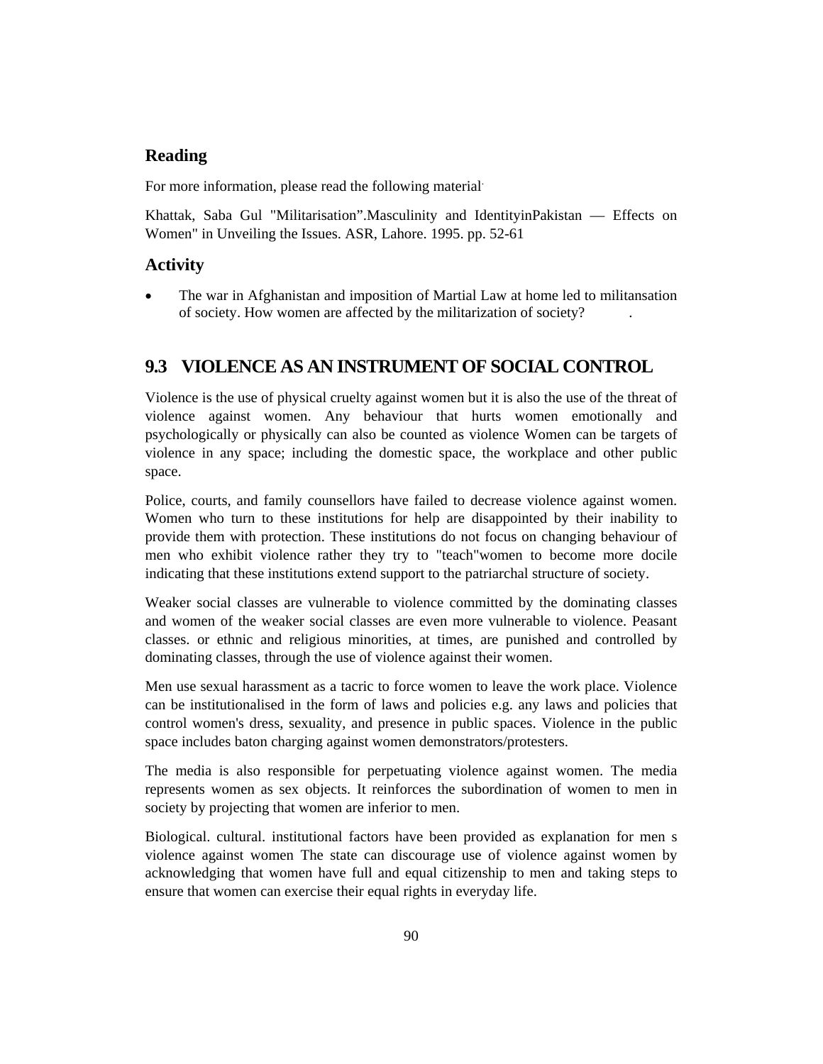## Reading

For more information, please read the following material.

Khattak, Saba Gul "Militarisation".Masculinity and IdentityinPakistan — Effects on Women" in Unveiling the Issues. ASR, Lahore. 1995. pp. 52-61

## Activity

- The war in Afghanistan and imposition of Martial Law at home led to militansation of society. How women are affected by the militarization of society? .

## 9.3 VIOLENCE AS AN INSTRUMENT OF SOCIAL CONTROL

Violence is the use of physical cruelty against women but it is also the use of the threat of violence against women. Any behaviour that hurts women emotionally and psychologically or physically can also be counted as violence Women can be targets of violence in any space; including the domestic space, the workplace and other public space.

Police, courts, and family counsellors have failed to decrease violence against women. Women who turn to these institutions for help are disappointed by their inability to provide them with protection. These institutions do not focus on changing behaviour of men who exhibit violence rather they try to "teach"women to become more docile indicating that these institutions extend support to the patriarchal structure of society.

Weaker social classes are vulnerable to violence committed by the dominating classes and women of the weaker social classes are even more vulnerable to violence. Peasant classes. or ethnic and religious minorities, at times, are punished and controlled by dominating classes, through the use of violence against their women.

Men use sexual harassment as a tacric to force women to leave the work place. Violence can be institutionalised in the form of laws and policies e.g. any laws and policies that control women's dress, sexuality, and presence in public spaces. Violence in the public space includes baton charging against women demonstrators/protesters.

The media is also responsible for perpetuating violence against women. The media represents women as sex objects. It reinforces the subordination of women to men in society by projecting that women are inferior to men.

Biological. cultural. institutional factors have been provided as explanation for men s violence against women The state can discourage use of violence against women by acknowledging that women have full and equal citizenship to men and taking steps to ensure that women can exercise their equal rights in everyday life.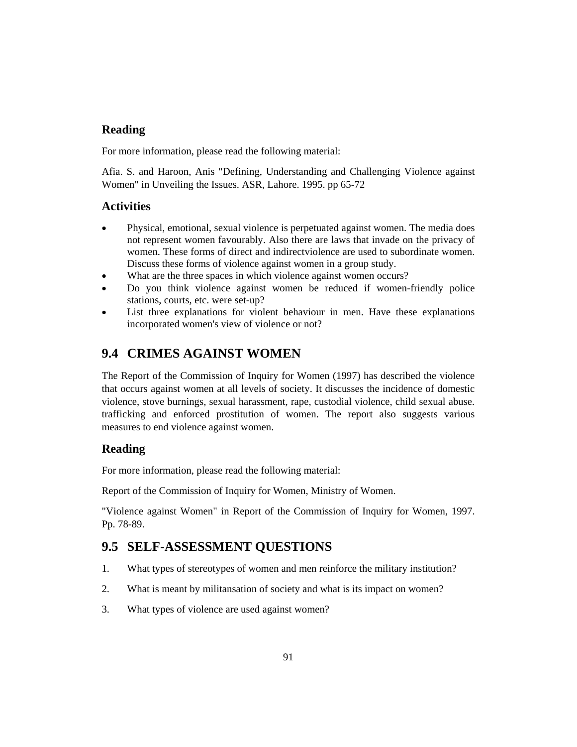## Reading

For more information, please read the following material:

Afia. S. and Haroon, Anis "Defining, Understanding and Challenging Violence against Women" in Unveiling the Issues. ASR, Lahore. 1995. pp 65-72

## Activities

- Physical, emotional, sexual violence is perpetuated against women. The media does not represent women favourably. Also there are laws that invade on the privacy of women. These forms of direct and indirectviolence are used to subordinate women. Discuss these forms of violence against women in a group study.
- What are the three spaces in which violence against women occurs?
- Do you think violence against women be reduced if women-friendly police stations, courts, etc. were set-up?
- List three explanations for violent behaviour in men. Have these explanations incorporated women's view of violence or not?

# 9.4 CRIMES AGAINST WOMEN

The Report of the Commission of Inquiry for Women (1997) has described the violence that occurs against women at all levels of society. It discusses the incidence of domestic violence, stove burnings, sexual harassment, rape, custodial violence, child sexual abuse. trafficking and enforced prostitution of women. The report also suggests various measures to end violence against women.

## Reading

For more information, please read the following material:

Report of the Commission of Inquiry for Women, Ministry of Women.

"Violence against Women" in Report of the Commission of Inquiry for Women, 1997. Pp. 78-89.

# 9.5 SELF-ASSESSMENT QUESTIONS

1. What types of stereotypes of women and men reinforce the military institution?
2. What is meant by militansation of society and what is its impact on women?
3. What types of violence are used against women?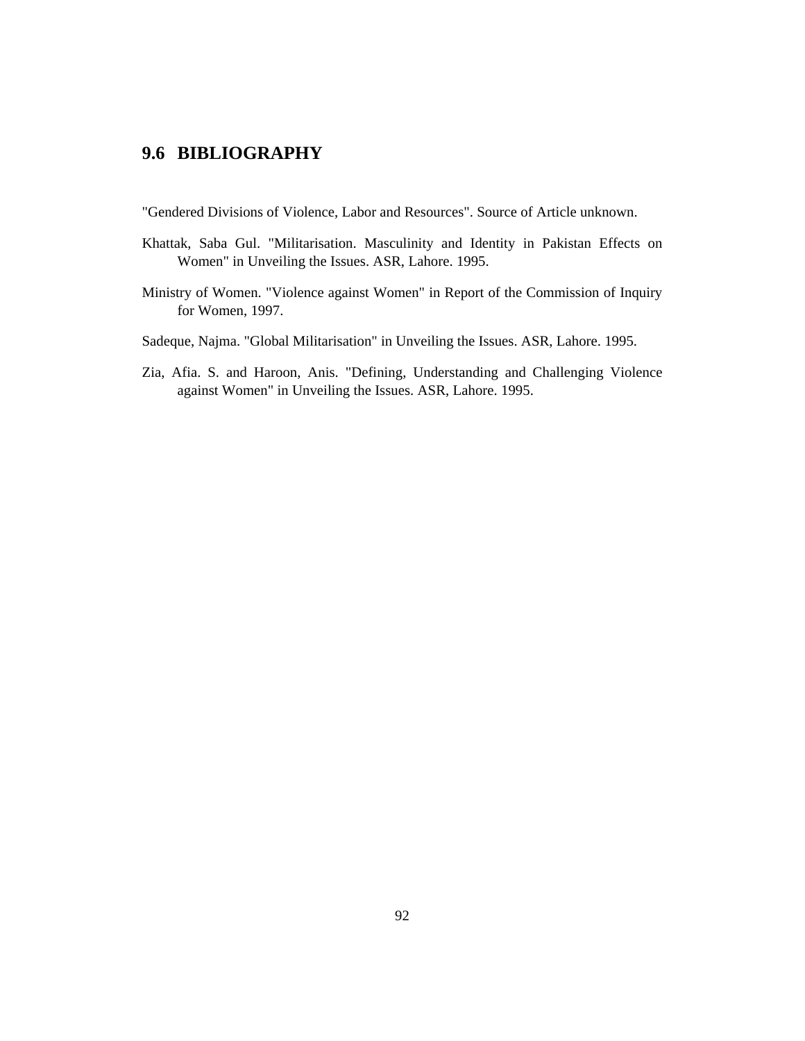## 9.6 BIBLIOGRAPHY

"Gendered Divisions of Violence, Labor and Resources". Source of Article unknown.

Khattak, Saba Gul. "Militarisation. Masculinity and Identity in Pakistan Effects on Women" in Unveiling the Issues. ASR, Lahore. 1995.

Ministry of Women. "Violence against Women" in Report of the Commission of Inquiry for Women, 1997.

Sadeque, Najma. "Global Militarisation" in Unveiling the Issues. ASR, Lahore. 1995.

Zia, Afia. S. and Haroon, Anis. "Defining, Understanding and Challenging Violence against Women" in Unveiling the Issues. ASR, Lahore. 1995.